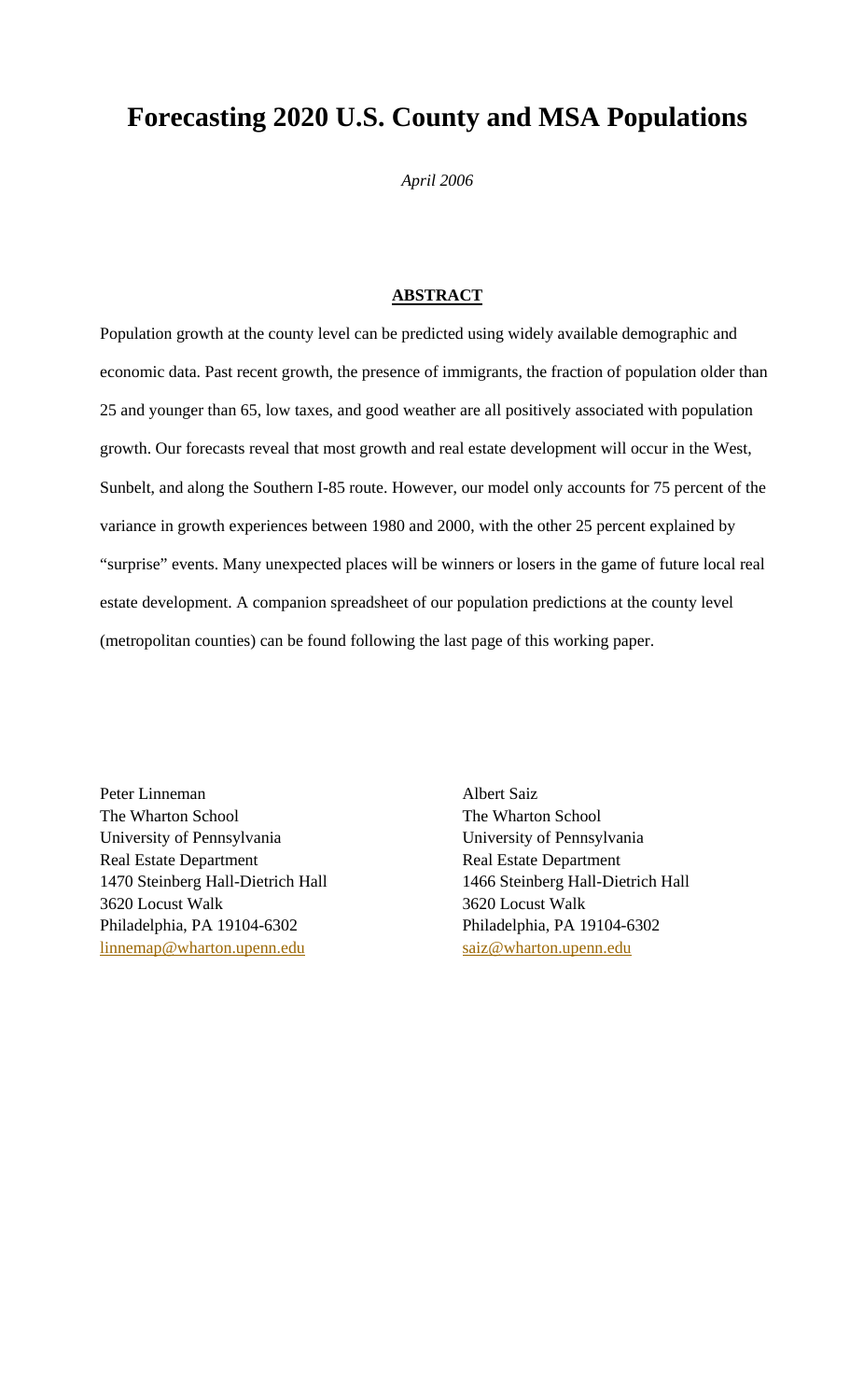# Forecasting 2020 U.S. County and MSA Populations

*April 2006*

**ABSTRACT**

Population growth at the county level can be predicted using widely available demographic and economic data. Past recent growth, the presence of immigrants, the fraction of population older than 25 and younger than 65, low taxes, and good weather are all positively associated with population growth. Our forecasts reveal that most growth and real estate development will occur in the West, Sunbelt, and along the Southern I-85 route. However, our model only accounts for 75 percent of the variance in growth experiences between 1980 and 2000, with the other 25 percent explained by "surprise" events. Many unexpected places will be winners or losers in the game of future local real estate development. A companion spreadsheet of our population predictions at the county level (metropolitan counties) can be found following the last page of this working paper.

Peter Linneman
The Wharton School
University of Pennsylvania
Real Estate Department
1470 Steinberg Hall-Dietrich Hall
3620 Locust Walk
Philadelphia, PA 19104-6302
linnemap@wharton.upenn.edu

Albert Saiz
The Wharton School
University of Pennsylvania
Real Estate Department
1466 Steinberg Hall-Dietrich Hall
3620 Locust Walk
Philadelphia, PA 19104-6302
saiz@wharton.upenn.edu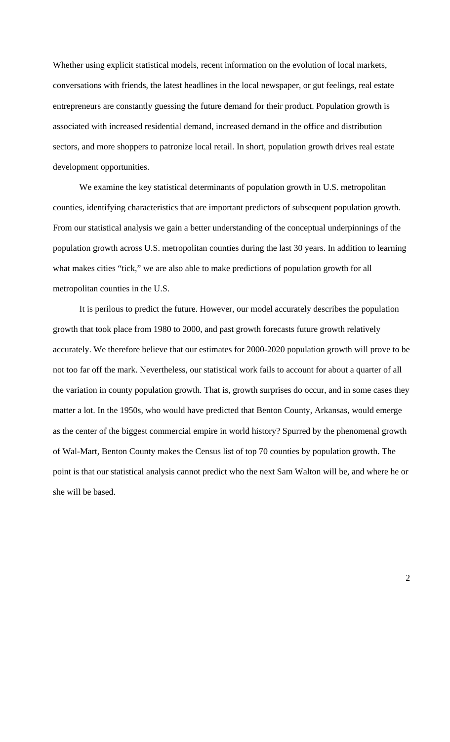Whether using explicit statistical models, recent information on the evolution of local markets, conversations with friends, the latest headlines in the local newspaper, or gut feelings, real estate entrepreneurs are constantly guessing the future demand for their product. Population growth is associated with increased residential demand, increased demand in the office and distribution sectors, and more shoppers to patronize local retail. In short, population growth drives real estate development opportunities.

We examine the key statistical determinants of population growth in U.S. metropolitan counties, identifying characteristics that are important predictors of subsequent population growth. From our statistical analysis we gain a better understanding of the conceptual underpinnings of the population growth across U.S. metropolitan counties during the last 30 years. In addition to learning what makes cities "tick," we are also able to make predictions of population growth for all metropolitan counties in the U.S.

It is perilous to predict the future. However, our model accurately describes the population growth that took place from 1980 to 2000, and past growth forecasts future growth relatively accurately. We therefore believe that our estimates for 2000-2020 population growth will prove to be not too far off the mark. Nevertheless, our statistical work fails to account for about a quarter of all the variation in county population growth. That is, growth surprises do occur, and in some cases they matter a lot. In the 1950s, who would have predicted that Benton County, Arkansas, would emerge as the center of the biggest commercial empire in world history? Spurred by the phenomenal growth of Wal-Mart, Benton County makes the Census list of top 70 counties by population growth. The point is that our statistical analysis cannot predict who the next Sam Walton will be, and where he or she will be based.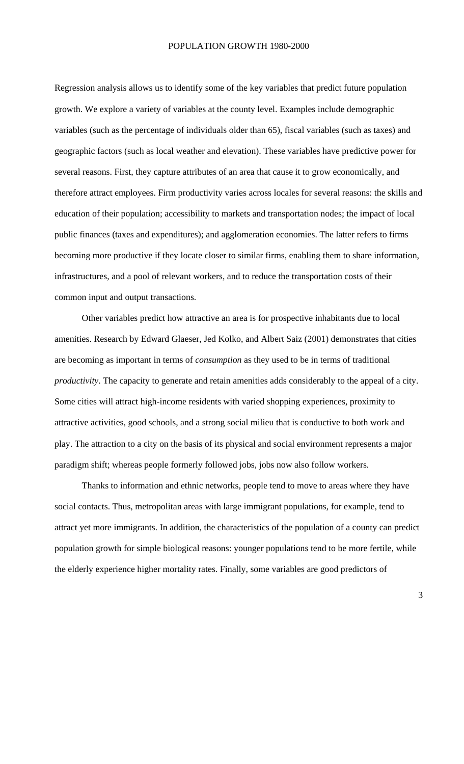Regression analysis allows us to identify some of the key variables that predict future population growth. We explore a variety of variables at the county level. Examples include demographic variables (such as the percentage of individuals older than 65), fiscal variables (such as taxes) and geographic factors (such as local weather and elevation). These variables have predictive power for several reasons. First, they capture attributes of an area that cause it to grow economically, and therefore attract employees. Firm productivity varies across locales for several reasons: the skills and education of their population; accessibility to markets and transportation nodes; the impact of local public finances (taxes and expenditures); and agglomeration economies. The latter refers to firms becoming more productive if they locate closer to similar firms, enabling them to share information, infrastructures, and a pool of relevant workers, and to reduce the transportation costs of their common input and output transactions.

Other variables predict how attractive an area is for prospective inhabitants due to local amenities. Research by Edward Glaeser, Jed Kolko, and Albert Saiz (2001) demonstrates that cities are becoming as important in terms of *consumption* as they used to be in terms of traditional *productivity*. The capacity to generate and retain amenities adds considerably to the appeal of a city. Some cities will attract high-income residents with varied shopping experiences, proximity to attractive activities, good schools, and a strong social milieu that is conductive to both work and play. The attraction to a city on the basis of its physical and social environment represents a major paradigm shift; whereas people formerly followed jobs, jobs now also follow workers.

Thanks to information and ethnic networks, people tend to move to areas where they have social contacts. Thus, metropolitan areas with large immigrant populations, for example, tend to attract yet more immigrants. In addition, the characteristics of the population of a county can predict population growth for simple biological reasons: younger populations tend to be more fertile, while the elderly experience higher mortality rates. Finally, some variables are good predictors of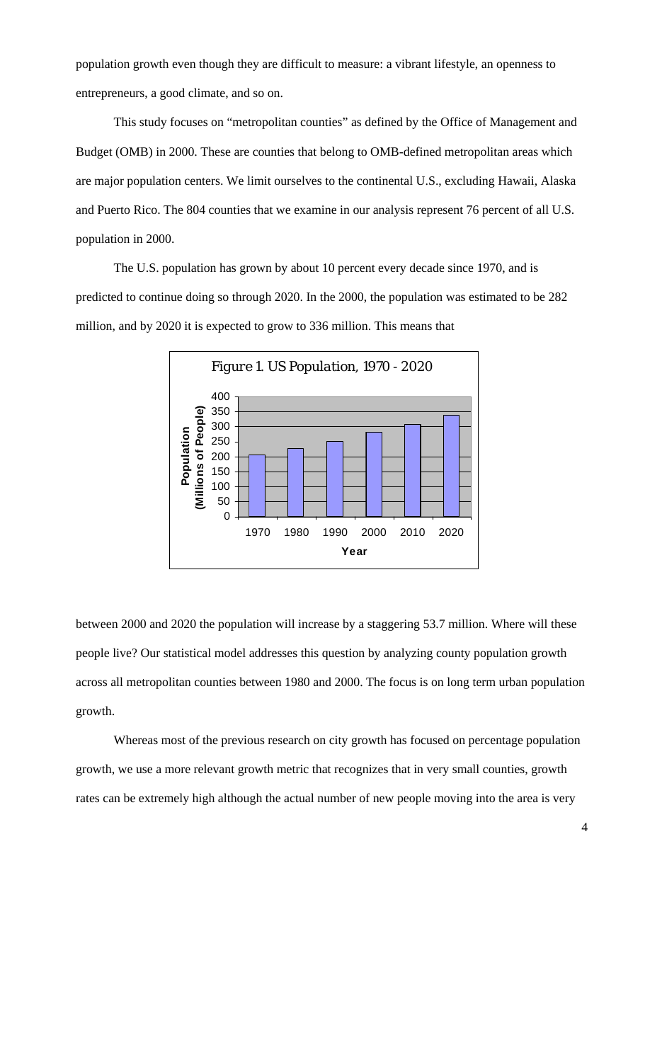population growth even though they are difficult to measure: a vibrant lifestyle, an openness to entrepreneurs, a good climate, and so on.

This study focuses on "metropolitan counties" as defined by the Office of Management and Budget (OMB) in 2000. These are counties that belong to OMB-defined metropolitan areas which are major population centers. We limit ourselves to the continental U.S., excluding Hawaii, Alaska and Puerto Rico. The 804 counties that we examine in our analysis represent 76 percent of all U.S. population in 2000.

The U.S. population has grown by about 10 percent every decade since 1970, and is predicted to continue doing so through 2020. In the 2000, the population was estimated to be 282 million, and by 2020 it is expected to grow to 336 million. This means that

*Figure 1. US Population, 1970 - 2020*

between 2000 and 2020 the population will increase by a staggering 53.7 million. Where will these people live? Our statistical model addresses this question by analyzing county population growth across all metropolitan counties between 1980 and 2000. The focus is on long term urban population growth.

Whereas most of the previous research on city growth has focused on percentage population growth, we use a more relevant growth metric that recognizes that in very small counties, growth rates can be extremely high although the actual number of new people moving into the area is very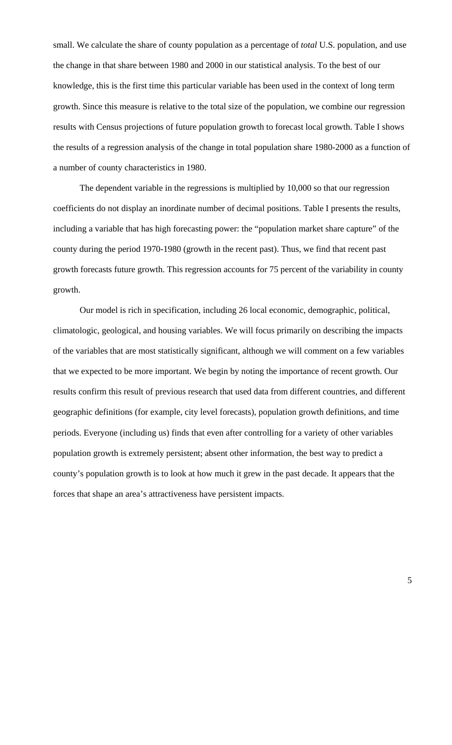small. We calculate the share of county population as a percentage of *total* U.S. population, and use the change in that share between 1980 and 2000 in our statistical analysis. To the best of our knowledge, this is the first time this particular variable has been used in the context of long term growth. Since this measure is relative to the total size of the population, we combine our regression results with Census projections of future population growth to forecast local growth. Table I shows the results of a regression analysis of the change in total population share 1980-2000 as a function of a number of county characteristics in 1980.

The dependent variable in the regressions is multiplied by 10,000 so that our regression coefficients do not display an inordinate number of decimal positions. Table I presents the results, including a variable that has high forecasting power: the "population market share capture" of the county during the period 1970-1980 (growth in the recent past). Thus, we find that recent past growth forecasts future growth. This regression accounts for 75 percent of the variability in county growth.

Our model is rich in specification, including 26 local economic, demographic, political, climatologic, geological, and housing variables. We will focus primarily on describing the impacts of the variables that are most statistically significant, although we will comment on a few variables that we expected to be more important. We begin by noting the importance of recent growth. Our results confirm this result of previous research that used data from different countries, and different geographic definitions (for example, city level forecasts), population growth definitions, and time periods. Everyone (including us) finds that even after controlling for a variety of other variables population growth is extremely persistent; absent other information, the best way to predict a county's population growth is to look at how much it grew in the past decade. It appears that the forces that shape an area's attractiveness have persistent impacts.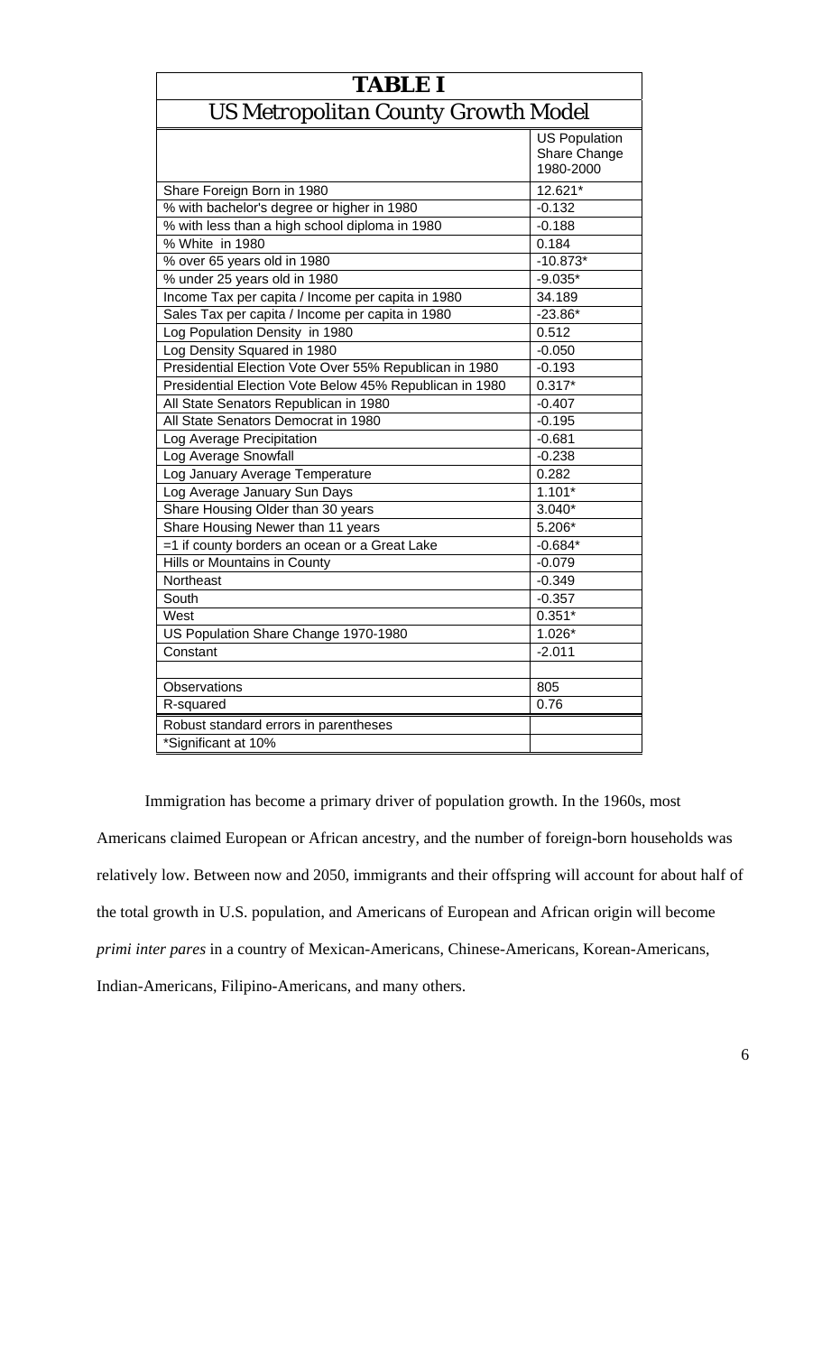| TABLE I | |
|---|---|
| *US Metropolitan County Growth Model* | |
| | US Population Share Change 1980-2000 |
| Share Foreign Born in 1980 | 12.621* |
| % with bachelor's degree or higher in 1980 | -0.132 |
| % with less than a high school diploma in 1980 | -0.188 |
| % White in 1980 | 0.184 |
| % over 65 years old in 1980 | -10.873* |
| % under 25 years old in 1980 | -9.035* |
| Income Tax per capita / Income per capita in 1980 | 34.189 |
| Sales Tax per capita / Income per capita in 1980 | -23.86* |
| Log Population Density in 1980 | 0.512 |
| Log Density Squared in 1980 | -0.050 |
| Presidential Election Vote Over 55% Republican in 1980 | -0.193 |
| Presidential Election Vote Below 45% Republican in 1980 | 0.317* |
| All State Senators Republican in 1980 | -0.407 |
| All State Senators Democrat in 1980 | -0.195 |
| Log Average Precipitation | -0.681 |
| Log Average Snowfall | -0.238 |
| Log January Average Temperature | 0.282 |
| Log Average January Sun Days | 1.101* |
| Share Housing Older than 30 years | 3.040* |
| Share Housing Newer than 11 years | 5.206* |
| =1 if county borders an ocean or a Great Lake | -0.684* |
| Hills or Mountains in County | -0.079 |
| Northeast | -0.349 |
| South | -0.357 |
| West | 0.351* |
| US Population Share Change 1970-1980 | 1.026* |
| Constant | -2.011 |
| | |
| Observations | 805 |
| R-squared | 0.76 |
| Robust standard errors in parentheses | |
| *Significant at 10% | |

Immigration has become a primary driver of population growth. In the 1960s, most Americans claimed European or African ancestry, and the number of foreign-born households was relatively low. Between now and 2050, immigrants and their offspring will account for about half of the total growth in U.S. population, and Americans of European and African origin will become *primi inter pares* in a country of Mexican-Americans, Chinese-Americans, Korean-Americans, Indian-Americans, Filipino-Americans, and many others.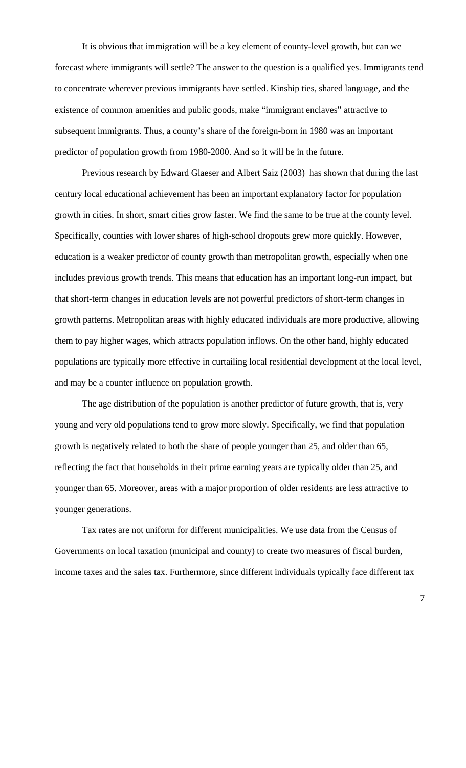It is obvious that immigration will be a key element of county-level growth, but can we forecast where immigrants will settle? The answer to the question is a qualified yes. Immigrants tend to concentrate wherever previous immigrants have settled. Kinship ties, shared language, and the existence of common amenities and public goods, make "immigrant enclaves" attractive to subsequent immigrants. Thus, a county's share of the foreign-born in 1980 was an important predictor of population growth from 1980-2000. And so it will be in the future.

Previous research by Edward Glaeser and Albert Saiz (2003) has shown that during the last century local educational achievement has been an important explanatory factor for population growth in cities. In short, smart cities grow faster. We find the same to be true at the county level. Specifically, counties with lower shares of high-school dropouts grew more quickly. However, education is a weaker predictor of county growth than metropolitan growth, especially when one includes previous growth trends. This means that education has an important long-run impact, but that short-term changes in education levels are not powerful predictors of short-term changes in growth patterns. Metropolitan areas with highly educated individuals are more productive, allowing them to pay higher wages, which attracts population inflows. On the other hand, highly educated populations are typically more effective in curtailing local residential development at the local level, and may be a counter influence on population growth.

The age distribution of the population is another predictor of future growth, that is, very young and very old populations tend to grow more slowly. Specifically, we find that population growth is negatively related to both the share of people younger than 25, and older than 65, reflecting the fact that households in their prime earning years are typically older than 25, and younger than 65. Moreover, areas with a major proportion of older residents are less attractive to younger generations.

Tax rates are not uniform for different municipalities. We use data from the Census of Governments on local taxation (municipal and county) to create two measures of fiscal burden, income taxes and the sales tax. Furthermore, since different individuals typically face different tax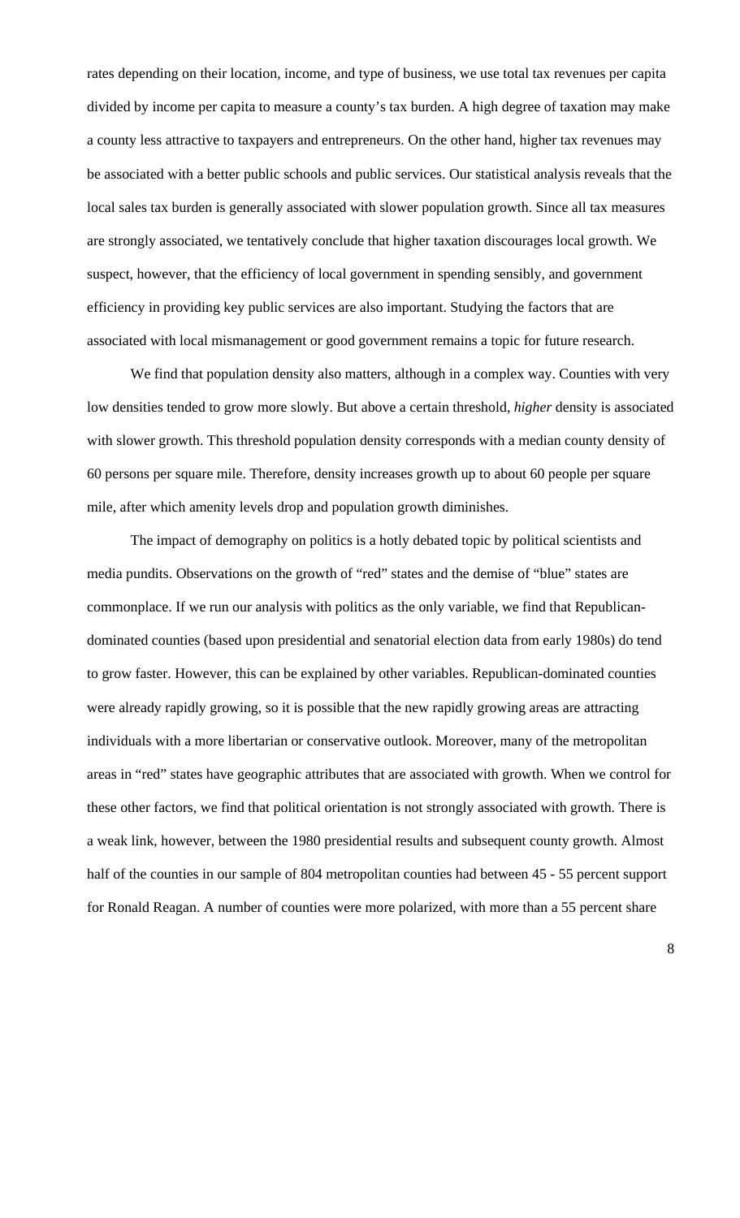rates depending on their location, income, and type of business, we use total tax revenues per capita divided by income per capita to measure a county's tax burden. A high degree of taxation may make a county less attractive to taxpayers and entrepreneurs. On the other hand, higher tax revenues may be associated with a better public schools and public services. Our statistical analysis reveals that the local sales tax burden is generally associated with slower population growth. Since all tax measures are strongly associated, we tentatively conclude that higher taxation discourages local growth. We suspect, however, that the efficiency of local government in spending sensibly, and government efficiency in providing key public services are also important. Studying the factors that are associated with local mismanagement or good government remains a topic for future research.

We find that population density also matters, although in a complex way. Counties with very low densities tended to grow more slowly. But above a certain threshold, *higher* density is associated with slower growth. This threshold population density corresponds with a median county density of 60 persons per square mile. Therefore, density increases growth up to about 60 people per square mile, after which amenity levels drop and population growth diminishes.

The impact of demography on politics is a hotly debated topic by political scientists and media pundits. Observations on the growth of "red" states and the demise of "blue" states are commonplace. If we run our analysis with politics as the only variable, we find that Republican-dominated counties (based upon presidential and senatorial election data from early 1980s) do tend to grow faster. However, this can be explained by other variables. Republican-dominated counties were already rapidly growing, so it is possible that the new rapidly growing areas are attracting individuals with a more libertarian or conservative outlook. Moreover, many of the metropolitan areas in "red" states have geographic attributes that are associated with growth. When we control for these other factors, we find that political orientation is not strongly associated with growth. There is a weak link, however, between the 1980 presidential results and subsequent county growth. Almost half of the counties in our sample of 804 metropolitan counties had between 45 - 55 percent support for Ronald Reagan. A number of counties were more polarized, with more than a 55 percent share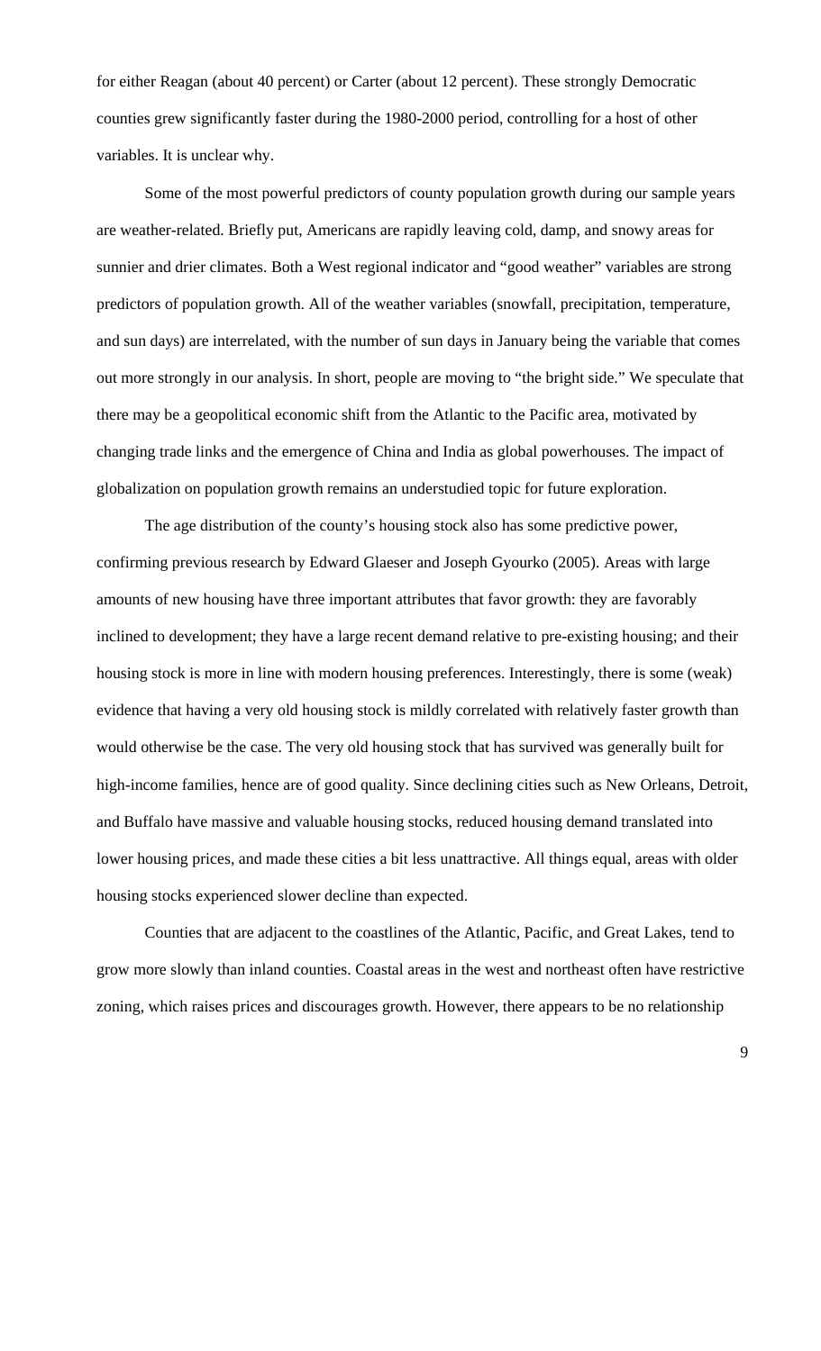for either Reagan (about 40 percent) or Carter (about 12 percent). These strongly Democratic counties grew significantly faster during the 1980-2000 period, controlling for a host of other variables. It is unclear why.

Some of the most powerful predictors of county population growth during our sample years are weather-related. Briefly put, Americans are rapidly leaving cold, damp, and snowy areas for sunnier and drier climates. Both a West regional indicator and "good weather" variables are strong predictors of population growth. All of the weather variables (snowfall, precipitation, temperature, and sun days) are interrelated, with the number of sun days in January being the variable that comes out more strongly in our analysis. In short, people are moving to "the bright side." We speculate that there may be a geopolitical economic shift from the Atlantic to the Pacific area, motivated by changing trade links and the emergence of China and India as global powerhouses. The impact of globalization on population growth remains an understudied topic for future exploration.

The age distribution of the county's housing stock also has some predictive power, confirming previous research by Edward Glaeser and Joseph Gyourko (2005). Areas with large amounts of new housing have three important attributes that favor growth: they are favorably inclined to development; they have a large recent demand relative to pre-existing housing; and their housing stock is more in line with modern housing preferences. Interestingly, there is some (weak) evidence that having a very old housing stock is mildly correlated with relatively faster growth than would otherwise be the case. The very old housing stock that has survived was generally built for high-income families, hence are of good quality. Since declining cities such as New Orleans, Detroit, and Buffalo have massive and valuable housing stocks, reduced housing demand translated into lower housing prices, and made these cities a bit less unattractive. All things equal, areas with older housing stocks experienced slower decline than expected.

Counties that are adjacent to the coastlines of the Atlantic, Pacific, and Great Lakes, tend to grow more slowly than inland counties. Coastal areas in the west and northeast often have restrictive zoning, which raises prices and discourages growth. However, there appears to be no relationship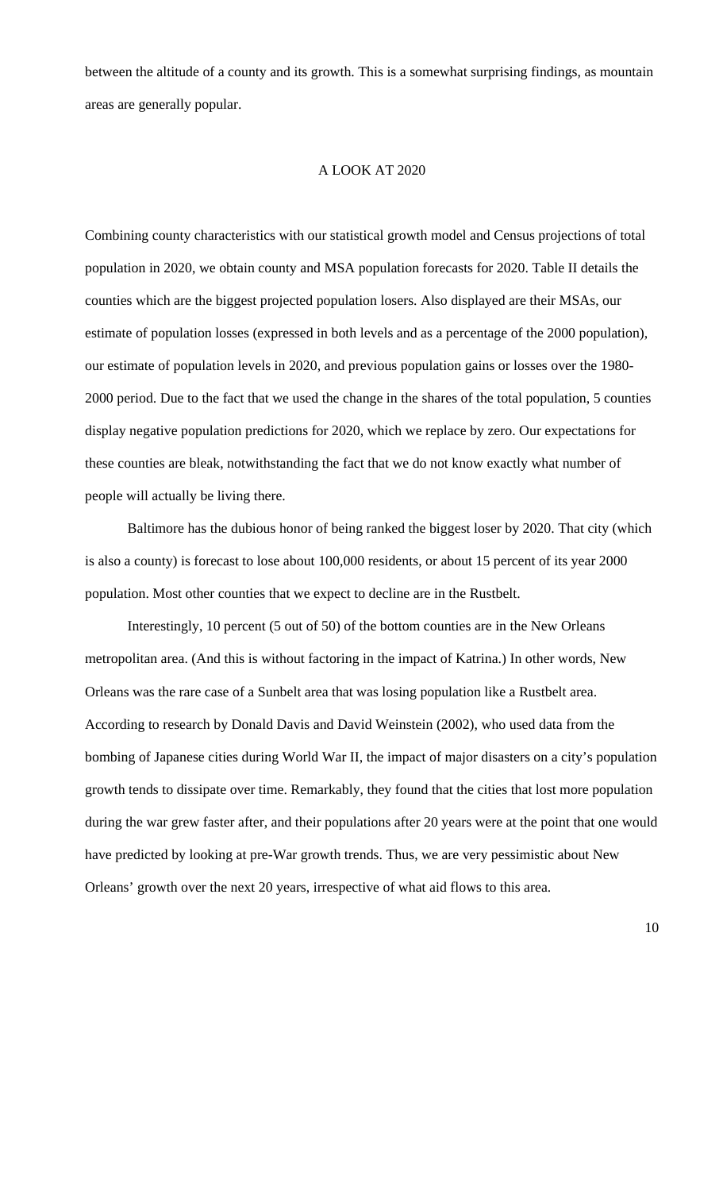between the altitude of a county and its growth. This is a somewhat surprising findings, as mountain areas are generally popular.

## A LOOK AT 2020

Combining county characteristics with our statistical growth model and Census projections of total population in 2020, we obtain county and MSA population forecasts for 2020. Table II details the counties which are the biggest projected population losers. Also displayed are their MSAs, our estimate of population losses (expressed in both levels and as a percentage of the 2000 population), our estimate of population levels in 2020, and previous population gains or losses over the 1980-2000 period. Due to the fact that we used the change in the shares of the total population, 5 counties display negative population predictions for 2020, which we replace by zero. Our expectations for these counties are bleak, notwithstanding the fact that we do not know exactly what number of people will actually be living there.

Baltimore has the dubious honor of being ranked the biggest loser by 2020. That city (which is also a county) is forecast to lose about 100,000 residents, or about 15 percent of its year 2000 population. Most other counties that we expect to decline are in the Rustbelt.

Interestingly, 10 percent (5 out of 50) of the bottom counties are in the New Orleans metropolitan area. (And this is without factoring in the impact of Katrina.) In other words, New Orleans was the rare case of a Sunbelt area that was losing population like a Rustbelt area. According to research by Donald Davis and David Weinstein (2002), who used data from the bombing of Japanese cities during World War II, the impact of major disasters on a city's population growth tends to dissipate over time. Remarkably, they found that the cities that lost more population during the war grew faster after, and their populations after 20 years were at the point that one would have predicted by looking at pre-War growth trends. Thus, we are very pessimistic about New Orleans' growth over the next 20 years, irrespective of what aid flows to this area.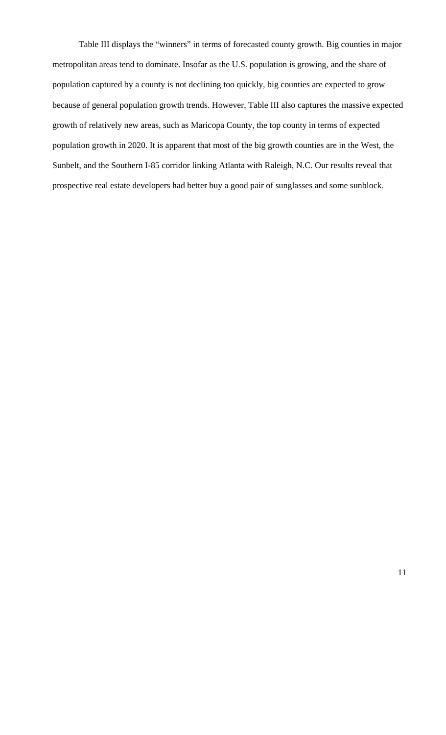Table III displays the "winners" in terms of forecasted county growth. Big counties in major metropolitan areas tend to dominate. Insofar as the U.S. population is growing, and the share of population captured by a county is not declining too quickly, big counties are expected to grow because of general population growth trends. However, Table III also captures the massive expected growth of relatively new areas, such as Maricopa County, the top county in terms of expected population growth in 2020. It is apparent that most of the big growth counties are in the West, the Sunbelt, and the Southern I-85 corridor linking Atlanta with Raleigh, N.C. Our results reveal that prospective real estate developers had better buy a good pair of sunglasses and some sunblock.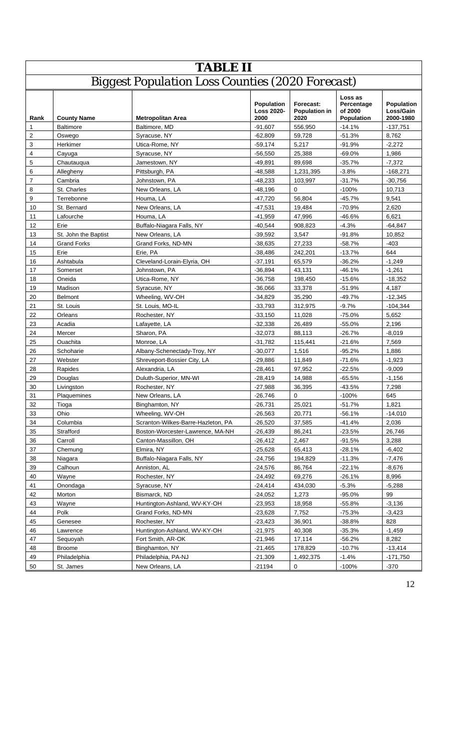# TABLE II

## Biggest Population Loss Counties (2020 Forecast)

| Rank | County Name | Metropolitan Area | Population Loss 2020-2000 | Forecast: Population in 2020 | Loss as Percentage of 2000 Population | Population Loss/Gain 2000-1980 |
|---|---|---|---|---|---|---|
| 1 | Baltimore | Baltimore, MD | -91,607 | 556,950 | -14.1% | -137,751 |
| 2 | Oswego | Syracuse, NY | -62,809 | 59,728 | -51.3% | 8,762 |
| 3 | Herkimer | Utica-Rome, NY | -59,174 | 5,217 | -91.9% | -2,272 |
| 4 | Cayuga | Syracuse, NY | -56,550 | 25,388 | -69.0% | 1,986 |
| 5 | Chautauqua | Jamestown, NY | -49,891 | 89,698 | -35.7% | -7,372 |
| 6 | Allegheny | Pittsburgh, PA | -48,588 | 1,231,395 | -3.8% | -168,271 |
| 7 | Cambria | Johnstown, PA | -48,233 | 103,997 | -31.7% | -30,756 |
| 8 | St. Charles | New Orleans, LA | -48,196 | 0 | -100% | 10,713 |
| 9 | Terrebonne | Houma, LA | -47,720 | 56,804 | -45.7% | 9,541 |
| 10 | St. Bernard | New Orleans, LA | -47,531 | 19,484 | -70.9% | 2,620 |
| 11 | Lafourche | Houma, LA | -41,959 | 47,996 | -46.6% | 6,621 |
| 12 | Erie | Buffalo-Niagara Falls, NY | -40,544 | 908,823 | -4.3% | -64,847 |
| 13 | St. John the Baptist | New Orleans, LA | -39,592 | 3,547 | -91.8% | 10,852 |
| 14 | Grand Forks | Grand Forks, ND-MN | -38,635 | 27,233 | -58.7% | -403 |
| 15 | Erie | Erie, PA | -38,486 | 242,201 | -13.7% | 644 |
| 16 | Ashtabula | Cleveland-Lorain-Elyria, OH | -37,191 | 65,579 | -36.2% | -1,249 |
| 17 | Somerset | Johnstown, PA | -36,894 | 43,131 | -46.1% | -1,261 |
| 18 | Oneida | Utica-Rome, NY | -36,758 | 198,450 | -15.6% | -18,352 |
| 19 | Madison | Syracuse, NY | -36,066 | 33,378 | -51.9% | 4,187 |
| 20 | Belmont | Wheeling, WV-OH | -34,829 | 35,290 | -49.7% | -12,345 |
| 21 | St. Louis | St. Louis, MO-IL | -33,793 | 312,975 | -9.7% | -104,344 |
| 22 | Orleans | Rochester, NY | -33,150 | 11,028 | -75.0% | 5,652 |
| 23 | Acadia | Lafayette, LA | -32,338 | 26,489 | -55.0% | 2,196 |
| 24 | Mercer | Sharon, PA | -32,073 | 88,113 | -26.7% | -8,019 |
| 25 | Ouachita | Monroe, LA | -31,782 | 115,441 | -21.6% | 7,569 |
| 26 | Schoharie | Albany-Schenectady-Troy, NY | -30,077 | 1,516 | -95.2% | 1,886 |
| 27 | Webster | Shreveport-Bossier City, LA | -29,886 | 11,849 | -71.6% | -1,923 |
| 28 | Rapides | Alexandria, LA | -28,461 | 97,952 | -22.5% | -9,009 |
| 29 | Douglas | Duluth-Superior, MN-WI | -28,419 | 14,988 | -65.5% | -1,156 |
| 30 | Livingston | Rochester, NY | -27,988 | 36,395 | -43.5% | 7,298 |
| 31 | Plaquemines | New Orleans, LA | -26,746 | 0 | -100% | 645 |
| 32 | Tioga | Binghamton, NY | -26,731 | 25,021 | -51.7% | 1,821 |
| 33 | Ohio | Wheeling, WV-OH | -26,563 | 20,771 | -56.1% | -14,010 |
| 34 | Columbia | Scranton-Wilkes-Barre-Hazleton, PA | -26,520 | 37,585 | -41.4% | 2,036 |
| 35 | Strafford | Boston-Worcester-Lawrence, MA-NH | -26,439 | 86,241 | -23.5% | 26,746 |
| 36 | Carroll | Canton-Massillon, OH | -26,412 | 2,467 | -91.5% | 3,288 |
| 37 | Chemung | Elmira, NY | -25,628 | 65,413 | -28.1% | -6,402 |
| 38 | Niagara | Buffalo-Niagara Falls, NY | -24,756 | 194,829 | -11.3% | -7,476 |
| 39 | Calhoun | Anniston, AL | -24,576 | 86,764 | -22.1% | -8,676 |
| 40 | Wayne | Rochester, NY | -24,492 | 69,276 | -26.1% | 8,996 |
| 41 | Onondaga | Syracuse, NY | -24,414 | 434,030 | -5.3% | -5,288 |
| 42 | Morton | Bismarck, ND | -24,052 | 1,273 | -95.0% | 99 |
| 43 | Wayne | Huntington-Ashland, WV-KY-OH | -23,953 | 18,958 | -55.8% | -3,136 |
| 44 | Polk | Grand Forks, ND-MN | -23,628 | 7,752 | -75.3% | -3,423 |
| 45 | Genesee | Rochester, NY | -23,423 | 36,901 | -38.8% | 828 |
| 46 | Lawrence | Huntington-Ashland, WV-KY-OH | -21,975 | 40,308 | -35.3% | -1,459 |
| 47 | Sequoyah | Fort Smith, AR-OK | -21,946 | 17,114 | -56.2% | 8,282 |
| 48 | Broome | Binghamton, NY | -21,465 | 178,829 | -10.7% | -13,414 |
| 49 | Philadelphia | Philadelphia, PA-NJ | -21,309 | 1,492,375 | -1.4% | -171,750 |
| 50 | St. James | New Orleans, LA | -21194 | 0 | -100% | -370 |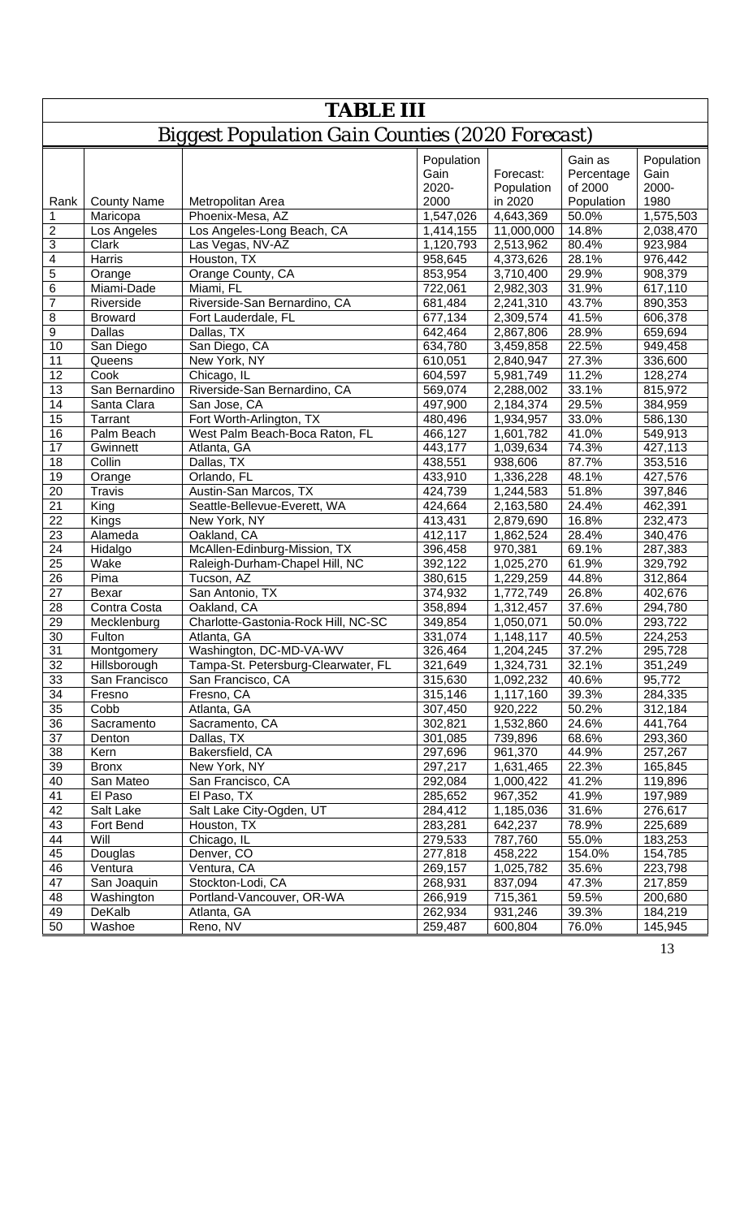# TABLE III

## Biggest Population Gain Counties (2020 Forecast)

| Rank | County Name | Metropolitan Area | Population Gain 2020-2000 | Forecast: Population in 2020 | Gain as Percentage of 2000 Population | Population Gain 2000-1980 |
|---|---|---|---|---|---|---|
| 1 | Maricopa | Phoenix-Mesa, AZ | 1,547,026 | 4,643,369 | 50.0% | 1,575,503 |
| 2 | Los Angeles | Los Angeles-Long Beach, CA | 1,414,155 | 11,000,000 | 14.8% | 2,038,470 |
| 3 | Clark | Las Vegas, NV-AZ | 1,120,793 | 2,513,962 | 80.4% | 923,984 |
| 4 | Harris | Houston, TX | 958,645 | 4,373,626 | 28.1% | 976,442 |
| 5 | Orange | Orange County, CA | 853,954 | 3,710,400 | 29.9% | 908,379 |
| 6 | Miami-Dade | Miami, FL | 722,061 | 2,982,303 | 31.9% | 617,110 |
| 7 | Riverside | Riverside-San Bernardino, CA | 681,484 | 2,241,310 | 43.7% | 890,353 |
| 8 | Broward | Fort Lauderdale, FL | 677,134 | 2,309,574 | 41.5% | 606,378 |
| 9 | Dallas | Dallas, TX | 642,464 | 2,867,806 | 28.9% | 659,694 |
| 10 | San Diego | San Diego, CA | 634,780 | 3,459,858 | 22.5% | 949,458 |
| 11 | Queens | New York, NY | 610,051 | 2,840,947 | 27.3% | 336,600 |
| 12 | Cook | Chicago, IL | 604,597 | 5,981,749 | 11.2% | 128,274 |
| 13 | San Bernardino | Riverside-San Bernardino, CA | 569,074 | 2,288,002 | 33.1% | 815,972 |
| 14 | Santa Clara | San Jose, CA | 497,900 | 2,184,374 | 29.5% | 384,959 |
| 15 | Tarrant | Fort Worth-Arlington, TX | 480,496 | 1,934,957 | 33.0% | 586,130 |
| 16 | Palm Beach | West Palm Beach-Boca Raton, FL | 466,127 | 1,601,782 | 41.0% | 549,913 |
| 17 | Gwinnett | Atlanta, GA | 443,177 | 1,039,634 | 74.3% | 427,113 |
| 18 | Collin | Dallas, TX | 438,551 | 938,606 | 87.7% | 353,516 |
| 19 | Orange | Orlando, FL | 433,910 | 1,336,228 | 48.1% | 427,576 |
| 20 | Travis | Austin-San Marcos, TX | 424,739 | 1,244,583 | 51.8% | 397,846 |
| 21 | King | Seattle-Bellevue-Everett, WA | 424,664 | 2,163,580 | 24.4% | 462,391 |
| 22 | Kings | New York, NY | 413,431 | 2,879,690 | 16.8% | 232,473 |
| 23 | Alameda | Oakland, CA | 412,117 | 1,862,524 | 28.4% | 340,476 |
| 24 | Hidalgo | McAllen-Edinburg-Mission, TX | 396,458 | 970,381 | 69.1% | 287,383 |
| 25 | Wake | Raleigh-Durham-Chapel Hill, NC | 392,122 | 1,025,270 | 61.9% | 329,792 |
| 26 | Pima | Tucson, AZ | 380,615 | 1,229,259 | 44.8% | 312,864 |
| 27 | Bexar | San Antonio, TX | 374,932 | 1,772,749 | 26.8% | 402,676 |
| 28 | Contra Costa | Oakland, CA | 358,894 | 1,312,457 | 37.6% | 294,780 |
| 29 | Mecklenburg | Charlotte-Gastonia-Rock Hill, NC-SC | 349,854 | 1,050,071 | 50.0% | 293,722 |
| 30 | Fulton | Atlanta, GA | 331,074 | 1,148,117 | 40.5% | 224,253 |
| 31 | Montgomery | Washington, DC-MD-VA-WV | 326,464 | 1,204,245 | 37.2% | 295,728 |
| 32 | Hillsborough | Tampa-St. Petersburg-Clearwater, FL | 321,649 | 1,324,731 | 32.1% | 351,249 |
| 33 | San Francisco | San Francisco, CA | 315,630 | 1,092,232 | 40.6% | 95,772 |
| 34 | Fresno | Fresno, CA | 315,146 | 1,117,160 | 39.3% | 284,335 |
| 35 | Cobb | Atlanta, GA | 307,450 | 920,222 | 50.2% | 312,184 |
| 36 | Sacramento | Sacramento, CA | 302,821 | 1,532,860 | 24.6% | 441,764 |
| 37 | Denton | Dallas, TX | 301,085 | 739,896 | 68.6% | 293,360 |
| 38 | Kern | Bakersfield, CA | 297,696 | 961,370 | 44.9% | 257,267 |
| 39 | Bronx | New York, NY | 297,217 | 1,631,465 | 22.3% | 165,845 |
| 40 | San Mateo | San Francisco, CA | 292,084 | 1,000,422 | 41.2% | 119,896 |
| 41 | El Paso | El Paso, TX | 285,652 | 967,352 | 41.9% | 197,989 |
| 42 | Salt Lake | Salt Lake City-Ogden, UT | 284,412 | 1,185,036 | 31.6% | 276,617 |
| 43 | Fort Bend | Houston, TX | 283,281 | 642,237 | 78.9% | 225,689 |
| 44 | Will | Chicago, IL | 279,533 | 787,760 | 55.0% | 183,253 |
| 45 | Douglas | Denver, CO | 277,818 | 458,222 | 154.0% | 154,785 |
| 46 | Ventura | Ventura, CA | 269,157 | 1,025,782 | 35.6% | 223,798 |
| 47 | San Joaquin | Stockton-Lodi, CA | 268,931 | 837,094 | 47.3% | 217,859 |
| 48 | Washington | Portland-Vancouver, OR-WA | 266,919 | 715,361 | 59.5% | 200,680 |
| 49 | DeKalb | Atlanta, GA | 262,934 | 931,246 | 39.3% | 184,219 |
| 50 | Washoe | Reno, NV | 259,487 | 600,804 | 76.0% | 145,945 |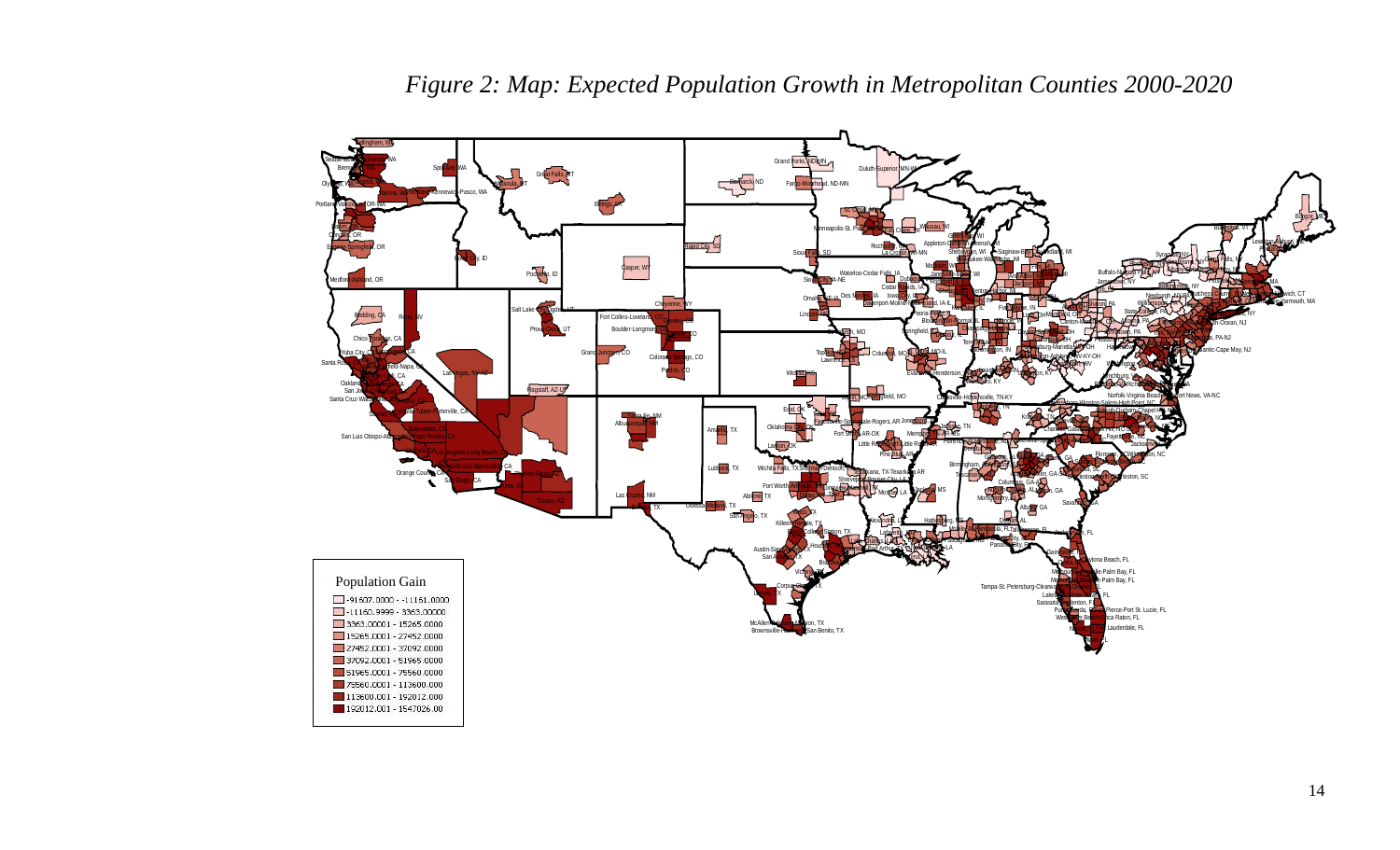*Figure 2: Map: Expected Population Growth in Metropolitan Counties 2000-2020*

Population Gain

- -91607.0000 - -11161.0000
- -11160.9999 - 3363.00000
- 3363.00001 - 15265.0000
- 15265.0001 - 27452.0000
- 27452.0001 - 37092.0000
- 37092.0001 - 51965.0000
- 51965.0001 - 75560.0000
- 75560.0001 - 113600.000
- 113600.001 - 192012.000
- 192012.001 - 1547026.00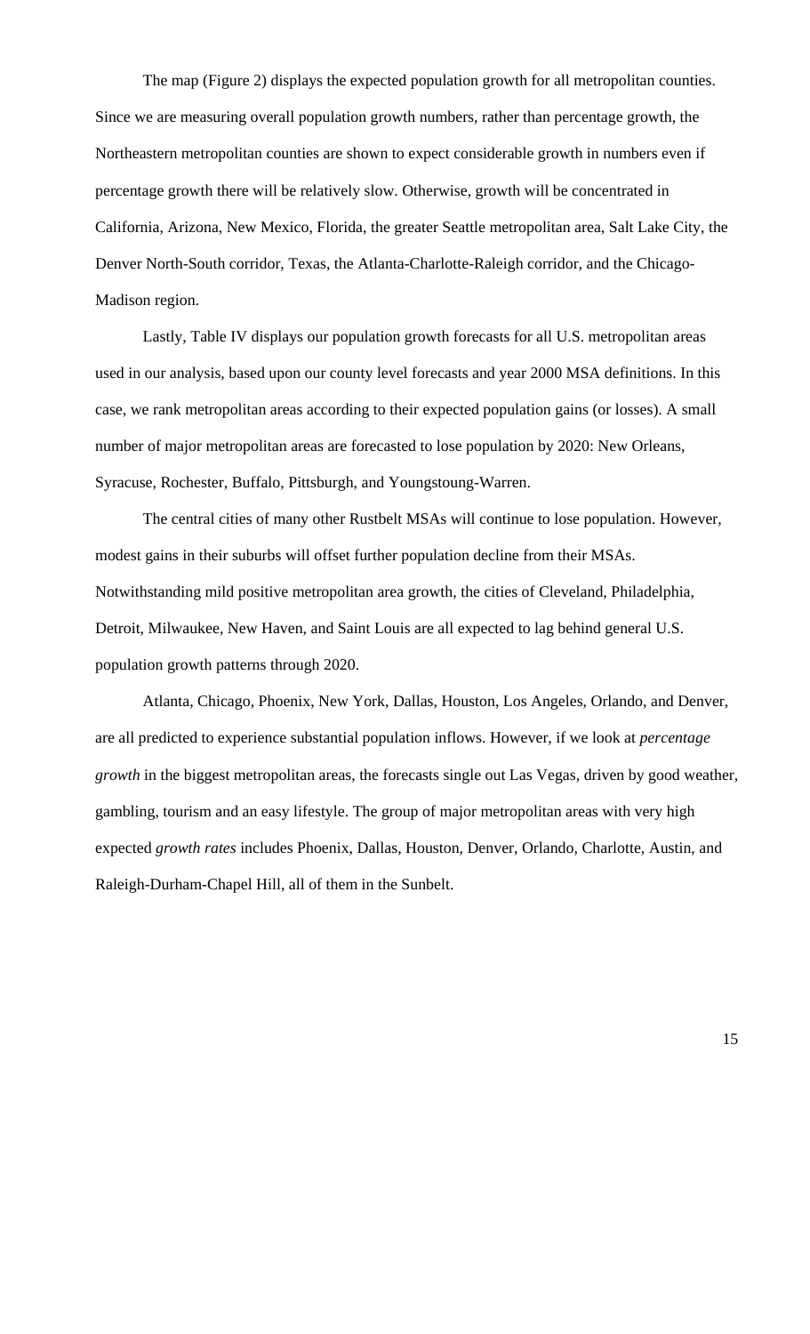The map (Figure 2) displays the expected population growth for all metropolitan counties. Since we are measuring overall population growth numbers, rather than percentage growth, the Northeastern metropolitan counties are shown to expect considerable growth in numbers even if percentage growth there will be relatively slow. Otherwise, growth will be concentrated in California, Arizona, New Mexico, Florida, the greater Seattle metropolitan area, Salt Lake City, the Denver North-South corridor, Texas, the Atlanta-Charlotte-Raleigh corridor, and the Chicago-Madison region.

Lastly, Table IV displays our population growth forecasts for all U.S. metropolitan areas used in our analysis, based upon our county level forecasts and year 2000 MSA definitions. In this case, we rank metropolitan areas according to their expected population gains (or losses). A small number of major metropolitan areas are forecasted to lose population by 2020: New Orleans, Syracuse, Rochester, Buffalo, Pittsburgh, and Youngstoung-Warren.

The central cities of many other Rustbelt MSAs will continue to lose population. However, modest gains in their suburbs will offset further population decline from their MSAs. Notwithstanding mild positive metropolitan area growth, the cities of Cleveland, Philadelphia, Detroit, Milwaukee, New Haven, and Saint Louis are all expected to lag behind general U.S. population growth patterns through 2020.

Atlanta, Chicago, Phoenix, New York, Dallas, Houston, Los Angeles, Orlando, and Denver, are all predicted to experience substantial population inflows. However, if we look at *percentage growth* in the biggest metropolitan areas, the forecasts single out Las Vegas, driven by good weather, gambling, tourism and an easy lifestyle. The group of major metropolitan areas with very high expected *growth rates* includes Phoenix, Dallas, Houston, Denver, Orlando, Charlotte, Austin, and Raleigh-Durham-Chapel Hill, all of them in the Sunbelt.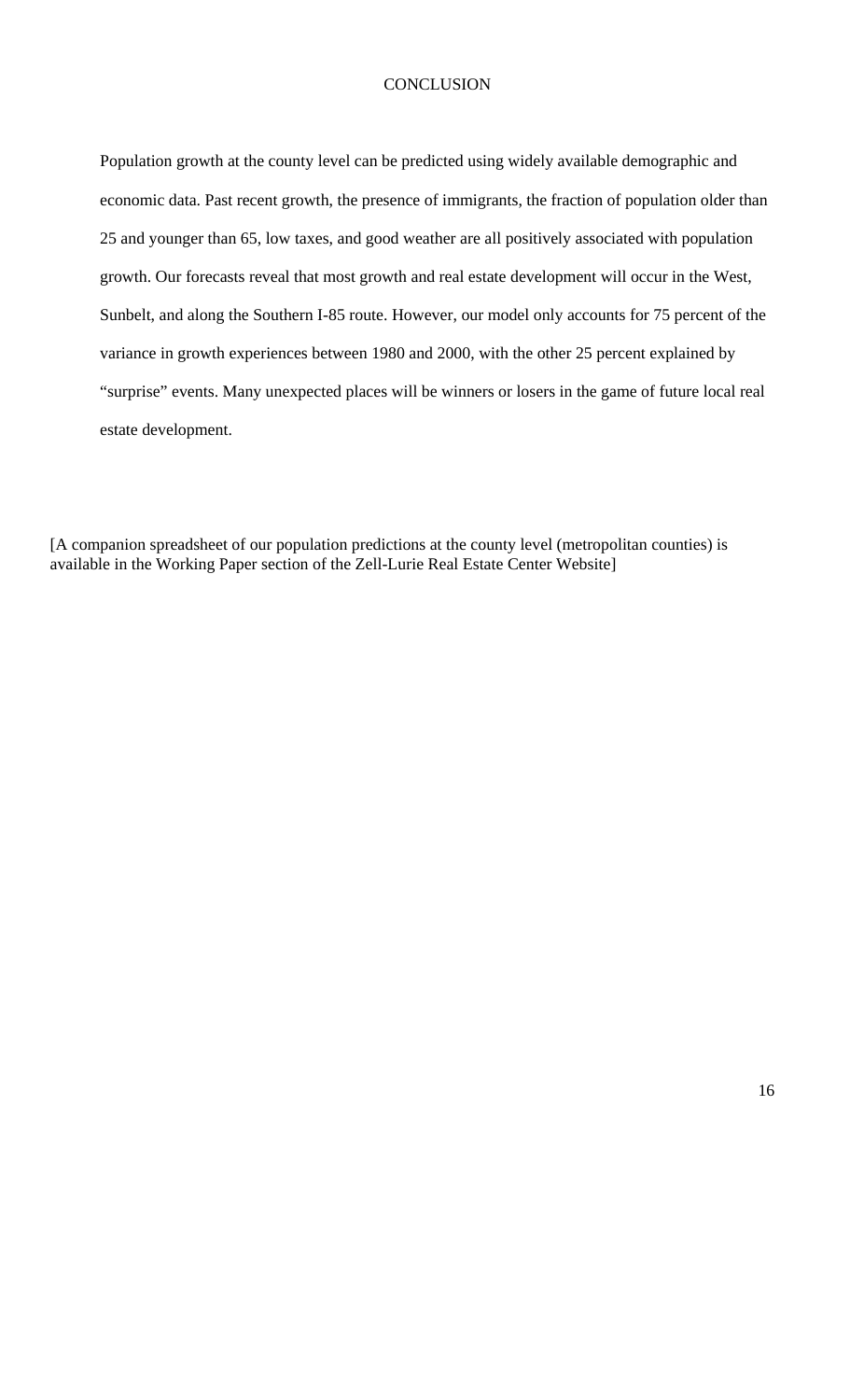# CONCLUSION

Population growth at the county level can be predicted using widely available demographic and economic data. Past recent growth, the presence of immigrants, the fraction of population older than 25 and younger than 65, low taxes, and good weather are all positively associated with population growth. Our forecasts reveal that most growth and real estate development will occur in the West, Sunbelt, and along the Southern I-85 route. However, our model only accounts for 75 percent of the variance in growth experiences between 1980 and 2000, with the other 25 percent explained by "surprise" events. Many unexpected places will be winners or losers in the game of future local real estate development.

[A companion spreadsheet of our population predictions at the county level (metropolitan counties) is available in the Working Paper section of the Zell-Lurie Real Estate Center Website]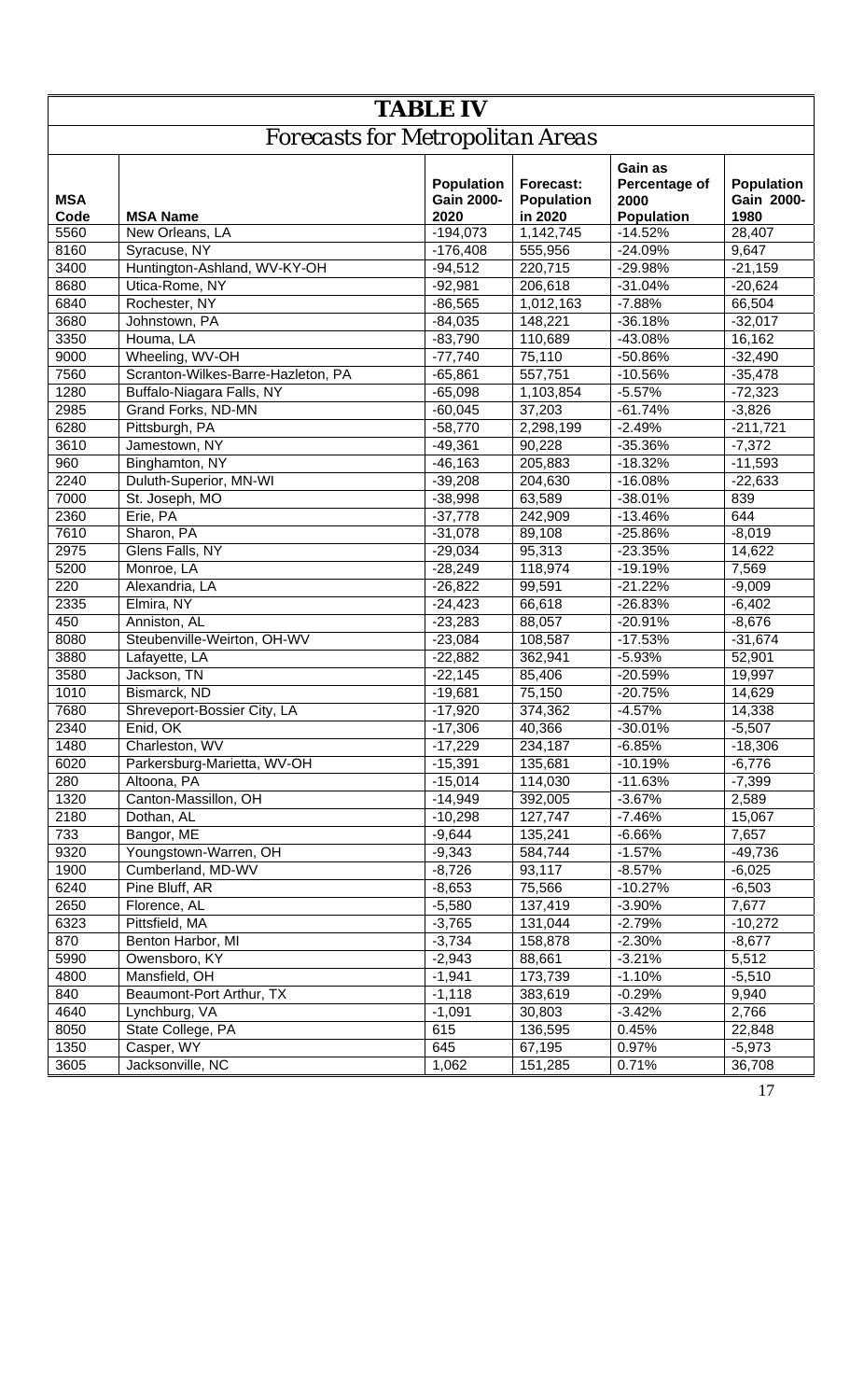## TABLE IV

### *Forecasts for Metropolitan Areas*

| MSA Code | MSA Name | Population Gain 2000-2020 | Forecast: Population in 2020 | Gain as Percentage of 2000 Population | Population Gain 2000-1980 |
|---|---|---|---|---|---|
| 5560 | New Orleans, LA | -194,073 | 1,142,745 | -14.52% | 28,407 |
| 8160 | Syracuse, NY | -176,408 | 555,956 | -24.09% | 9,647 |
| 3400 | Huntington-Ashland, WV-KY-OH | -94,512 | 220,715 | -29.98% | -21,159 |
| 8680 | Utica-Rome, NY | -92,981 | 206,618 | -31.04% | -20,624 |
| 6840 | Rochester, NY | -86,565 | 1,012,163 | -7.88% | 66,504 |
| 3680 | Johnstown, PA | -84,035 | 148,221 | -36.18% | -32,017 |
| 3350 | Houma, LA | -83,790 | 110,689 | -43.08% | 16,162 |
| 9000 | Wheeling, WV-OH | -77,740 | 75,110 | -50.86% | -32,490 |
| 7560 | Scranton-Wilkes-Barre-Hazleton, PA | -65,861 | 557,751 | -10.56% | -35,478 |
| 1280 | Buffalo-Niagara Falls, NY | -65,098 | 1,103,854 | -5.57% | -72,323 |
| 2985 | Grand Forks, ND-MN | -60,045 | 37,203 | -61.74% | -3,826 |
| 6280 | Pittsburgh, PA | -58,770 | 2,298,199 | -2.49% | -211,721 |
| 3610 | Jamestown, NY | -49,361 | 90,228 | -35.36% | -7,372 |
| 960 | Binghamton, NY | -46,163 | 205,883 | -18.32% | -11,593 |
| 2240 | Duluth-Superior, MN-WI | -39,208 | 204,630 | -16.08% | -22,633 |
| 7000 | St. Joseph, MO | -38,998 | 63,589 | -38.01% | 839 |
| 2360 | Erie, PA | -37,778 | 242,909 | -13.46% | 644 |
| 7610 | Sharon, PA | -31,078 | 89,108 | -25.86% | -8,019 |
| 2975 | Glens Falls, NY | -29,034 | 95,313 | -23.35% | 14,622 |
| 5200 | Monroe, LA | -28,249 | 118,974 | -19.19% | 7,569 |
| 220 | Alexandria, LA | -26,822 | 99,591 | -21.22% | -9,009 |
| 2335 | Elmira, NY | -24,423 | 66,618 | -26.83% | -6,402 |
| 450 | Anniston, AL | -23,283 | 88,057 | -20.91% | -8,676 |
| 8080 | Steubenville-Weirton, OH-WV | -23,084 | 108,587 | -17.53% | -31,674 |
| 3880 | Lafayette, LA | -22,882 | 362,941 | -5.93% | 52,901 |
| 3580 | Jackson, TN | -22,145 | 85,406 | -20.59% | 19,997 |
| 1010 | Bismarck, ND | -19,681 | 75,150 | -20.75% | 14,629 |
| 7680 | Shreveport-Bossier City, LA | -17,920 | 374,362 | -4.57% | 14,338 |
| 2340 | Enid, OK | -17,306 | 40,366 | -30.01% | -5,507 |
| 1480 | Charleston, WV | -17,229 | 234,187 | -6.85% | -18,306 |
| 6020 | Parkersburg-Marietta, WV-OH | -15,391 | 135,681 | -10.19% | -6,776 |
| 280 | Altoona, PA | -15,014 | 114,030 | -11.63% | -7,399 |
| 1320 | Canton-Massillon, OH | -14,949 | 392,005 | -3.67% | 2,589 |
| 2180 | Dothan, AL | -10,298 | 127,747 | -7.46% | 15,067 |
| 733 | Bangor, ME | -9,644 | 135,241 | -6.66% | 7,657 |
| 9320 | Youngstown-Warren, OH | -9,343 | 584,744 | -1.57% | -49,736 |
| 1900 | Cumberland, MD-WV | -8,726 | 93,117 | -8.57% | -6,025 |
| 6240 | Pine Bluff, AR | -8,653 | 75,566 | -10.27% | -6,503 |
| 2650 | Florence, AL | -5,580 | 137,419 | -3.90% | 7,677 |
| 6323 | Pittsfield, MA | -3,765 | 131,044 | -2.79% | -10,272 |
| 870 | Benton Harbor, MI | -3,734 | 158,878 | -2.30% | -8,677 |
| 5990 | Owensboro, KY | -2,943 | 88,661 | -3.21% | 5,512 |
| 4800 | Mansfield, OH | -1,941 | 173,739 | -1.10% | -5,510 |
| 840 | Beaumont-Port Arthur, TX | -1,118 | 383,619 | -0.29% | 9,940 |
| 4640 | Lynchburg, VA | -1,091 | 30,803 | -3.42% | 2,766 |
| 8050 | State College, PA | 615 | 136,595 | 0.45% | 22,848 |
| 1350 | Casper, WY | 645 | 67,195 | 0.97% | -5,973 |
| 3605 | Jacksonville, NC | 1,062 | 151,285 | 0.71% | 36,708 |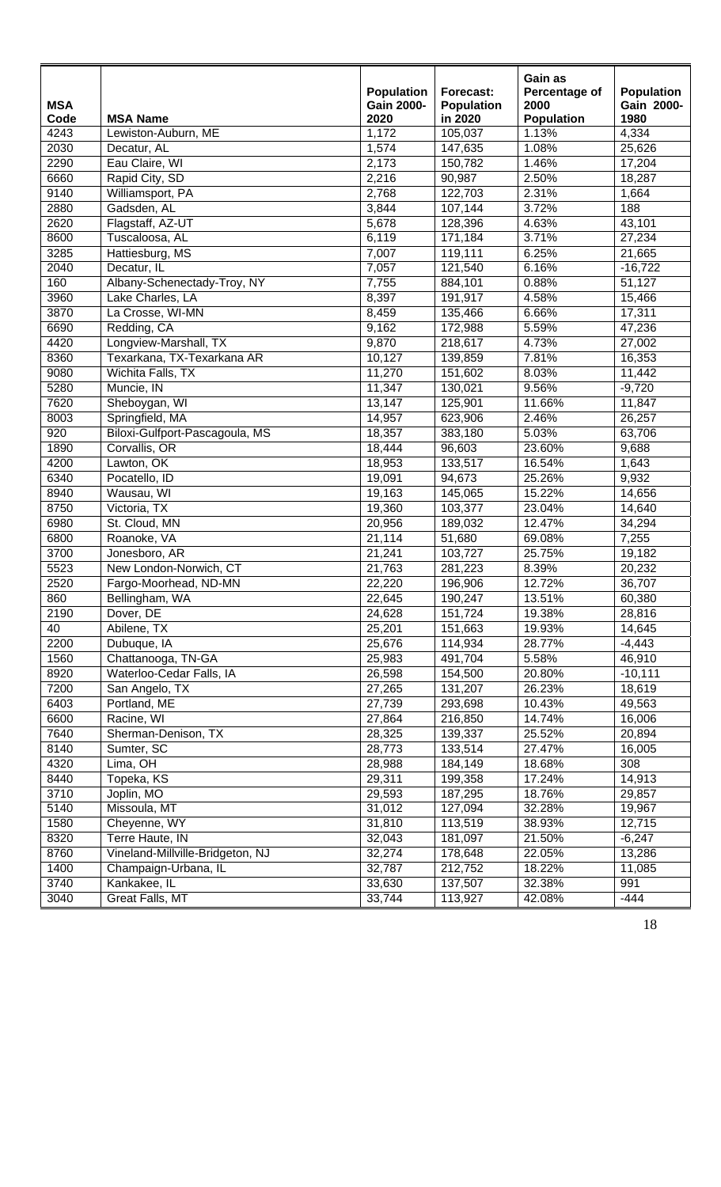| MSA Code | MSA Name | Population Gain 2000-2020 | Forecast: Population in 2020 | Gain as Percentage of 2000 Population | Population Gain 2000-1980 |
|---|---|---|---|---|---|
| 4243 | Lewiston-Auburn, ME | 1,172 | 105,037 | 1.13% | 4,334 |
| 2030 | Decatur, AL | 1,574 | 147,635 | 1.08% | 25,626 |
| 2290 | Eau Claire, WI | 2,173 | 150,782 | 1.46% | 17,204 |
| 6660 | Rapid City, SD | 2,216 | 90,987 | 2.50% | 18,287 |
| 9140 | Williamsport, PA | 2,768 | 122,703 | 2.31% | 1,664 |
| 2880 | Gadsden, AL | 3,844 | 107,144 | 3.72% | 188 |
| 2620 | Flagstaff, AZ-UT | 5,678 | 128,396 | 4.63% | 43,101 |
| 8600 | Tuscaloosa, AL | 6,119 | 171,184 | 3.71% | 27,234 |
| 3285 | Hattiesburg, MS | 7,007 | 119,111 | 6.25% | 21,665 |
| 2040 | Decatur, IL | 7,057 | 121,540 | 6.16% | -16,722 |
| 160 | Albany-Schenectady-Troy, NY | 7,755 | 884,101 | 0.88% | 51,127 |
| 3960 | Lake Charles, LA | 8,397 | 191,917 | 4.58% | 15,466 |
| 3870 | La Crosse, WI-MN | 8,459 | 135,466 | 6.66% | 17,311 |
| 6690 | Redding, CA | 9,162 | 172,988 | 5.59% | 47,236 |
| 4420 | Longview-Marshall, TX | 9,870 | 218,617 | 4.73% | 27,002 |
| 8360 | Texarkana, TX-Texarkana AR | 10,127 | 139,859 | 7.81% | 16,353 |
| 9080 | Wichita Falls, TX | 11,270 | 151,602 | 8.03% | 11,442 |
| 5280 | Muncie, IN | 11,347 | 130,021 | 9.56% | -9,720 |
| 7620 | Sheboygan, WI | 13,147 | 125,901 | 11.66% | 11,847 |
| 8003 | Springfield, MA | 14,957 | 623,906 | 2.46% | 26,257 |
| 920 | Biloxi-Gulfport-Pascagoula, MS | 18,357 | 383,180 | 5.03% | 63,706 |
| 1890 | Corvallis, OR | 18,444 | 96,603 | 23.60% | 9,688 |
| 4200 | Lawton, OK | 18,953 | 133,517 | 16.54% | 1,643 |
| 6340 | Pocatello, ID | 19,091 | 94,673 | 25.26% | 9,932 |
| 8940 | Wausau, WI | 19,163 | 145,065 | 15.22% | 14,656 |
| 8750 | Victoria, TX | 19,360 | 103,377 | 23.04% | 14,640 |
| 6980 | St. Cloud, MN | 20,956 | 189,032 | 12.47% | 34,294 |
| 6800 | Roanoke, VA | 21,114 | 51,680 | 69.08% | 7,255 |
| 3700 | Jonesboro, AR | 21,241 | 103,727 | 25.75% | 19,182 |
| 5523 | New London-Norwich, CT | 21,763 | 281,223 | 8.39% | 20,232 |
| 2520 | Fargo-Moorhead, ND-MN | 22,220 | 196,906 | 12.72% | 36,707 |
| 860 | Bellingham, WA | 22,645 | 190,247 | 13.51% | 60,380 |
| 2190 | Dover, DE | 24,628 | 151,724 | 19.38% | 28,816 |
| 40 | Abilene, TX | 25,201 | 151,663 | 19.93% | 14,645 |
| 2200 | Dubuque, IA | 25,676 | 114,934 | 28.77% | -4,443 |
| 1560 | Chattanooga, TN-GA | 25,983 | 491,704 | 5.58% | 46,910 |
| 8920 | Waterloo-Cedar Falls, IA | 26,598 | 154,500 | 20.80% | -10,111 |
| 7200 | San Angelo, TX | 27,265 | 131,207 | 26.23% | 18,619 |
| 6403 | Portland, ME | 27,739 | 293,698 | 10.43% | 49,563 |
| 6600 | Racine, WI | 27,864 | 216,850 | 14.74% | 16,006 |
| 7640 | Sherman-Denison, TX | 28,325 | 139,337 | 25.52% | 20,894 |
| 8140 | Sumter, SC | 28,773 | 133,514 | 27.47% | 16,005 |
| 4320 | Lima, OH | 28,988 | 184,149 | 18.68% | 308 |
| 8440 | Topeka, KS | 29,311 | 199,358 | 17.24% | 14,913 |
| 3710 | Joplin, MO | 29,593 | 187,295 | 18.76% | 29,857 |
| 5140 | Missoula, MT | 31,012 | 127,094 | 32.28% | 19,967 |
| 1580 | Cheyenne, WY | 31,810 | 113,519 | 38.93% | 12,715 |
| 8320 | Terre Haute, IN | 32,043 | 181,097 | 21.50% | -6,247 |
| 8760 | Vineland-Millville-Bridgeton, NJ | 32,274 | 178,648 | 22.05% | 13,286 |
| 1400 | Champaign-Urbana, IL | 32,787 | 212,752 | 18.22% | 11,085 |
| 3740 | Kankakee, IL | 33,630 | 137,507 | 32.38% | 991 |
| 3040 | Great Falls, MT | 33,744 | 113,927 | 42.08% | -444 |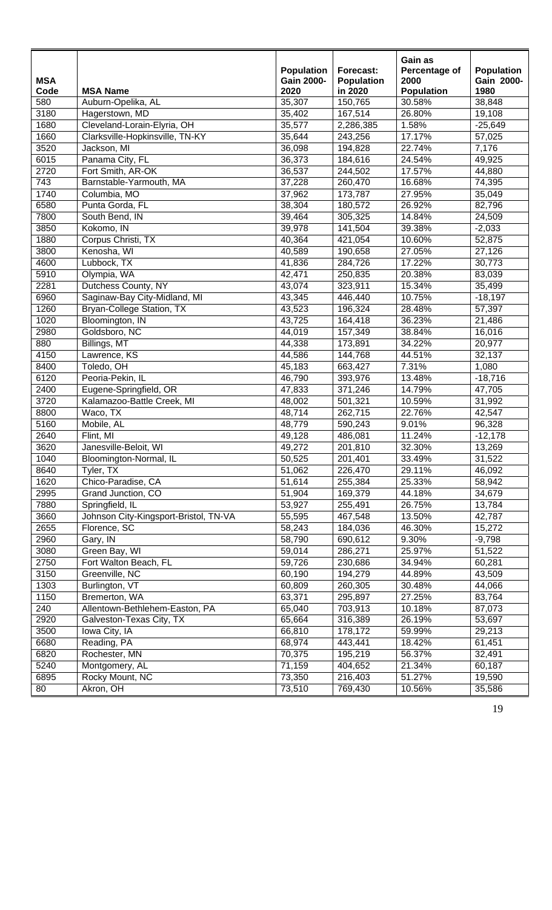| MSA Code | MSA Name | Population Gain 2000-2020 | Forecast: Population in 2020 | Gain as Percentage of 2000 Population | Population Gain 2000-1980 |
|---|---|---|---|---|---|
| 580 | Auburn-Opelika, AL | 35,307 | 150,765 | 30.58% | 38,848 |
| 3180 | Hagerstown, MD | 35,402 | 167,514 | 26.80% | 19,108 |
| 1680 | Cleveland-Lorain-Elyria, OH | 35,577 | 2,286,385 | 1.58% | -25,649 |
| 1660 | Clarksville-Hopkinsville, TN-KY | 35,644 | 243,256 | 17.17% | 57,025 |
| 3520 | Jackson, MI | 36,098 | 194,828 | 22.74% | 7,176 |
| 6015 | Panama City, FL | 36,373 | 184,616 | 24.54% | 49,925 |
| 2720 | Fort Smith, AR-OK | 36,537 | 244,502 | 17.57% | 44,880 |
| 743 | Barnstable-Yarmouth, MA | 37,228 | 260,470 | 16.68% | 74,395 |
| 1740 | Columbia, MO | 37,962 | 173,787 | 27.95% | 35,049 |
| 6580 | Punta Gorda, FL | 38,304 | 180,572 | 26.92% | 82,796 |
| 7800 | South Bend, IN | 39,464 | 305,325 | 14.84% | 24,509 |
| 3850 | Kokomo, IN | 39,978 | 141,504 | 39.38% | -2,033 |
| 1880 | Corpus Christi, TX | 40,364 | 421,054 | 10.60% | 52,875 |
| 3800 | Kenosha, WI | 40,589 | 190,658 | 27.05% | 27,126 |
| 4600 | Lubbock, TX | 41,836 | 284,726 | 17.22% | 30,773 |
| 5910 | Olympia, WA | 42,471 | 250,835 | 20.38% | 83,039 |
| 2281 | Dutchess County, NY | 43,074 | 323,911 | 15.34% | 35,499 |
| 6960 | Saginaw-Bay City-Midland, MI | 43,345 | 446,440 | 10.75% | -18,197 |
| 1260 | Bryan-College Station, TX | 43,523 | 196,324 | 28.48% | 57,397 |
| 1020 | Bloomington, IN | 43,725 | 164,418 | 36.23% | 21,486 |
| 2980 | Goldsboro, NC | 44,019 | 157,349 | 38.84% | 16,016 |
| 880 | Billings, MT | 44,338 | 173,891 | 34.22% | 20,977 |
| 4150 | Lawrence, KS | 44,586 | 144,768 | 44.51% | 32,137 |
| 8400 | Toledo, OH | 45,183 | 663,427 | 7.31% | 1,080 |
| 6120 | Peoria-Pekin, IL | 46,790 | 393,976 | 13.48% | -18,716 |
| 2400 | Eugene-Springfield, OR | 47,833 | 371,246 | 14.79% | 47,705 |
| 3720 | Kalamazoo-Battle Creek, MI | 48,002 | 501,321 | 10.59% | 31,992 |
| 8800 | Waco, TX | 48,714 | 262,715 | 22.76% | 42,547 |
| 5160 | Mobile, AL | 48,779 | 590,243 | 9.01% | 96,328 |
| 2640 | Flint, MI | 49,128 | 486,081 | 11.24% | -12,178 |
| 3620 | Janesville-Beloit, WI | 49,272 | 201,810 | 32.30% | 13,269 |
| 1040 | Bloomington-Normal, IL | 50,525 | 201,401 | 33.49% | 31,522 |
| 8640 | Tyler, TX | 51,062 | 226,470 | 29.11% | 46,092 |
| 1620 | Chico-Paradise, CA | 51,614 | 255,384 | 25.33% | 58,942 |
| 2995 | Grand Junction, CO | 51,904 | 169,379 | 44.18% | 34,679 |
| 7880 | Springfield, IL | 53,927 | 255,491 | 26.75% | 13,784 |
| 3660 | Johnson City-Kingsport-Bristol, TN-VA | 55,595 | 467,548 | 13.50% | 42,787 |
| 2655 | Florence, SC | 58,243 | 184,036 | 46.30% | 15,272 |
| 2960 | Gary, IN | 58,790 | 690,612 | 9.30% | -9,798 |
| 3080 | Green Bay, WI | 59,014 | 286,271 | 25.97% | 51,522 |
| 2750 | Fort Walton Beach, FL | 59,726 | 230,686 | 34.94% | 60,281 |
| 3150 | Greenville, NC | 60,190 | 194,279 | 44.89% | 43,509 |
| 1303 | Burlington, VT | 60,809 | 260,305 | 30.48% | 44,066 |
| 1150 | Bremerton, WA | 63,371 | 295,897 | 27.25% | 83,764 |
| 240 | Allentown-Bethlehem-Easton, PA | 65,040 | 703,913 | 10.18% | 87,073 |
| 2920 | Galveston-Texas City, TX | 65,664 | 316,389 | 26.19% | 53,697 |
| 3500 | Iowa City, IA | 66,810 | 178,172 | 59.99% | 29,213 |
| 6680 | Reading, PA | 68,974 | 443,441 | 18.42% | 61,451 |
| 6820 | Rochester, MN | 70,375 | 195,219 | 56.37% | 32,491 |
| 5240 | Montgomery, AL | 71,159 | 404,652 | 21.34% | 60,187 |
| 6895 | Rocky Mount, NC | 73,350 | 216,403 | 51.27% | 19,590 |
| 80 | Akron, OH | 73,510 | 769,430 | 10.56% | 35,586 |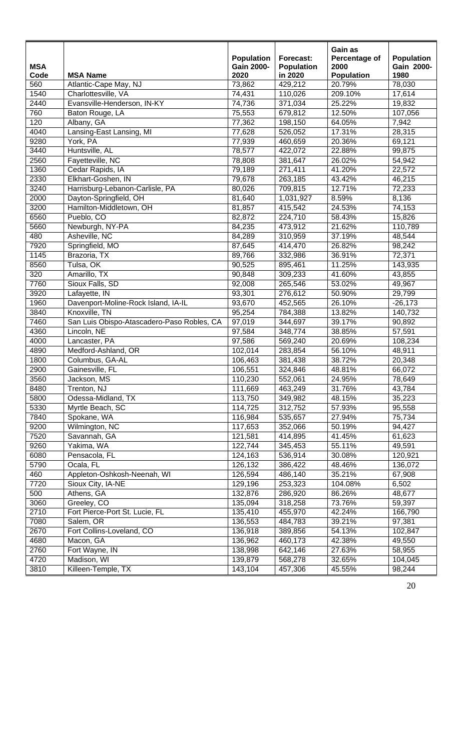| MSA Code | MSA Name | Population Gain 2000-2020 | Forecast: Population in 2020 | Gain as Percentage of 2000 Population | Population Gain 2000-1980 |
|---|---|---|---|---|---|
| 560 | Atlantic-Cape May, NJ | 73,862 | 429,212 | 20.79% | 78,030 |
| 1540 | Charlottesville, VA | 74,431 | 110,026 | 209.10% | 17,614 |
| 2440 | Evansville-Henderson, IN-KY | 74,736 | 371,034 | 25.22% | 19,832 |
| 760 | Baton Rouge, LA | 75,553 | 679,812 | 12.50% | 107,056 |
| 120 | Albany, GA | 77,362 | 198,150 | 64.05% | 7,942 |
| 4040 | Lansing-East Lansing, MI | 77,628 | 526,052 | 17.31% | 28,315 |
| 9280 | York, PA | 77,939 | 460,659 | 20.36% | 69,121 |
| 3440 | Huntsville, AL | 78,577 | 422,072 | 22.88% | 99,875 |
| 2560 | Fayetteville, NC | 78,808 | 381,647 | 26.02% | 54,942 |
| 1360 | Cedar Rapids, IA | 79,189 | 271,411 | 41.20% | 22,572 |
| 2330 | Elkhart-Goshen, IN | 79,678 | 263,185 | 43.42% | 46,215 |
| 3240 | Harrisburg-Lebanon-Carlisle, PA | 80,026 | 709,815 | 12.71% | 72,233 |
| 2000 | Dayton-Springfield, OH | 81,640 | 1,031,927 | 8.59% | 8,136 |
| 3200 | Hamilton-Middletown, OH | 81,857 | 415,542 | 24.53% | 74,153 |
| 6560 | Pueblo, CO | 82,872 | 224,710 | 58.43% | 15,826 |
| 5660 | Newburgh, NY-PA | 84,235 | 473,912 | 21.62% | 110,789 |
| 480 | Asheville, NC | 84,289 | 310,959 | 37.19% | 48,544 |
| 7920 | Springfield, MO | 87,645 | 414,470 | 26.82% | 98,242 |
| 1145 | Brazoria, TX | 89,766 | 332,986 | 36.91% | 72,371 |
| 8560 | Tulsa, OK | 90,525 | 895,461 | 11.25% | 143,935 |
| 320 | Amarillo, TX | 90,848 | 309,233 | 41.60% | 43,855 |
| 7760 | Sioux Falls, SD | 92,008 | 265,546 | 53.02% | 49,967 |
| 3920 | Lafayette, IN | 93,301 | 276,612 | 50.90% | 29,799 |
| 1960 | Davenport-Moline-Rock Island, IA-IL | 93,670 | 452,565 | 26.10% | -26,173 |
| 3840 | Knoxville, TN | 95,254 | 784,388 | 13.82% | 140,732 |
| 7460 | San Luis Obispo-Atascadero-Paso Robles, CA | 97,019 | 344,697 | 39.17% | 90,892 |
| 4360 | Lincoln, NE | 97,584 | 348,774 | 38.85% | 57,591 |
| 4000 | Lancaster, PA | 97,586 | 569,240 | 20.69% | 108,234 |
| 4890 | Medford-Ashland, OR | 102,014 | 283,854 | 56.10% | 48,911 |
| 1800 | Columbus, GA-AL | 106,463 | 381,438 | 38.72% | 20,348 |
| 2900 | Gainesville, FL | 106,551 | 324,846 | 48.81% | 66,072 |
| 3560 | Jackson, MS | 110,230 | 552,061 | 24.95% | 78,649 |
| 8480 | Trenton, NJ | 111,669 | 463,249 | 31.76% | 43,784 |
| 5800 | Odessa-Midland, TX | 113,750 | 349,982 | 48.15% | 35,223 |
| 5330 | Myrtle Beach, SC | 114,725 | 312,752 | 57.93% | 95,558 |
| 7840 | Spokane, WA | 116,984 | 535,657 | 27.94% | 75,734 |
| 9200 | Wilmington, NC | 117,653 | 352,066 | 50.19% | 94,427 |
| 7520 | Savannah, GA | 121,581 | 414,895 | 41.45% | 61,623 |
| 9260 | Yakima, WA | 122,744 | 345,453 | 55.11% | 49,591 |
| 6080 | Pensacola, FL | 124,163 | 536,914 | 30.08% | 120,921 |
| 5790 | Ocala, FL | 126,132 | 386,422 | 48.46% | 136,072 |
| 460 | Appleton-Oshkosh-Neenah, WI | 126,594 | 486,140 | 35.21% | 67,908 |
| 7720 | Sioux City, IA-NE | 129,196 | 253,323 | 104.08% | 6,502 |
| 500 | Athens, GA | 132,876 | 286,920 | 86.26% | 48,677 |
| 3060 | Greeley, CO | 135,094 | 318,258 | 73.76% | 59,397 |
| 2710 | Fort Pierce-Port St. Lucie, FL | 135,410 | 455,970 | 42.24% | 166,790 |
| 7080 | Salem, OR | 136,553 | 484,783 | 39.21% | 97,381 |
| 2670 | Fort Collins-Loveland, CO | 136,918 | 389,856 | 54.13% | 102,847 |
| 4680 | Macon, GA | 136,962 | 460,173 | 42.38% | 49,550 |
| 2760 | Fort Wayne, IN | 138,998 | 642,146 | 27.63% | 58,955 |
| 4720 | Madison, WI | 139,879 | 568,278 | 32.65% | 104,045 |
| 3810 | Killeen-Temple, TX | 143,104 | 457,306 | 45.55% | 98,244 |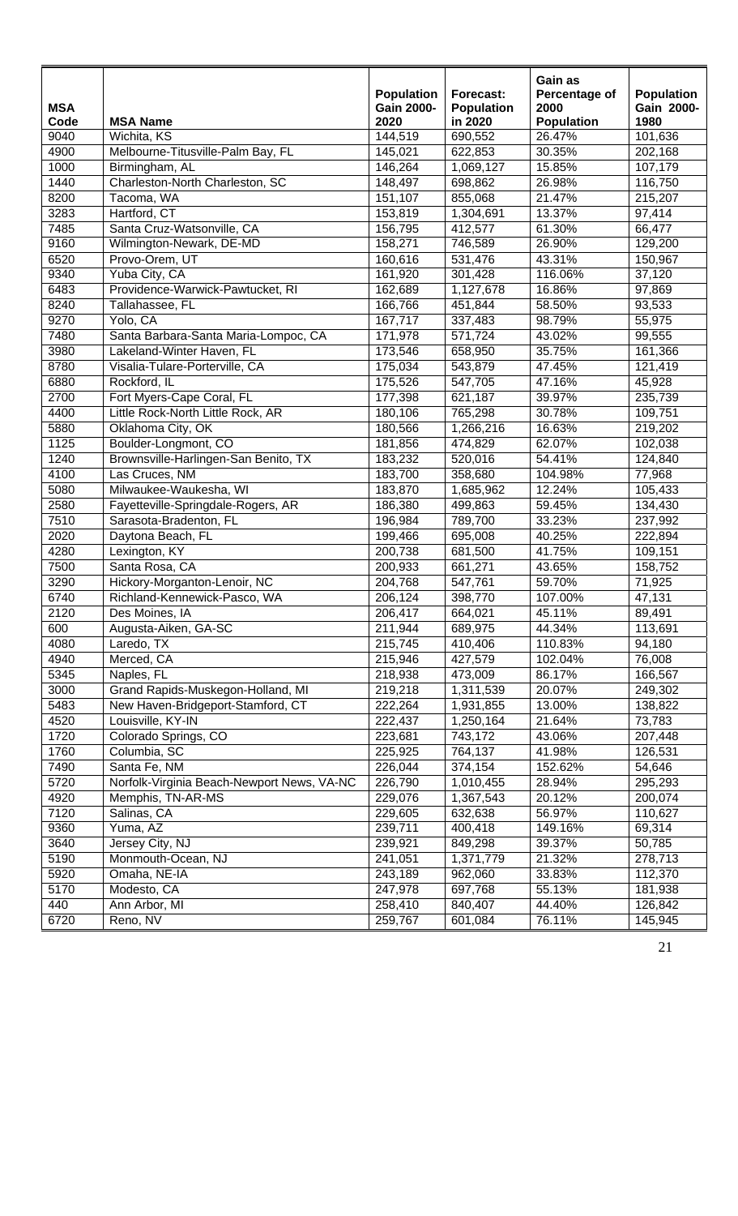| MSA Code | MSA Name | Population Gain 2000-2020 | Forecast: Population in 2020 | Gain as Percentage of 2000 Population | Population Gain 2000-1980 |
|---|---|---|---|---|---|
| 9040 | Wichita, KS | 144,519 | 690,552 | 26.47% | 101,636 |
| 4900 | Melbourne-Titusville-Palm Bay, FL | 145,021 | 622,853 | 30.35% | 202,168 |
| 1000 | Birmingham, AL | 146,264 | 1,069,127 | 15.85% | 107,179 |
| 1440 | Charleston-North Charleston, SC | 148,497 | 698,862 | 26.98% | 116,750 |
| 8200 | Tacoma, WA | 151,107 | 855,068 | 21.47% | 215,207 |
| 3283 | Hartford, CT | 153,819 | 1,304,691 | 13.37% | 97,414 |
| 7485 | Santa Cruz-Watsonville, CA | 156,795 | 412,577 | 61.30% | 66,477 |
| 9160 | Wilmington-Newark, DE-MD | 158,271 | 746,589 | 26.90% | 129,200 |
| 6520 | Provo-Orem, UT | 160,616 | 531,476 | 43.31% | 150,967 |
| 9340 | Yuba City, CA | 161,920 | 301,428 | 116.06% | 37,120 |
| 6483 | Providence-Warwick-Pawtucket, RI | 162,689 | 1,127,678 | 16.86% | 97,869 |
| 8240 | Tallahassee, FL | 166,766 | 451,844 | 58.50% | 93,533 |
| 9270 | Yolo, CA | 167,717 | 337,483 | 98.79% | 55,975 |
| 7480 | Santa Barbara-Santa Maria-Lompoc, CA | 171,978 | 571,724 | 43.02% | 99,555 |
| 3980 | Lakeland-Winter Haven, FL | 173,546 | 658,950 | 35.75% | 161,366 |
| 8780 | Visalia-Tulare-Porterville, CA | 175,034 | 543,879 | 47.45% | 121,419 |
| 6880 | Rockford, IL | 175,526 | 547,705 | 47.16% | 45,928 |
| 2700 | Fort Myers-Cape Coral, FL | 177,398 | 621,187 | 39.97% | 235,739 |
| 4400 | Little Rock-North Little Rock, AR | 180,106 | 765,298 | 30.78% | 109,751 |
| 5880 | Oklahoma City, OK | 180,566 | 1,266,216 | 16.63% | 219,202 |
| 1125 | Boulder-Longmont, CO | 181,856 | 474,829 | 62.07% | 102,038 |
| 1240 | Brownsville-Harlingen-San Benito, TX | 183,232 | 520,016 | 54.41% | 124,840 |
| 4100 | Las Cruces, NM | 183,700 | 358,680 | 104.98% | 77,968 |
| 5080 | Milwaukee-Waukesha, WI | 183,870 | 1,685,962 | 12.24% | 105,433 |
| 2580 | Fayetteville-Springdale-Rogers, AR | 186,380 | 499,863 | 59.45% | 134,430 |
| 7510 | Sarasota-Bradenton, FL | 196,984 | 789,700 | 33.23% | 237,992 |
| 2020 | Daytona Beach, FL | 199,466 | 695,008 | 40.25% | 222,894 |
| 4280 | Lexington, KY | 200,738 | 681,500 | 41.75% | 109,151 |
| 7500 | Santa Rosa, CA | 200,933 | 661,271 | 43.65% | 158,752 |
| 3290 | Hickory-Morganton-Lenoir, NC | 204,768 | 547,761 | 59.70% | 71,925 |
| 6740 | Richland-Kennewick-Pasco, WA | 206,124 | 398,770 | 107.00% | 47,131 |
| 2120 | Des Moines, IA | 206,417 | 664,021 | 45.11% | 89,491 |
| 600 | Augusta-Aiken, GA-SC | 211,944 | 689,975 | 44.34% | 113,691 |
| 4080 | Laredo, TX | 215,745 | 410,406 | 110.83% | 94,180 |
| 4940 | Merced, CA | 215,946 | 427,579 | 102.04% | 76,008 |
| 5345 | Naples, FL | 218,938 | 473,009 | 86.17% | 166,567 |
| 3000 | Grand Rapids-Muskegon-Holland, MI | 219,218 | 1,311,539 | 20.07% | 249,302 |
| 5483 | New Haven-Bridgeport-Stamford, CT | 222,264 | 1,931,855 | 13.00% | 138,822 |
| 4520 | Louisville, KY-IN | 222,437 | 1,250,164 | 21.64% | 73,783 |
| 1720 | Colorado Springs, CO | 223,681 | 743,172 | 43.06% | 207,448 |
| 1760 | Columbia, SC | 225,925 | 764,137 | 41.98% | 126,531 |
| 7490 | Santa Fe, NM | 226,044 | 374,154 | 152.62% | 54,646 |
| 5720 | Norfolk-Virginia Beach-Newport News, VA-NC | 226,790 | 1,010,455 | 28.94% | 295,293 |
| 4920 | Memphis, TN-AR-MS | 229,076 | 1,367,543 | 20.12% | 200,074 |
| 7120 | Salinas, CA | 229,605 | 632,638 | 56.97% | 110,627 |
| 9360 | Yuma, AZ | 239,711 | 400,418 | 149.16% | 69,314 |
| 3640 | Jersey City, NJ | 239,921 | 849,298 | 39.37% | 50,785 |
| 5190 | Monmouth-Ocean, NJ | 241,051 | 1,371,779 | 21.32% | 278,713 |
| 5920 | Omaha, NE-IA | 243,189 | 962,060 | 33.83% | 112,370 |
| 5170 | Modesto, CA | 247,978 | 697,768 | 55.13% | 181,938 |
| 440 | Ann Arbor, MI | 258,410 | 840,407 | 44.40% | 126,842 |
| 6720 | Reno, NV | 259,767 | 601,084 | 76.11% | 145,945 |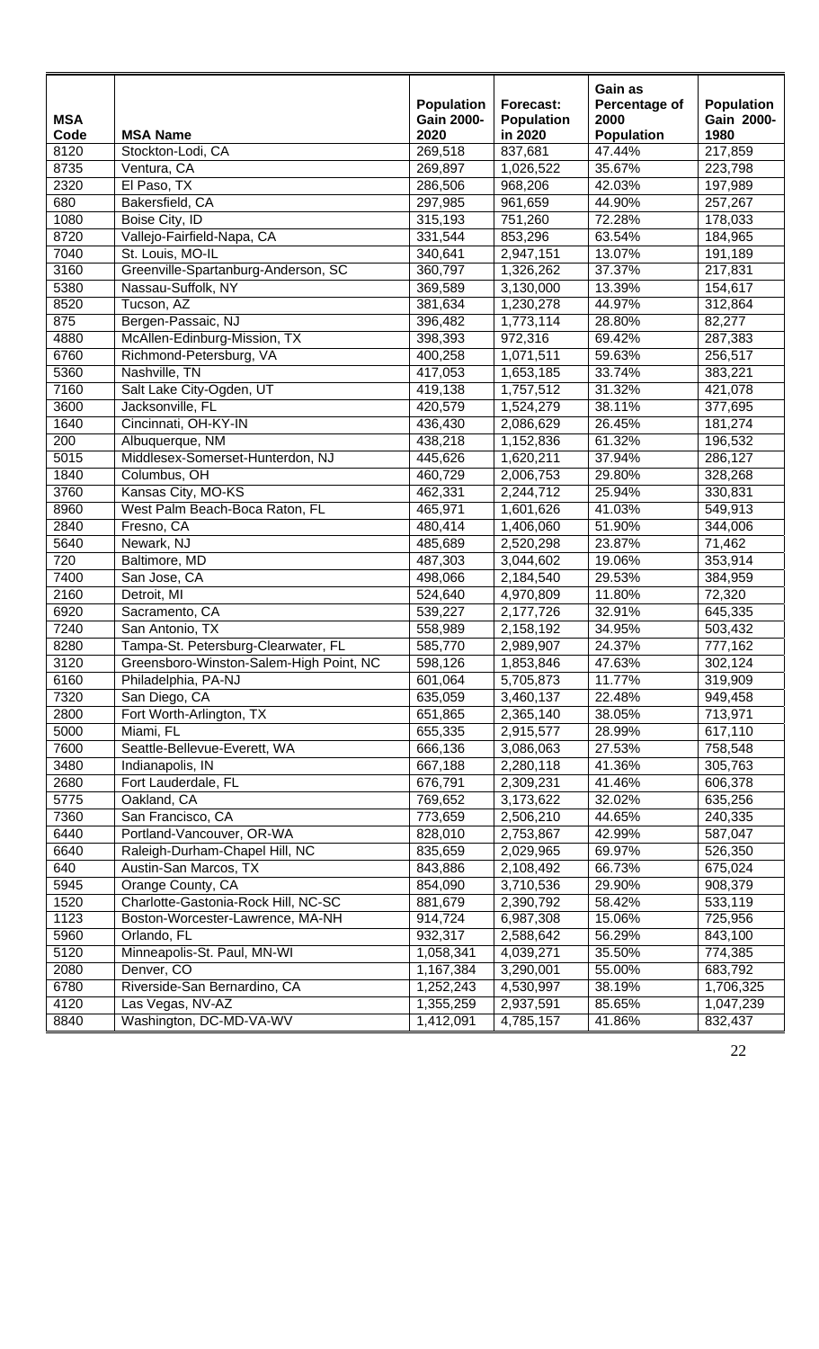| MSA Code | MSA Name | Population Gain 2000-2020 | Forecast: Population in 2020 | Gain as Percentage of 2000 Population | Population Gain 2000-1980 |
|---|---|---|---|---|---|
| 8120 | Stockton-Lodi, CA | 269,518 | 837,681 | 47.44% | 217,859 |
| 8735 | Ventura, CA | 269,897 | 1,026,522 | 35.67% | 223,798 |
| 2320 | El Paso, TX | 286,506 | 968,206 | 42.03% | 197,989 |
| 680 | Bakersfield, CA | 297,985 | 961,659 | 44.90% | 257,267 |
| 1080 | Boise City, ID | 315,193 | 751,260 | 72.28% | 178,033 |
| 8720 | Vallejo-Fairfield-Napa, CA | 331,544 | 853,296 | 63.54% | 184,965 |
| 7040 | St. Louis, MO-IL | 340,641 | 2,947,151 | 13.07% | 191,189 |
| 3160 | Greenville-Spartanburg-Anderson, SC | 360,797 | 1,326,262 | 37.37% | 217,831 |
| 5380 | Nassau-Suffolk, NY | 369,589 | 3,130,000 | 13.39% | 154,617 |
| 8520 | Tucson, AZ | 381,634 | 1,230,278 | 44.97% | 312,864 |
| 875 | Bergen-Passaic, NJ | 396,482 | 1,773,114 | 28.80% | 82,277 |
| 4880 | McAllen-Edinburg-Mission, TX | 398,393 | 972,316 | 69.42% | 287,383 |
| 6760 | Richmond-Petersburg, VA | 400,258 | 1,071,511 | 59.63% | 256,517 |
| 5360 | Nashville, TN | 417,053 | 1,653,185 | 33.74% | 383,221 |
| 7160 | Salt Lake City-Ogden, UT | 419,138 | 1,757,512 | 31.32% | 421,078 |
| 3600 | Jacksonville, FL | 420,579 | 1,524,279 | 38.11% | 377,695 |
| 1640 | Cincinnati, OH-KY-IN | 436,430 | 2,086,629 | 26.45% | 181,274 |
| 200 | Albuquerque, NM | 438,218 | 1,152,836 | 61.32% | 196,532 |
| 5015 | Middlesex-Somerset-Hunterdon, NJ | 445,626 | 1,620,211 | 37.94% | 286,127 |
| 1840 | Columbus, OH | 460,729 | 2,006,753 | 29.80% | 328,268 |
| 3760 | Kansas City, MO-KS | 462,331 | 2,244,712 | 25.94% | 330,831 |
| 8960 | West Palm Beach-Boca Raton, FL | 465,971 | 1,601,626 | 41.03% | 549,913 |
| 2840 | Fresno, CA | 480,414 | 1,406,060 | 51.90% | 344,006 |
| 5640 | Newark, NJ | 485,689 | 2,520,298 | 23.87% | 71,462 |
| 720 | Baltimore, MD | 487,303 | 3,044,602 | 19.06% | 353,914 |
| 7400 | San Jose, CA | 498,066 | 2,184,540 | 29.53% | 384,959 |
| 2160 | Detroit, MI | 524,640 | 4,970,809 | 11.80% | 72,320 |
| 6920 | Sacramento, CA | 539,227 | 2,177,726 | 32.91% | 645,335 |
| 7240 | San Antonio, TX | 558,989 | 2,158,192 | 34.95% | 503,432 |
| 8280 | Tampa-St. Petersburg-Clearwater, FL | 585,770 | 2,989,907 | 24.37% | 777,162 |
| 3120 | Greensboro-Winston-Salem-High Point, NC | 598,126 | 1,853,846 | 47.63% | 302,124 |
| 6160 | Philadelphia, PA-NJ | 601,064 | 5,705,873 | 11.77% | 319,909 |
| 7320 | San Diego, CA | 635,059 | 3,460,137 | 22.48% | 949,458 |
| 2800 | Fort Worth-Arlington, TX | 651,865 | 2,365,140 | 38.05% | 713,971 |
| 5000 | Miami, FL | 655,335 | 2,915,577 | 28.99% | 617,110 |
| 7600 | Seattle-Bellevue-Everett, WA | 666,136 | 3,086,063 | 27.53% | 758,548 |
| 3480 | Indianapolis, IN | 667,188 | 2,280,118 | 41.36% | 305,763 |
| 2680 | Fort Lauderdale, FL | 676,791 | 2,309,231 | 41.46% | 606,378 |
| 5775 | Oakland, CA | 769,652 | 3,173,622 | 32.02% | 635,256 |
| 7360 | San Francisco, CA | 773,659 | 2,506,210 | 44.65% | 240,335 |
| 6440 | Portland-Vancouver, OR-WA | 828,010 | 2,753,867 | 42.99% | 587,047 |
| 6640 | Raleigh-Durham-Chapel Hill, NC | 835,659 | 2,029,965 | 69.97% | 526,350 |
| 640 | Austin-San Marcos, TX | 843,886 | 2,108,492 | 66.73% | 675,024 |
| 5945 | Orange County, CA | 854,090 | 3,710,536 | 29.90% | 908,379 |
| 1520 | Charlotte-Gastonia-Rock Hill, NC-SC | 881,679 | 2,390,792 | 58.42% | 533,119 |
| 1123 | Boston-Worcester-Lawrence, MA-NH | 914,724 | 6,987,308 | 15.06% | 725,956 |
| 5960 | Orlando, FL | 932,317 | 2,588,642 | 56.29% | 843,100 |
| 5120 | Minneapolis-St. Paul, MN-WI | 1,058,341 | 4,039,271 | 35.50% | 774,385 |
| 2080 | Denver, CO | 1,167,384 | 3,290,001 | 55.00% | 683,792 |
| 6780 | Riverside-San Bernardino, CA | 1,252,243 | 4,530,997 | 38.19% | 1,706,325 |
| 4120 | Las Vegas, NV-AZ | 1,355,259 | 2,937,591 | 85.65% | 1,047,239 |
| 8840 | Washington, DC-MD-VA-WV | 1,412,091 | 4,785,157 | 41.86% | 832,437 |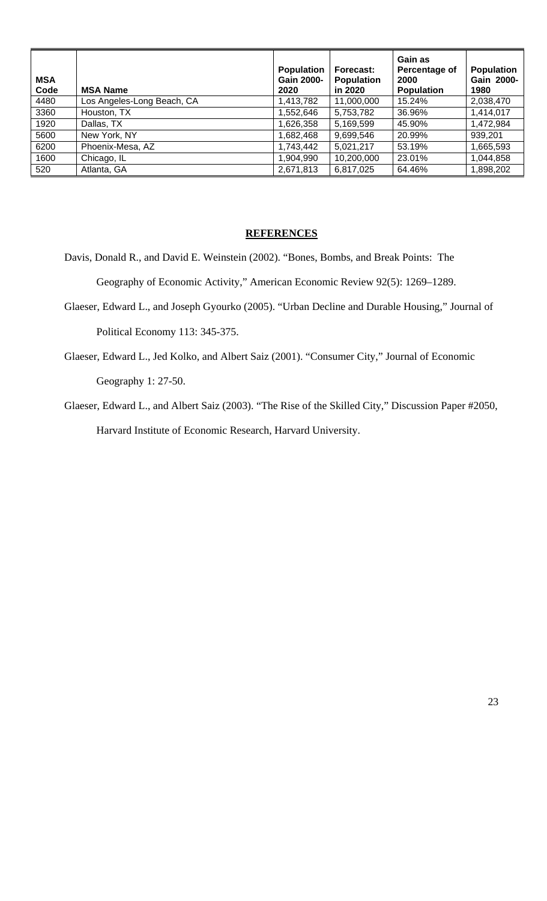| MSA Code | MSA Name | Population Gain 2000-2020 | Forecast: Population in 2020 | Gain as Percentage of 2000 Population | Population Gain 2000-1980 |
|---|---|---|---|---|---|
| 4480 | Los Angeles-Long Beach, CA | 1,413,782 | 11,000,000 | 15.24% | 2,038,470 |
| 3360 | Houston, TX | 1,552,646 | 5,753,782 | 36.96% | 1,414,017 |
| 1920 | Dallas, TX | 1,626,358 | 5,169,599 | 45.90% | 1,472,984 |
| 5600 | New York, NY | 1,682,468 | 9,699,546 | 20.99% | 939,201 |
| 6200 | Phoenix-Mesa, AZ | 1,743,442 | 5,021,217 | 53.19% | 1,665,593 |
| 1600 | Chicago, IL | 1,904,990 | 10,200,000 | 23.01% | 1,044,858 |
| 520 | Atlanta, GA | 2,671,813 | 6,817,025 | 64.46% | 1,898,202 |

## REFERENCES

Davis, Donald R., and David E. Weinstein (2002). "Bones, Bombs, and Break Points: The Geography of Economic Activity," American Economic Review 92(5): 1269–1289.

Glaeser, Edward L., and Joseph Gyourko (2005). "Urban Decline and Durable Housing," Journal of Political Economy 113: 345-375.

Glaeser, Edward L., Jed Kolko, and Albert Saiz (2001). "Consumer City," Journal of Economic Geography 1: 27-50.

Glaeser, Edward L., and Albert Saiz (2003). "The Rise of the Skilled City," Discussion Paper #2050, Harvard Institute of Economic Research, Harvard University.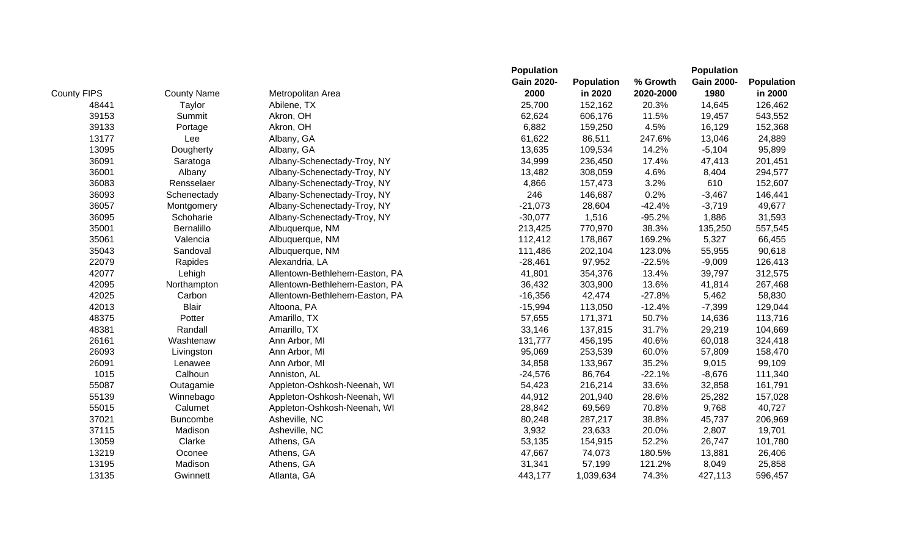| County FIPS | County Name | Metropolitan Area | Population Gain 2020-2000 | Population in 2020 | % Growth 2020-2000 | Population Gain 2000-1980 | Population in 2000 |
|---|---|---|---|---|---|---|---|
| 48441 | Taylor | Abilene, TX | 25,700 | 152,162 | 20.3% | 14,645 | 126,462 |
| 39153 | Summit | Akron, OH | 62,624 | 606,176 | 11.5% | 19,457 | 543,552 |
| 39133 | Portage | Akron, OH | 6,882 | 159,250 | 4.5% | 16,129 | 152,368 |
| 13177 | Lee | Albany, GA | 61,622 | 86,511 | 247.6% | 13,046 | 24,889 |
| 13095 | Dougherty | Albany, GA | 13,635 | 109,534 | 14.2% | -5,104 | 95,899 |
| 36091 | Saratoga | Albany-Schenectady-Troy, NY | 34,999 | 236,450 | 17.4% | 47,413 | 201,451 |
| 36001 | Albany | Albany-Schenectady-Troy, NY | 13,482 | 308,059 | 4.6% | 8,404 | 294,577 |
| 36083 | Rensselaer | Albany-Schenectady-Troy, NY | 4,866 | 157,473 | 3.2% | 610 | 152,607 |
| 36093 | Schenectady | Albany-Schenectady-Troy, NY | 246 | 146,687 | 0.2% | -3,467 | 146,441 |
| 36057 | Montgomery | Albany-Schenectady-Troy, NY | -21,073 | 28,604 | -42.4% | -3,719 | 49,677 |
| 36095 | Schoharie | Albany-Schenectady-Troy, NY | -30,077 | 1,516 | -95.2% | 1,886 | 31,593 |
| 35001 | Bernalillo | Albuquerque, NM | 213,425 | 770,970 | 38.3% | 135,250 | 557,545 |
| 35061 | Valencia | Albuquerque, NM | 112,412 | 178,867 | 169.2% | 5,327 | 66,455 |
| 35043 | Sandoval | Albuquerque, NM | 111,486 | 202,104 | 123.0% | 55,955 | 90,618 |
| 22079 | Rapides | Alexandria, LA | -28,461 | 97,952 | -22.5% | -9,009 | 126,413 |
| 42077 | Lehigh | Allentown-Bethlehem-Easton, PA | 41,801 | 354,376 | 13.4% | 39,797 | 312,575 |
| 42095 | Northampton | Allentown-Bethlehem-Easton, PA | 36,432 | 303,900 | 13.6% | 41,814 | 267,468 |
| 42025 | Carbon | Allentown-Bethlehem-Easton, PA | -16,356 | 42,474 | -27.8% | 5,462 | 58,830 |
| 42013 | Blair | Altoona, PA | -15,994 | 113,050 | -12.4% | -7,399 | 129,044 |
| 48375 | Potter | Amarillo, TX | 57,655 | 171,371 | 50.7% | 14,636 | 113,716 |
| 48381 | Randall | Amarillo, TX | 33,146 | 137,815 | 31.7% | 29,219 | 104,669 |
| 26161 | Washtenaw | Ann Arbor, MI | 131,777 | 456,195 | 40.6% | 60,018 | 324,418 |
| 26093 | Livingston | Ann Arbor, MI | 95,069 | 253,539 | 60.0% | 57,809 | 158,470 |
| 26091 | Lenawee | Ann Arbor, MI | 34,858 | 133,967 | 35.2% | 9,015 | 99,109 |
| 1015 | Calhoun | Anniston, AL | -24,576 | 86,764 | -22.1% | -8,676 | 111,340 |
| 55087 | Outagamie | Appleton-Oshkosh-Neenah, WI | 54,423 | 216,214 | 33.6% | 32,858 | 161,791 |
| 55139 | Winnebago | Appleton-Oshkosh-Neenah, WI | 44,912 | 201,940 | 28.6% | 25,282 | 157,028 |
| 55015 | Calumet | Appleton-Oshkosh-Neenah, WI | 28,842 | 69,569 | 70.8% | 9,768 | 40,727 |
| 37021 | Buncombe | Asheville, NC | 80,248 | 287,217 | 38.8% | 45,737 | 206,969 |
| 37115 | Madison | Asheville, NC | 3,932 | 23,633 | 20.0% | 2,807 | 19,701 |
| 13059 | Clarke | Athens, GA | 53,135 | 154,915 | 52.2% | 26,747 | 101,780 |
| 13219 | Oconee | Athens, GA | 47,667 | 74,073 | 180.5% | 13,881 | 26,406 |
| 13195 | Madison | Athens, GA | 31,341 | 57,199 | 121.2% | 8,049 | 25,858 |
| 13135 | Gwinnett | Atlanta, GA | 443,177 | 1,039,634 | 74.3% | 427,113 | 596,457 |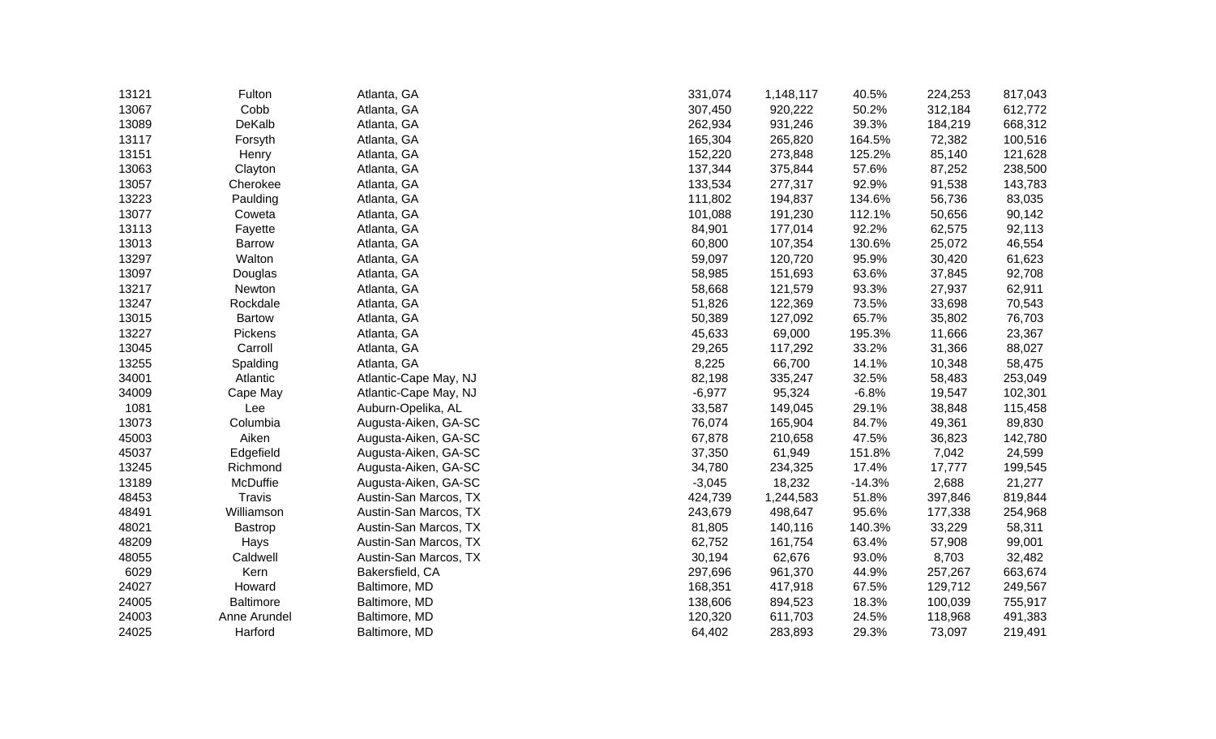| | | | | | | | |
|---|---|---|---|---|---|---|---|
| 13121 | Fulton | Atlanta, GA | 331,074 | 1,148,117 | 40.5% | 224,253 | 817,043 |
| 13067 | Cobb | Atlanta, GA | 307,450 | 920,222 | 50.2% | 312,184 | 612,772 |
| 13089 | DeKalb | Atlanta, GA | 262,934 | 931,246 | 39.3% | 184,219 | 668,312 |
| 13117 | Forsyth | Atlanta, GA | 165,304 | 265,820 | 164.5% | 72,382 | 100,516 |
| 13151 | Henry | Atlanta, GA | 152,220 | 273,848 | 125.2% | 85,140 | 121,628 |
| 13063 | Clayton | Atlanta, GA | 137,344 | 375,844 | 57.6% | 87,252 | 238,500 |
| 13057 | Cherokee | Atlanta, GA | 133,534 | 277,317 | 92.9% | 91,538 | 143,783 |
| 13223 | Paulding | Atlanta, GA | 111,802 | 194,837 | 134.6% | 56,736 | 83,035 |
| 13077 | Coweta | Atlanta, GA | 101,088 | 191,230 | 112.1% | 50,656 | 90,142 |
| 13113 | Fayette | Atlanta, GA | 84,901 | 177,014 | 92.2% | 62,575 | 92,113 |
| 13013 | Barrow | Atlanta, GA | 60,800 | 107,354 | 130.6% | 25,072 | 46,554 |
| 13297 | Walton | Atlanta, GA | 59,097 | 120,720 | 95.9% | 30,420 | 61,623 |
| 13097 | Douglas | Atlanta, GA | 58,985 | 151,693 | 63.6% | 37,845 | 92,708 |
| 13217 | Newton | Atlanta, GA | 58,668 | 121,579 | 93.3% | 27,937 | 62,911 |
| 13247 | Rockdale | Atlanta, GA | 51,826 | 122,369 | 73.5% | 33,698 | 70,543 |
| 13015 | Bartow | Atlanta, GA | 50,389 | 127,092 | 65.7% | 35,802 | 76,703 |
| 13227 | Pickens | Atlanta, GA | 45,633 | 69,000 | 195.3% | 11,666 | 23,367 |
| 13045 | Carroll | Atlanta, GA | 29,265 | 117,292 | 33.2% | 31,366 | 88,027 |
| 13255 | Spalding | Atlanta, GA | 8,225 | 66,700 | 14.1% | 10,348 | 58,475 |
| 34001 | Atlantic | Atlantic-Cape May, NJ | 82,198 | 335,247 | 32.5% | 58,483 | 253,049 |
| 34009 | Cape May | Atlantic-Cape May, NJ | -6,977 | 95,324 | -6.8% | 19,547 | 102,301 |
| 1081 | Lee | Auburn-Opelika, AL | 33,587 | 149,045 | 29.1% | 38,848 | 115,458 |
| 13073 | Columbia | Augusta-Aiken, GA-SC | 76,074 | 165,904 | 84.7% | 49,361 | 89,830 |
| 45003 | Aiken | Augusta-Aiken, GA-SC | 67,878 | 210,658 | 47.5% | 36,823 | 142,780 |
| 45037 | Edgefield | Augusta-Aiken, GA-SC | 37,350 | 61,949 | 151.8% | 7,042 | 24,599 |
| 13245 | Richmond | Augusta-Aiken, GA-SC | 34,780 | 234,325 | 17.4% | 17,777 | 199,545 |
| 13189 | McDuffie | Augusta-Aiken, GA-SC | -3,045 | 18,232 | -14.3% | 2,688 | 21,277 |
| 48453 | Travis | Austin-San Marcos, TX | 424,739 | 1,244,583 | 51.8% | 397,846 | 819,844 |
| 48491 | Williamson | Austin-San Marcos, TX | 243,679 | 498,647 | 95.6% | 177,338 | 254,968 |
| 48021 | Bastrop | Austin-San Marcos, TX | 81,805 | 140,116 | 140.3% | 33,229 | 58,311 |
| 48209 | Hays | Austin-San Marcos, TX | 62,752 | 161,754 | 63.4% | 57,908 | 99,001 |
| 48055 | Caldwell | Austin-San Marcos, TX | 30,194 | 62,676 | 93.0% | 8,703 | 32,482 |
| 6029 | Kern | Bakersfield, CA | 297,696 | 961,370 | 44.9% | 257,267 | 663,674 |
| 24027 | Howard | Baltimore, MD | 168,351 | 417,918 | 67.5% | 129,712 | 249,567 |
| 24005 | Baltimore | Baltimore, MD | 138,606 | 894,523 | 18.3% | 100,039 | 755,917 |
| 24003 | Anne Arundel | Baltimore, MD | 120,320 | 611,703 | 24.5% | 118,968 | 491,383 |
| 24025 | Harford | Baltimore, MD | 64,402 | 283,893 | 29.3% | 73,097 | 219,491 |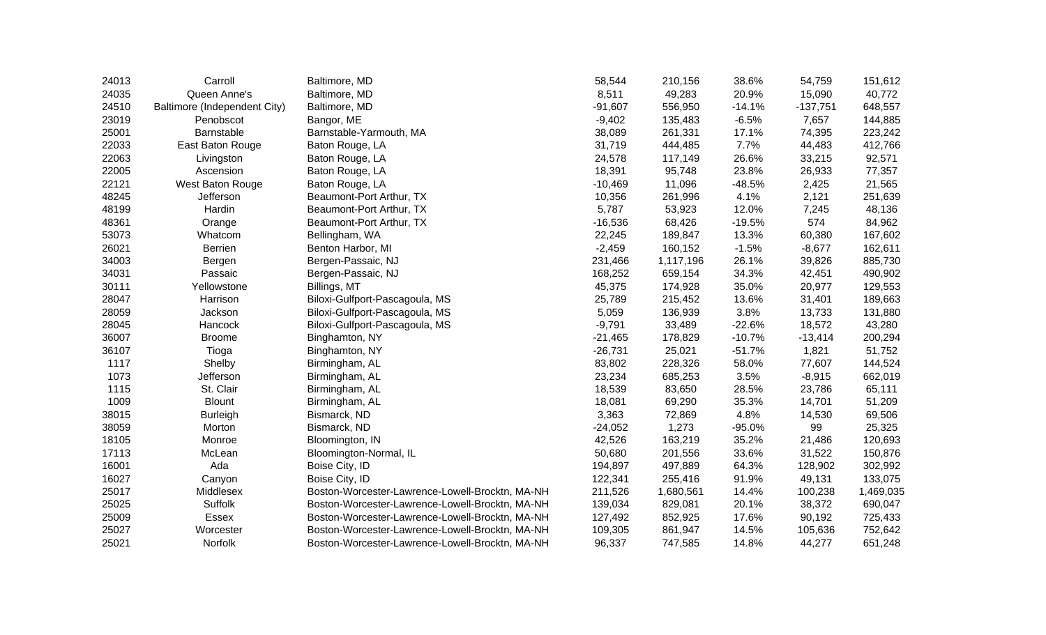| | | | | | | | |
|---|---|---|---|---|---|---|---|
| 24013 | Carroll | Baltimore, MD | 58,544 | 210,156 | 38.6% | 54,759 | 151,612 |
| 24035 | Queen Anne's | Baltimore, MD | 8,511 | 49,283 | 20.9% | 15,090 | 40,772 |
| 24510 | Baltimore (Independent City) | Baltimore, MD | -91,607 | 556,950 | -14.1% | -137,751 | 648,557 |
| 23019 | Penobscot | Bangor, ME | -9,402 | 135,483 | -6.5% | 7,657 | 144,885 |
| 25001 | Barnstable | Barnstable-Yarmouth, MA | 38,089 | 261,331 | 17.1% | 74,395 | 223,242 |
| 22033 | East Baton Rouge | Baton Rouge, LA | 31,719 | 444,485 | 7.7% | 44,483 | 412,766 |
| 22063 | Livingston | Baton Rouge, LA | 24,578 | 117,149 | 26.6% | 33,215 | 92,571 |
| 22005 | Ascension | Baton Rouge, LA | 18,391 | 95,748 | 23.8% | 26,933 | 77,357 |
| 22121 | West Baton Rouge | Baton Rouge, LA | -10,469 | 11,096 | -48.5% | 2,425 | 21,565 |
| 48245 | Jefferson | Beaumont-Port Arthur, TX | 10,356 | 261,996 | 4.1% | 2,121 | 251,639 |
| 48199 | Hardin | Beaumont-Port Arthur, TX | 5,787 | 53,923 | 12.0% | 7,245 | 48,136 |
| 48361 | Orange | Beaumont-Port Arthur, TX | -16,536 | 68,426 | -19.5% | 574 | 84,962 |
| 53073 | Whatcom | Bellingham, WA | 22,245 | 189,847 | 13.3% | 60,380 | 167,602 |
| 26021 | Berrien | Benton Harbor, MI | -2,459 | 160,152 | -1.5% | -8,677 | 162,611 |
| 34003 | Bergen | Bergen-Passaic, NJ | 231,466 | 1,117,196 | 26.1% | 39,826 | 885,730 |
| 34031 | Passaic | Bergen-Passaic, NJ | 168,252 | 659,154 | 34.3% | 42,451 | 490,902 |
| 30111 | Yellowstone | Billings, MT | 45,375 | 174,928 | 35.0% | 20,977 | 129,553 |
| 28047 | Harrison | Biloxi-Gulfport-Pascagoula, MS | 25,789 | 215,452 | 13.6% | 31,401 | 189,663 |
| 28059 | Jackson | Biloxi-Gulfport-Pascagoula, MS | 5,059 | 136,939 | 3.8% | 13,733 | 131,880 |
| 28045 | Hancock | Biloxi-Gulfport-Pascagoula, MS | -9,791 | 33,489 | -22.6% | 18,572 | 43,280 |
| 36007 | Broome | Binghamton, NY | -21,465 | 178,829 | -10.7% | -13,414 | 200,294 |
| 36107 | Tioga | Binghamton, NY | -26,731 | 25,021 | -51.7% | 1,821 | 51,752 |
| 1117 | Shelby | Birmingham, AL | 83,802 | 228,326 | 58.0% | 77,607 | 144,524 |
| 1073 | Jefferson | Birmingham, AL | 23,234 | 685,253 | 3.5% | -8,915 | 662,019 |
| 1115 | St. Clair | Birmingham, AL | 18,539 | 83,650 | 28.5% | 23,786 | 65,111 |
| 1009 | Blount | Birmingham, AL | 18,081 | 69,290 | 35.3% | 14,701 | 51,209 |
| 38015 | Burleigh | Bismarck, ND | 3,363 | 72,869 | 4.8% | 14,530 | 69,506 |
| 38059 | Morton | Bismarck, ND | -24,052 | 1,273 | -95.0% | 99 | 25,325 |
| 18105 | Monroe | Bloomington, IN | 42,526 | 163,219 | 35.2% | 21,486 | 120,693 |
| 17113 | McLean | Bloomington-Normal, IL | 50,680 | 201,556 | 33.6% | 31,522 | 150,876 |
| 16001 | Ada | Boise City, ID | 194,897 | 497,889 | 64.3% | 128,902 | 302,992 |
| 16027 | Canyon | Boise City, ID | 122,341 | 255,416 | 91.9% | 49,131 | 133,075 |
| 25017 | Middlesex | Boston-Worcester-Lawrence-Lowell-Brocktn, MA-NH | 211,526 | 1,680,561 | 14.4% | 100,238 | 1,469,035 |
| 25025 | Suffolk | Boston-Worcester-Lawrence-Lowell-Brocktn, MA-NH | 139,034 | 829,081 | 20.1% | 38,372 | 690,047 |
| 25009 | Essex | Boston-Worcester-Lawrence-Lowell-Brocktn, MA-NH | 127,492 | 852,925 | 17.6% | 90,192 | 725,433 |
| 25027 | Worcester | Boston-Worcester-Lawrence-Lowell-Brocktn, MA-NH | 109,305 | 861,947 | 14.5% | 105,636 | 752,642 |
| 25021 | Norfolk | Boston-Worcester-Lawrence-Lowell-Brocktn, MA-NH | 96,337 | 747,585 | 14.8% | 44,277 | 651,248 |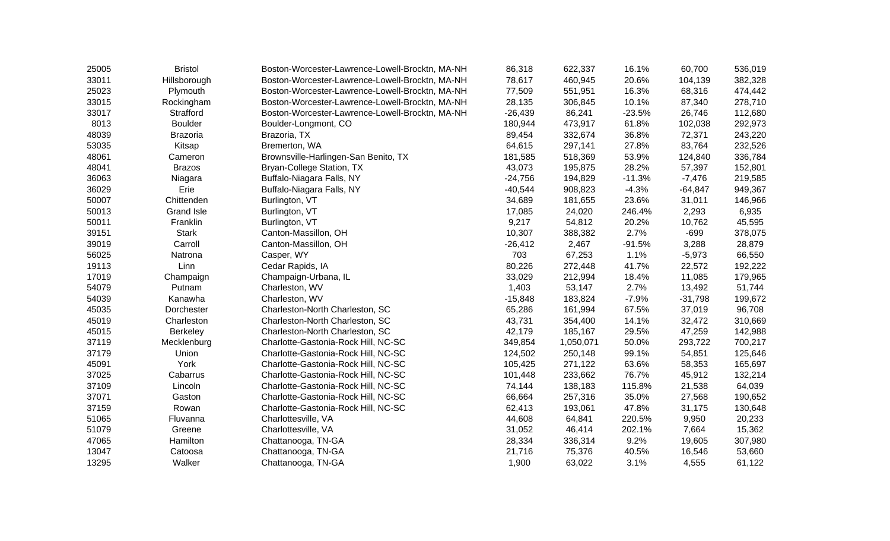| | | | | | | | |
|---|---|---|---|---|---|---|---|
| 25005 | Bristol | Boston-Worcester-Lawrence-Lowell-Brocktn, MA-NH | 86,318 | 622,337 | 16.1% | 60,700 | 536,019 |
| 33011 | Hillsborough | Boston-Worcester-Lawrence-Lowell-Brocktn, MA-NH | 78,617 | 460,945 | 20.6% | 104,139 | 382,328 |
| 25023 | Plymouth | Boston-Worcester-Lawrence-Lowell-Brocktn, MA-NH | 77,509 | 551,951 | 16.3% | 68,316 | 474,442 |
| 33015 | Rockingham | Boston-Worcester-Lawrence-Lowell-Brocktn, MA-NH | 28,135 | 306,845 | 10.1% | 87,340 | 278,710 |
| 33017 | Strafford | Boston-Worcester-Lawrence-Lowell-Brocktn, MA-NH | -26,439 | 86,241 | -23.5% | 26,746 | 112,680 |
| 8013 | Boulder | Boulder-Longmont, CO | 180,944 | 473,917 | 61.8% | 102,038 | 292,973 |
| 48039 | Brazoria | Brazoria, TX | 89,454 | 332,674 | 36.8% | 72,371 | 243,220 |
| 53035 | Kitsap | Bremerton, WA | 64,615 | 297,141 | 27.8% | 83,764 | 232,526 |
| 48061 | Cameron | Brownsville-Harlingen-San Benito, TX | 181,585 | 518,369 | 53.9% | 124,840 | 336,784 |
| 48041 | Brazos | Bryan-College Station, TX | 43,073 | 195,875 | 28.2% | 57,397 | 152,801 |
| 36063 | Niagara | Buffalo-Niagara Falls, NY | -24,756 | 194,829 | -11.3% | -7,476 | 219,585 |
| 36029 | Erie | Buffalo-Niagara Falls, NY | -40,544 | 908,823 | -4.3% | -64,847 | 949,367 |
| 50007 | Chittenden | Burlington, VT | 34,689 | 181,655 | 23.6% | 31,011 | 146,966 |
| 50013 | Grand Isle | Burlington, VT | 17,085 | 24,020 | 246.4% | 2,293 | 6,935 |
| 50011 | Franklin | Burlington, VT | 9,217 | 54,812 | 20.2% | 10,762 | 45,595 |
| 39151 | Stark | Canton-Massillon, OH | 10,307 | 388,382 | 2.7% | -699 | 378,075 |
| 39019 | Carroll | Canton-Massillon, OH | -26,412 | 2,467 | -91.5% | 3,288 | 28,879 |
| 56025 | Natrona | Casper, WY | 703 | 67,253 | 1.1% | -5,973 | 66,550 |
| 19113 | Linn | Cedar Rapids, IA | 80,226 | 272,448 | 41.7% | 22,572 | 192,222 |
| 17019 | Champaign | Champaign-Urbana, IL | 33,029 | 212,994 | 18.4% | 11,085 | 179,965 |
| 54079 | Putnam | Charleston, WV | 1,403 | 53,147 | 2.7% | 13,492 | 51,744 |
| 54039 | Kanawha | Charleston, WV | -15,848 | 183,824 | -7.9% | -31,798 | 199,672 |
| 45035 | Dorchester | Charleston-North Charleston, SC | 65,286 | 161,994 | 67.5% | 37,019 | 96,708 |
| 45019 | Charleston | Charleston-North Charleston, SC | 43,731 | 354,400 | 14.1% | 32,472 | 310,669 |
| 45015 | Berkeley | Charleston-North Charleston, SC | 42,179 | 185,167 | 29.5% | 47,259 | 142,988 |
| 37119 | Mecklenburg | Charlotte-Gastonia-Rock Hill, NC-SC | 349,854 | 1,050,071 | 50.0% | 293,722 | 700,217 |
| 37179 | Union | Charlotte-Gastonia-Rock Hill, NC-SC | 124,502 | 250,148 | 99.1% | 54,851 | 125,646 |
| 45091 | York | Charlotte-Gastonia-Rock Hill, NC-SC | 105,425 | 271,122 | 63.6% | 58,353 | 165,697 |
| 37025 | Cabarrus | Charlotte-Gastonia-Rock Hill, NC-SC | 101,448 | 233,662 | 76.7% | 45,912 | 132,214 |
| 37109 | Lincoln | Charlotte-Gastonia-Rock Hill, NC-SC | 74,144 | 138,183 | 115.8% | 21,538 | 64,039 |
| 37071 | Gaston | Charlotte-Gastonia-Rock Hill, NC-SC | 66,664 | 257,316 | 35.0% | 27,568 | 190,652 |
| 37159 | Rowan | Charlotte-Gastonia-Rock Hill, NC-SC | 62,413 | 193,061 | 47.8% | 31,175 | 130,648 |
| 51065 | Fluvanna | Charlottesville, VA | 44,608 | 64,841 | 220.5% | 9,950 | 20,233 |
| 51079 | Greene | Charlottesville, VA | 31,052 | 46,414 | 202.1% | 7,664 | 15,362 |
| 47065 | Hamilton | Chattanooga, TN-GA | 28,334 | 336,314 | 9.2% | 19,605 | 307,980 |
| 13047 | Catoosa | Chattanooga, TN-GA | 21,716 | 75,376 | 40.5% | 16,546 | 53,660 |
| 13295 | Walker | Chattanooga, TN-GA | 1,900 | 63,022 | 3.1% | 4,555 | 61,122 |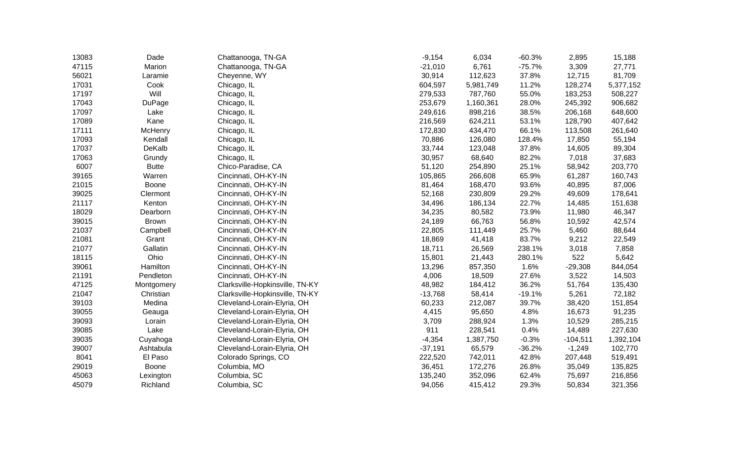| | | | | | | | |
|---|---|---|---|---|---|---|---|
| 13083 | Dade | Chattanooga, TN-GA | -9,154 | 6,034 | -60.3% | 2,895 | 15,188 |
| 47115 | Marion | Chattanooga, TN-GA | -21,010 | 6,761 | -75.7% | 3,309 | 27,771 |
| 56021 | Laramie | Cheyenne, WY | 30,914 | 112,623 | 37.8% | 12,715 | 81,709 |
| 17031 | Cook | Chicago, IL | 604,597 | 5,981,749 | 11.2% | 128,274 | 5,377,152 |
| 17197 | Will | Chicago, IL | 279,533 | 787,760 | 55.0% | 183,253 | 508,227 |
| 17043 | DuPage | Chicago, IL | 253,679 | 1,160,361 | 28.0% | 245,392 | 906,682 |
| 17097 | Lake | Chicago, IL | 249,616 | 898,216 | 38.5% | 206,168 | 648,600 |
| 17089 | Kane | Chicago, IL | 216,569 | 624,211 | 53.1% | 128,790 | 407,642 |
| 17111 | McHenry | Chicago, IL | 172,830 | 434,470 | 66.1% | 113,508 | 261,640 |
| 17093 | Kendall | Chicago, IL | 70,886 | 126,080 | 128.4% | 17,850 | 55,194 |
| 17037 | DeKalb | Chicago, IL | 33,744 | 123,048 | 37.8% | 14,605 | 89,304 |
| 17063 | Grundy | Chicago, IL | 30,957 | 68,640 | 82.2% | 7,018 | 37,683 |
| 6007 | Butte | Chico-Paradise, CA | 51,120 | 254,890 | 25.1% | 58,942 | 203,770 |
| 39165 | Warren | Cincinnati, OH-KY-IN | 105,865 | 266,608 | 65.9% | 61,287 | 160,743 |
| 21015 | Boone | Cincinnati, OH-KY-IN | 81,464 | 168,470 | 93.6% | 40,895 | 87,006 |
| 39025 | Clermont | Cincinnati, OH-KY-IN | 52,168 | 230,809 | 29.2% | 49,609 | 178,641 |
| 21117 | Kenton | Cincinnati, OH-KY-IN | 34,496 | 186,134 | 22.7% | 14,485 | 151,638 |
| 18029 | Dearborn | Cincinnati, OH-KY-IN | 34,235 | 80,582 | 73.9% | 11,980 | 46,347 |
| 39015 | Brown | Cincinnati, OH-KY-IN | 24,189 | 66,763 | 56.8% | 10,592 | 42,574 |
| 21037 | Campbell | Cincinnati, OH-KY-IN | 22,805 | 111,449 | 25.7% | 5,460 | 88,644 |
| 21081 | Grant | Cincinnati, OH-KY-IN | 18,869 | 41,418 | 83.7% | 9,212 | 22,549 |
| 21077 | Gallatin | Cincinnati, OH-KY-IN | 18,711 | 26,569 | 238.1% | 3,018 | 7,858 |
| 18115 | Ohio | Cincinnati, OH-KY-IN | 15,801 | 21,443 | 280.1% | 522 | 5,642 |
| 39061 | Hamilton | Cincinnati, OH-KY-IN | 13,296 | 857,350 | 1.6% | -29,308 | 844,054 |
| 21191 | Pendleton | Cincinnati, OH-KY-IN | 4,006 | 18,509 | 27.6% | 3,522 | 14,503 |
| 47125 | Montgomery | Clarksville-Hopkinsville, TN-KY | 48,982 | 184,412 | 36.2% | 51,764 | 135,430 |
| 21047 | Christian | Clarksville-Hopkinsville, TN-KY | -13,768 | 58,414 | -19.1% | 5,261 | 72,182 |
| 39103 | Medina | Cleveland-Lorain-Elyria, OH | 60,233 | 212,087 | 39.7% | 38,420 | 151,854 |
| 39055 | Geauga | Cleveland-Lorain-Elyria, OH | 4,415 | 95,650 | 4.8% | 16,673 | 91,235 |
| 39093 | Lorain | Cleveland-Lorain-Elyria, OH | 3,709 | 288,924 | 1.3% | 10,529 | 285,215 |
| 39085 | Lake | Cleveland-Lorain-Elyria, OH | 911 | 228,541 | 0.4% | 14,489 | 227,630 |
| 39035 | Cuyahoga | Cleveland-Lorain-Elyria, OH | -4,354 | 1,387,750 | -0.3% | -104,511 | 1,392,104 |
| 39007 | Ashtabula | Cleveland-Lorain-Elyria, OH | -37,191 | 65,579 | -36.2% | -1,249 | 102,770 |
| 8041 | El Paso | Colorado Springs, CO | 222,520 | 742,011 | 42.8% | 207,448 | 519,491 |
| 29019 | Boone | Columbia, MO | 36,451 | 172,276 | 26.8% | 35,049 | 135,825 |
| 45063 | Lexington | Columbia, SC | 135,240 | 352,096 | 62.4% | 75,697 | 216,856 |
| 45079 | Richland | Columbia, SC | 94,056 | 415,412 | 29.3% | 50,834 | 321,356 |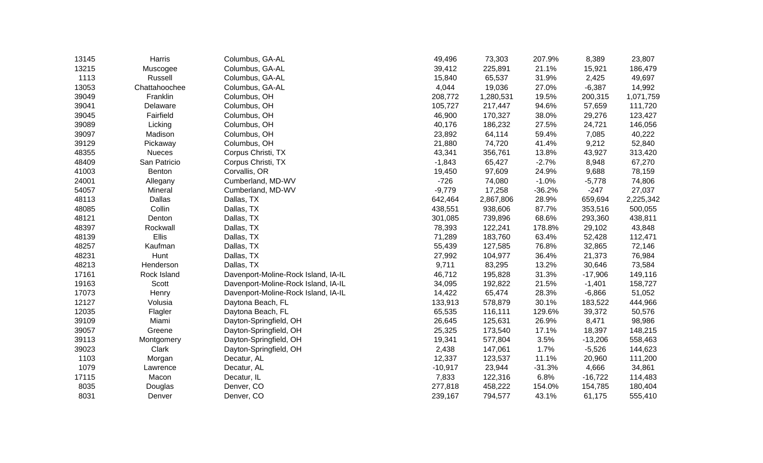| | | | | | | | |
|---|---|---|---|---|---|---|---|
| 13145 | Harris | Columbus, GA-AL | 49,496 | 73,303 | 207.9% | 8,389 | 23,807 |
| 13215 | Muscogee | Columbus, GA-AL | 39,412 | 225,891 | 21.1% | 15,921 | 186,479 |
| 1113 | Russell | Columbus, GA-AL | 15,840 | 65,537 | 31.9% | 2,425 | 49,697 |
| 13053 | Chattahoochee | Columbus, GA-AL | 4,044 | 19,036 | 27.0% | -6,387 | 14,992 |
| 39049 | Franklin | Columbus, OH | 208,772 | 1,280,531 | 19.5% | 200,315 | 1,071,759 |
| 39041 | Delaware | Columbus, OH | 105,727 | 217,447 | 94.6% | 57,659 | 111,720 |
| 39045 | Fairfield | Columbus, OH | 46,900 | 170,327 | 38.0% | 29,276 | 123,427 |
| 39089 | Licking | Columbus, OH | 40,176 | 186,232 | 27.5% | 24,721 | 146,056 |
| 39097 | Madison | Columbus, OH | 23,892 | 64,114 | 59.4% | 7,085 | 40,222 |
| 39129 | Pickaway | Columbus, OH | 21,880 | 74,720 | 41.4% | 9,212 | 52,840 |
| 48355 | Nueces | Corpus Christi, TX | 43,341 | 356,761 | 13.8% | 43,927 | 313,420 |
| 48409 | San Patricio | Corpus Christi, TX | -1,843 | 65,427 | -2.7% | 8,948 | 67,270 |
| 41003 | Benton | Corvallis, OR | 19,450 | 97,609 | 24.9% | 9,688 | 78,159 |
| 24001 | Allegany | Cumberland, MD-WV | -726 | 74,080 | -1.0% | -5,778 | 74,806 |
| 54057 | Mineral | Cumberland, MD-WV | -9,779 | 17,258 | -36.2% | -247 | 27,037 |
| 48113 | Dallas | Dallas, TX | 642,464 | 2,867,806 | 28.9% | 659,694 | 2,225,342 |
| 48085 | Collin | Dallas, TX | 438,551 | 938,606 | 87.7% | 353,516 | 500,055 |
| 48121 | Denton | Dallas, TX | 301,085 | 739,896 | 68.6% | 293,360 | 438,811 |
| 48397 | Rockwall | Dallas, TX | 78,393 | 122,241 | 178.8% | 29,102 | 43,848 |
| 48139 | Ellis | Dallas, TX | 71,289 | 183,760 | 63.4% | 52,428 | 112,471 |
| 48257 | Kaufman | Dallas, TX | 55,439 | 127,585 | 76.8% | 32,865 | 72,146 |
| 48231 | Hunt | Dallas, TX | 27,992 | 104,977 | 36.4% | 21,373 | 76,984 |
| 48213 | Henderson | Dallas, TX | 9,711 | 83,295 | 13.2% | 30,646 | 73,584 |
| 17161 | Rock Island | Davenport-Moline-Rock Island, IA-IL | 46,712 | 195,828 | 31.3% | -17,906 | 149,116 |
| 19163 | Scott | Davenport-Moline-Rock Island, IA-IL | 34,095 | 192,822 | 21.5% | -1,401 | 158,727 |
| 17073 | Henry | Davenport-Moline-Rock Island, IA-IL | 14,422 | 65,474 | 28.3% | -6,866 | 51,052 |
| 12127 | Volusia | Daytona Beach, FL | 133,913 | 578,879 | 30.1% | 183,522 | 444,966 |
| 12035 | Flagler | Daytona Beach, FL | 65,535 | 116,111 | 129.6% | 39,372 | 50,576 |
| 39109 | Miami | Dayton-Springfield, OH | 26,645 | 125,631 | 26.9% | 8,471 | 98,986 |
| 39057 | Greene | Dayton-Springfield, OH | 25,325 | 173,540 | 17.1% | 18,397 | 148,215 |
| 39113 | Montgomery | Dayton-Springfield, OH | 19,341 | 577,804 | 3.5% | -13,206 | 558,463 |
| 39023 | Clark | Dayton-Springfield, OH | 2,438 | 147,061 | 1.7% | -5,526 | 144,623 |
| 1103 | Morgan | Decatur, AL | 12,337 | 123,537 | 11.1% | 20,960 | 111,200 |
| 1079 | Lawrence | Decatur, AL | -10,917 | 23,944 | -31.3% | 4,666 | 34,861 |
| 17115 | Macon | Decatur, IL | 7,833 | 122,316 | 6.8% | -16,722 | 114,483 |
| 8035 | Douglas | Denver, CO | 277,818 | 458,222 | 154.0% | 154,785 | 180,404 |
| 8031 | Denver | Denver, CO | 239,167 | 794,577 | 43.1% | 61,175 | 555,410 |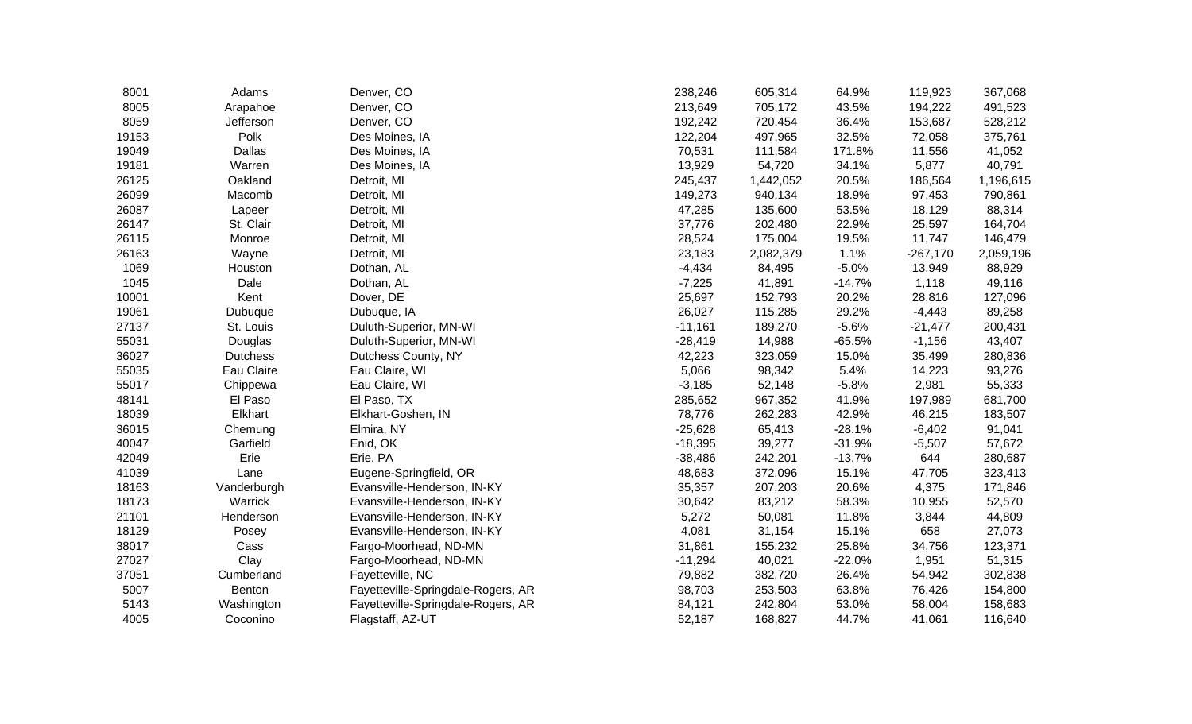| | | | | | | | |
|---|---|---|---|---|---|---|---|
| 8001 | Adams | Denver, CO | 238,246 | 605,314 | 64.9% | 119,923 | 367,068 |
| 8005 | Arapahoe | Denver, CO | 213,649 | 705,172 | 43.5% | 194,222 | 491,523 |
| 8059 | Jefferson | Denver, CO | 192,242 | 720,454 | 36.4% | 153,687 | 528,212 |
| 19153 | Polk | Des Moines, IA | 122,204 | 497,965 | 32.5% | 72,058 | 375,761 |
| 19049 | Dallas | Des Moines, IA | 70,531 | 111,584 | 171.8% | 11,556 | 41,052 |
| 19181 | Warren | Des Moines, IA | 13,929 | 54,720 | 34.1% | 5,877 | 40,791 |
| 26125 | Oakland | Detroit, MI | 245,437 | 1,442,052 | 20.5% | 186,564 | 1,196,615 |
| 26099 | Macomb | Detroit, MI | 149,273 | 940,134 | 18.9% | 97,453 | 790,861 |
| 26087 | Lapeer | Detroit, MI | 47,285 | 135,600 | 53.5% | 18,129 | 88,314 |
| 26147 | St. Clair | Detroit, MI | 37,776 | 202,480 | 22.9% | 25,597 | 164,704 |
| 26115 | Monroe | Detroit, MI | 28,524 | 175,004 | 19.5% | 11,747 | 146,479 |
| 26163 | Wayne | Detroit, MI | 23,183 | 2,082,379 | 1.1% | -267,170 | 2,059,196 |
| 1069 | Houston | Dothan, AL | -4,434 | 84,495 | -5.0% | 13,949 | 88,929 |
| 1045 | Dale | Dothan, AL | -7,225 | 41,891 | -14.7% | 1,118 | 49,116 |
| 10001 | Kent | Dover, DE | 25,697 | 152,793 | 20.2% | 28,816 | 127,096 |
| 19061 | Dubuque | Dubuque, IA | 26,027 | 115,285 | 29.2% | -4,443 | 89,258 |
| 27137 | St. Louis | Duluth-Superior, MN-WI | -11,161 | 189,270 | -5.6% | -21,477 | 200,431 |
| 55031 | Douglas | Duluth-Superior, MN-WI | -28,419 | 14,988 | -65.5% | -1,156 | 43,407 |
| 36027 | Dutchess | Dutchess County, NY | 42,223 | 323,059 | 15.0% | 35,499 | 280,836 |
| 55035 | Eau Claire | Eau Claire, WI | 5,066 | 98,342 | 5.4% | 14,223 | 93,276 |
| 55017 | Chippewa | Eau Claire, WI | -3,185 | 52,148 | -5.8% | 2,981 | 55,333 |
| 48141 | El Paso | El Paso, TX | 285,652 | 967,352 | 41.9% | 197,989 | 681,700 |
| 18039 | Elkhart | Elkhart-Goshen, IN | 78,776 | 262,283 | 42.9% | 46,215 | 183,507 |
| 36015 | Chemung | Elmira, NY | -25,628 | 65,413 | -28.1% | -6,402 | 91,041 |
| 40047 | Garfield | Enid, OK | -18,395 | 39,277 | -31.9% | -5,507 | 57,672 |
| 42049 | Erie | Erie, PA | -38,486 | 242,201 | -13.7% | 644 | 280,687 |
| 41039 | Lane | Eugene-Springfield, OR | 48,683 | 372,096 | 15.1% | 47,705 | 323,413 |
| 18163 | Vanderburgh | Evansville-Henderson, IN-KY | 35,357 | 207,203 | 20.6% | 4,375 | 171,846 |
| 18173 | Warrick | Evansville-Henderson, IN-KY | 30,642 | 83,212 | 58.3% | 10,955 | 52,570 |
| 21101 | Henderson | Evansville-Henderson, IN-KY | 5,272 | 50,081 | 11.8% | 3,844 | 44,809 |
| 18129 | Posey | Evansville-Henderson, IN-KY | 4,081 | 31,154 | 15.1% | 658 | 27,073 |
| 38017 | Cass | Fargo-Moorhead, ND-MN | 31,861 | 155,232 | 25.8% | 34,756 | 123,371 |
| 27027 | Clay | Fargo-Moorhead, ND-MN | -11,294 | 40,021 | -22.0% | 1,951 | 51,315 |
| 37051 | Cumberland | Fayetteville, NC | 79,882 | 382,720 | 26.4% | 54,942 | 302,838 |
| 5007 | Benton | Fayetteville-Springdale-Rogers, AR | 98,703 | 253,503 | 63.8% | 76,426 | 154,800 |
| 5143 | Washington | Fayetteville-Springdale-Rogers, AR | 84,121 | 242,804 | 53.0% | 58,004 | 158,683 |
| 4005 | Coconino | Flagstaff, AZ-UT | 52,187 | 168,827 | 44.7% | 41,061 | 116,640 |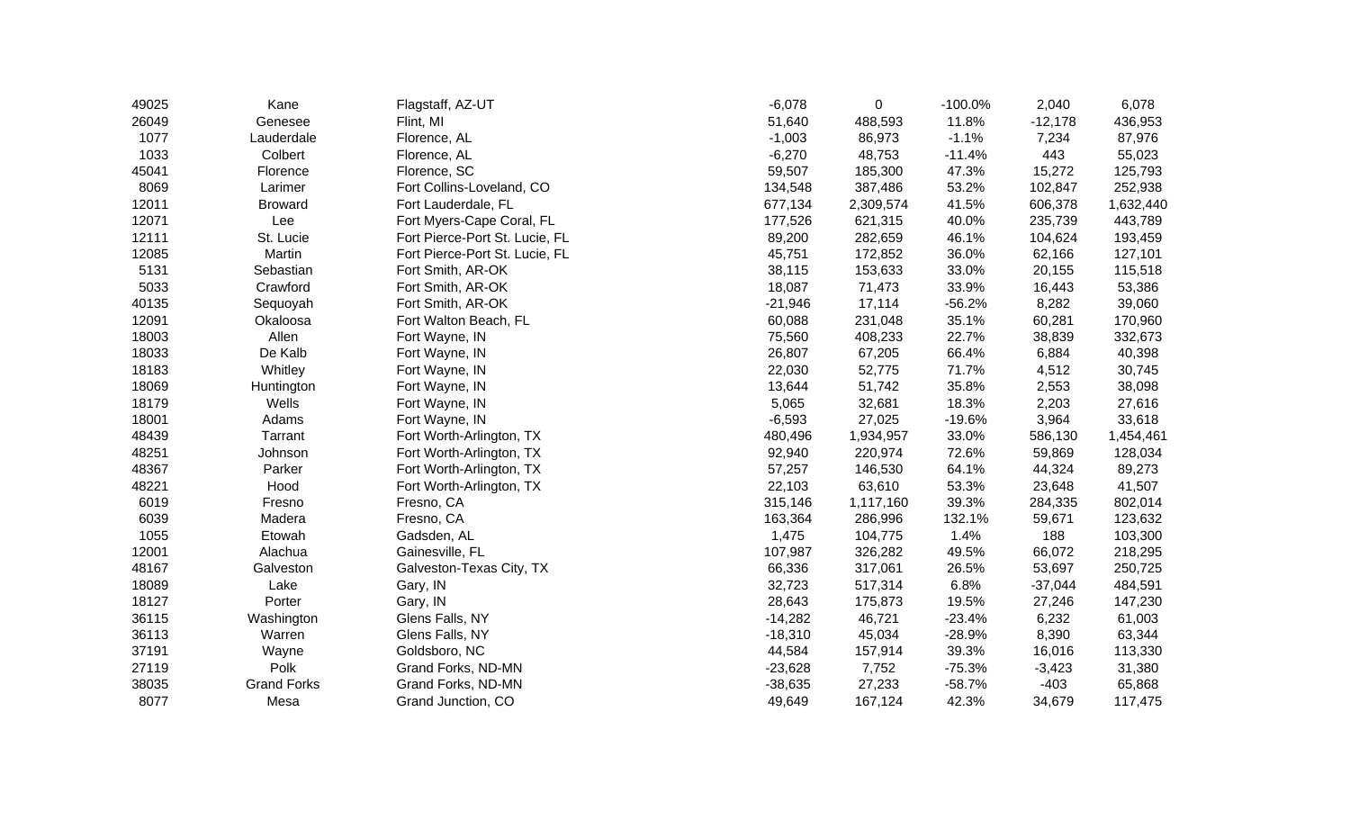| | | | | | | | |
|---|---|---|---|---|---|---|---|
| 49025 | Kane | Flagstaff, AZ-UT | -6,078 | 0 | -100.0% | 2,040 | 6,078 |
| 26049 | Genesee | Flint, MI | 51,640 | 488,593 | 11.8% | -12,178 | 436,953 |
| 1077 | Lauderdale | Florence, AL | -1,003 | 86,973 | -1.1% | 7,234 | 87,976 |
| 1033 | Colbert | Florence, AL | -6,270 | 48,753 | -11.4% | 443 | 55,023 |
| 45041 | Florence | Florence, SC | 59,507 | 185,300 | 47.3% | 15,272 | 125,793 |
| 8069 | Larimer | Fort Collins-Loveland, CO | 134,548 | 387,486 | 53.2% | 102,847 | 252,938 |
| 12011 | Broward | Fort Lauderdale, FL | 677,134 | 2,309,574 | 41.5% | 606,378 | 1,632,440 |
| 12071 | Lee | Fort Myers-Cape Coral, FL | 177,526 | 621,315 | 40.0% | 235,739 | 443,789 |
| 12111 | St. Lucie | Fort Pierce-Port St. Lucie, FL | 89,200 | 282,659 | 46.1% | 104,624 | 193,459 |
| 12085 | Martin | Fort Pierce-Port St. Lucie, FL | 45,751 | 172,852 | 36.0% | 62,166 | 127,101 |
| 5131 | Sebastian | Fort Smith, AR-OK | 38,115 | 153,633 | 33.0% | 20,155 | 115,518 |
| 5033 | Crawford | Fort Smith, AR-OK | 18,087 | 71,473 | 33.9% | 16,443 | 53,386 |
| 40135 | Sequoyah | Fort Smith, AR-OK | -21,946 | 17,114 | -56.2% | 8,282 | 39,060 |
| 12091 | Okaloosa | Fort Walton Beach, FL | 60,088 | 231,048 | 35.1% | 60,281 | 170,960 |
| 18003 | Allen | Fort Wayne, IN | 75,560 | 408,233 | 22.7% | 38,839 | 332,673 |
| 18033 | De Kalb | Fort Wayne, IN | 26,807 | 67,205 | 66.4% | 6,884 | 40,398 |
| 18183 | Whitley | Fort Wayne, IN | 22,030 | 52,775 | 71.7% | 4,512 | 30,745 |
| 18069 | Huntington | Fort Wayne, IN | 13,644 | 51,742 | 35.8% | 2,553 | 38,098 |
| 18179 | Wells | Fort Wayne, IN | 5,065 | 32,681 | 18.3% | 2,203 | 27,616 |
| 18001 | Adams | Fort Wayne, IN | -6,593 | 27,025 | -19.6% | 3,964 | 33,618 |
| 48439 | Tarrant | Fort Worth-Arlington, TX | 480,496 | 1,934,957 | 33.0% | 586,130 | 1,454,461 |
| 48251 | Johnson | Fort Worth-Arlington, TX | 92,940 | 220,974 | 72.6% | 59,869 | 128,034 |
| 48367 | Parker | Fort Worth-Arlington, TX | 57,257 | 146,530 | 64.1% | 44,324 | 89,273 |
| 48221 | Hood | Fort Worth-Arlington, TX | 22,103 | 63,610 | 53.3% | 23,648 | 41,507 |
| 6019 | Fresno | Fresno, CA | 315,146 | 1,117,160 | 39.3% | 284,335 | 802,014 |
| 6039 | Madera | Fresno, CA | 163,364 | 286,996 | 132.1% | 59,671 | 123,632 |
| 1055 | Etowah | Gadsden, AL | 1,475 | 104,775 | 1.4% | 188 | 103,300 |
| 12001 | Alachua | Gainesville, FL | 107,987 | 326,282 | 49.5% | 66,072 | 218,295 |
| 48167 | Galveston | Galveston-Texas City, TX | 66,336 | 317,061 | 26.5% | 53,697 | 250,725 |
| 18089 | Lake | Gary, IN | 32,723 | 517,314 | 6.8% | -37,044 | 484,591 |
| 18127 | Porter | Gary, IN | 28,643 | 175,873 | 19.5% | 27,246 | 147,230 |
| 36115 | Washington | Glens Falls, NY | -14,282 | 46,721 | -23.4% | 6,232 | 61,003 |
| 36113 | Warren | Glens Falls, NY | -18,310 | 45,034 | -28.9% | 8,390 | 63,344 |
| 37191 | Wayne | Goldsboro, NC | 44,584 | 157,914 | 39.3% | 16,016 | 113,330 |
| 27119 | Polk | Grand Forks, ND-MN | -23,628 | 7,752 | -75.3% | -3,423 | 31,380 |
| 38035 | Grand Forks | Grand Forks, ND-MN | -38,635 | 27,233 | -58.7% | -403 | 65,868 |
| 8077 | Mesa | Grand Junction, CO | 49,649 | 167,124 | 42.3% | 34,679 | 117,475 |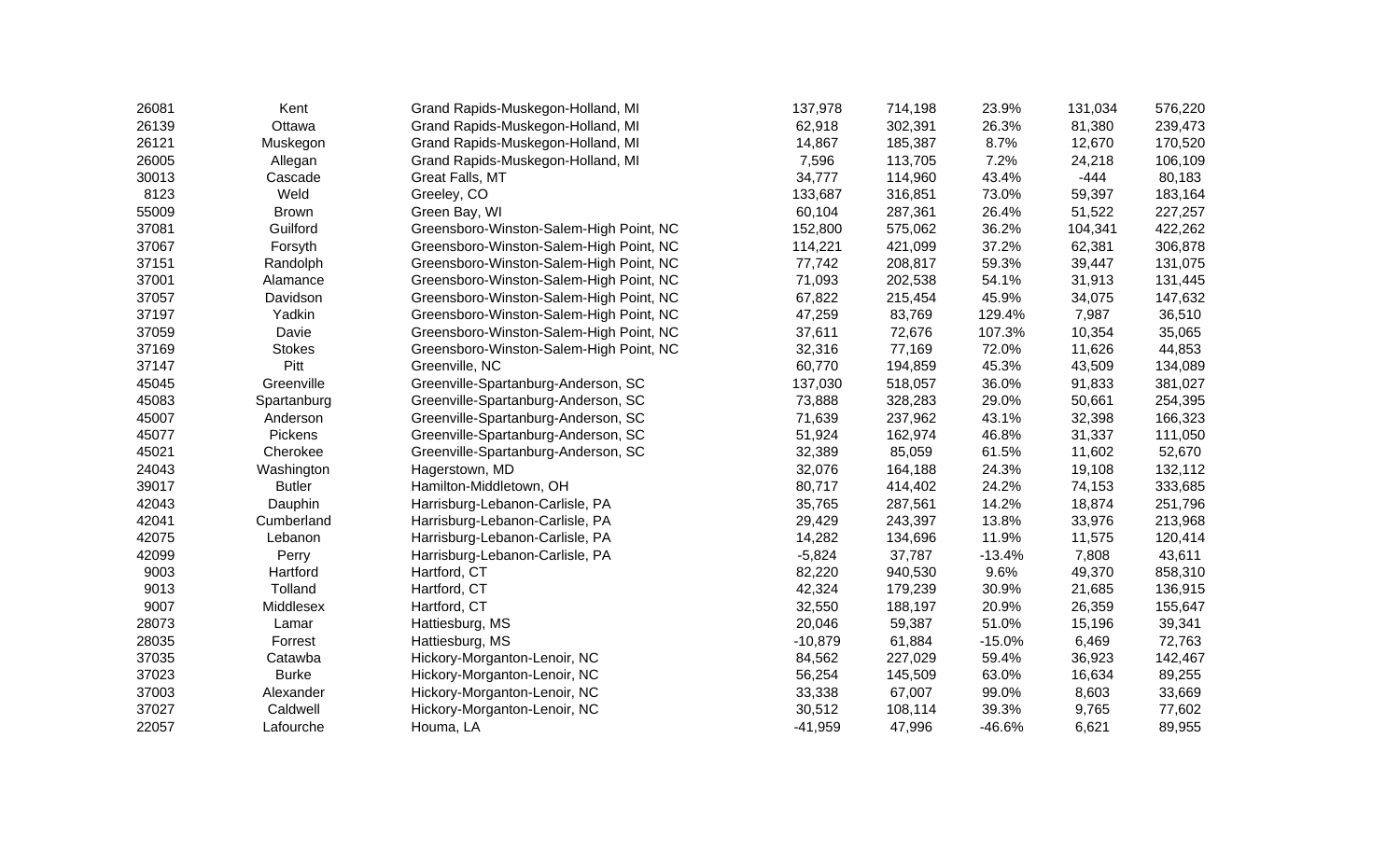| | | | | | | | |
|---|---|---|---|---|---|---|---|
| 26081 | Kent | Grand Rapids-Muskegon-Holland, MI | 137,978 | 714,198 | 23.9% | 131,034 | 576,220 |
| 26139 | Ottawa | Grand Rapids-Muskegon-Holland, MI | 62,918 | 302,391 | 26.3% | 81,380 | 239,473 |
| 26121 | Muskegon | Grand Rapids-Muskegon-Holland, MI | 14,867 | 185,387 | 8.7% | 12,670 | 170,520 |
| 26005 | Allegan | Grand Rapids-Muskegon-Holland, MI | 7,596 | 113,705 | 7.2% | 24,218 | 106,109 |
| 30013 | Cascade | Great Falls, MT | 34,777 | 114,960 | 43.4% | -444 | 80,183 |
| 8123 | Weld | Greeley, CO | 133,687 | 316,851 | 73.0% | 59,397 | 183,164 |
| 55009 | Brown | Green Bay, WI | 60,104 | 287,361 | 26.4% | 51,522 | 227,257 |
| 37081 | Guilford | Greensboro-Winston-Salem-High Point, NC | 152,800 | 575,062 | 36.2% | 104,341 | 422,262 |
| 37067 | Forsyth | Greensboro-Winston-Salem-High Point, NC | 114,221 | 421,099 | 37.2% | 62,381 | 306,878 |
| 37151 | Randolph | Greensboro-Winston-Salem-High Point, NC | 77,742 | 208,817 | 59.3% | 39,447 | 131,075 |
| 37001 | Alamance | Greensboro-Winston-Salem-High Point, NC | 71,093 | 202,538 | 54.1% | 31,913 | 131,445 |
| 37057 | Davidson | Greensboro-Winston-Salem-High Point, NC | 67,822 | 215,454 | 45.9% | 34,075 | 147,632 |
| 37197 | Yadkin | Greensboro-Winston-Salem-High Point, NC | 47,259 | 83,769 | 129.4% | 7,987 | 36,510 |
| 37059 | Davie | Greensboro-Winston-Salem-High Point, NC | 37,611 | 72,676 | 107.3% | 10,354 | 35,065 |
| 37169 | Stokes | Greensboro-Winston-Salem-High Point, NC | 32,316 | 77,169 | 72.0% | 11,626 | 44,853 |
| 37147 | Pitt | Greenville, NC | 60,770 | 194,859 | 45.3% | 43,509 | 134,089 |
| 45045 | Greenville | Greenville-Spartanburg-Anderson, SC | 137,030 | 518,057 | 36.0% | 91,833 | 381,027 |
| 45083 | Spartanburg | Greenville-Spartanburg-Anderson, SC | 73,888 | 328,283 | 29.0% | 50,661 | 254,395 |
| 45007 | Anderson | Greenville-Spartanburg-Anderson, SC | 71,639 | 237,962 | 43.1% | 32,398 | 166,323 |
| 45077 | Pickens | Greenville-Spartanburg-Anderson, SC | 51,924 | 162,974 | 46.8% | 31,337 | 111,050 |
| 45021 | Cherokee | Greenville-Spartanburg-Anderson, SC | 32,389 | 85,059 | 61.5% | 11,602 | 52,670 |
| 24043 | Washington | Hagerstown, MD | 32,076 | 164,188 | 24.3% | 19,108 | 132,112 |
| 39017 | Butler | Hamilton-Middletown, OH | 80,717 | 414,402 | 24.2% | 74,153 | 333,685 |
| 42043 | Dauphin | Harrisburg-Lebanon-Carlisle, PA | 35,765 | 287,561 | 14.2% | 18,874 | 251,796 |
| 42041 | Cumberland | Harrisburg-Lebanon-Carlisle, PA | 29,429 | 243,397 | 13.8% | 33,976 | 213,968 |
| 42075 | Lebanon | Harrisburg-Lebanon-Carlisle, PA | 14,282 | 134,696 | 11.9% | 11,575 | 120,414 |
| 42099 | Perry | Harrisburg-Lebanon-Carlisle, PA | -5,824 | 37,787 | -13.4% | 7,808 | 43,611 |
| 9003 | Hartford | Hartford, CT | 82,220 | 940,530 | 9.6% | 49,370 | 858,310 |
| 9013 | Tolland | Hartford, CT | 42,324 | 179,239 | 30.9% | 21,685 | 136,915 |
| 9007 | Middlesex | Hartford, CT | 32,550 | 188,197 | 20.9% | 26,359 | 155,647 |
| 28073 | Lamar | Hattiesburg, MS | 20,046 | 59,387 | 51.0% | 15,196 | 39,341 |
| 28035 | Forrest | Hattiesburg, MS | -10,879 | 61,884 | -15.0% | 6,469 | 72,763 |
| 37035 | Catawba | Hickory-Morganton-Lenoir, NC | 84,562 | 227,029 | 59.4% | 36,923 | 142,467 |
| 37023 | Burke | Hickory-Morganton-Lenoir, NC | 56,254 | 145,509 | 63.0% | 16,634 | 89,255 |
| 37003 | Alexander | Hickory-Morganton-Lenoir, NC | 33,338 | 67,007 | 99.0% | 8,603 | 33,669 |
| 37027 | Caldwell | Hickory-Morganton-Lenoir, NC | 30,512 | 108,114 | 39.3% | 9,765 | 77,602 |
| 22057 | Lafourche | Houma, LA | -41,959 | 47,996 | -46.6% | 6,621 | 89,955 |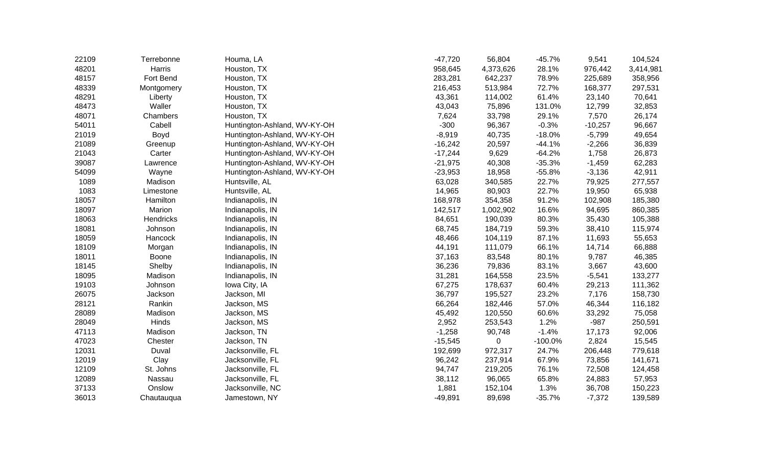| | | | | | | | |
|---|---|---|---|---|---|---|---|
| 22109 | Terrebonne | Houma, LA | -47,720 | 56,804 | -45.7% | 9,541 | 104,524 |
| 48201 | Harris | Houston, TX | 958,645 | 4,373,626 | 28.1% | 976,442 | 3,414,981 |
| 48157 | Fort Bend | Houston, TX | 283,281 | 642,237 | 78.9% | 225,689 | 358,956 |
| 48339 | Montgomery | Houston, TX | 216,453 | 513,984 | 72.7% | 168,377 | 297,531 |
| 48291 | Liberty | Houston, TX | 43,361 | 114,002 | 61.4% | 23,140 | 70,641 |
| 48473 | Waller | Houston, TX | 43,043 | 75,896 | 131.0% | 12,799 | 32,853 |
| 48071 | Chambers | Houston, TX | 7,624 | 33,798 | 29.1% | 7,570 | 26,174 |
| 54011 | Cabell | Huntington-Ashland, WV-KY-OH | -300 | 96,367 | -0.3% | -10,257 | 96,667 |
| 21019 | Boyd | Huntington-Ashland, WV-KY-OH | -8,919 | 40,735 | -18.0% | -5,799 | 49,654 |
| 21089 | Greenup | Huntington-Ashland, WV-KY-OH | -16,242 | 20,597 | -44.1% | -2,266 | 36,839 |
| 21043 | Carter | Huntington-Ashland, WV-KY-OH | -17,244 | 9,629 | -64.2% | 1,758 | 26,873 |
| 39087 | Lawrence | Huntington-Ashland, WV-KY-OH | -21,975 | 40,308 | -35.3% | -1,459 | 62,283 |
| 54099 | Wayne | Huntington-Ashland, WV-KY-OH | -23,953 | 18,958 | -55.8% | -3,136 | 42,911 |
| 1089 | Madison | Huntsville, AL | 63,028 | 340,585 | 22.7% | 79,925 | 277,557 |
| 1083 | Limestone | Huntsville, AL | 14,965 | 80,903 | 22.7% | 19,950 | 65,938 |
| 18057 | Hamilton | Indianapolis, IN | 168,978 | 354,358 | 91.2% | 102,908 | 185,380 |
| 18097 | Marion | Indianapolis, IN | 142,517 | 1,002,902 | 16.6% | 94,695 | 860,385 |
| 18063 | Hendricks | Indianapolis, IN | 84,651 | 190,039 | 80.3% | 35,430 | 105,388 |
| 18081 | Johnson | Indianapolis, IN | 68,745 | 184,719 | 59.3% | 38,410 | 115,974 |
| 18059 | Hancock | Indianapolis, IN | 48,466 | 104,119 | 87.1% | 11,693 | 55,653 |
| 18109 | Morgan | Indianapolis, IN | 44,191 | 111,079 | 66.1% | 14,714 | 66,888 |
| 18011 | Boone | Indianapolis, IN | 37,163 | 83,548 | 80.1% | 9,787 | 46,385 |
| 18145 | Shelby | Indianapolis, IN | 36,236 | 79,836 | 83.1% | 3,667 | 43,600 |
| 18095 | Madison | Indianapolis, IN | 31,281 | 164,558 | 23.5% | -5,541 | 133,277 |
| 19103 | Johnson | Iowa City, IA | 67,275 | 178,637 | 60.4% | 29,213 | 111,362 |
| 26075 | Jackson | Jackson, MI | 36,797 | 195,527 | 23.2% | 7,176 | 158,730 |
| 28121 | Rankin | Jackson, MS | 66,264 | 182,446 | 57.0% | 46,344 | 116,182 |
| 28089 | Madison | Jackson, MS | 45,492 | 120,550 | 60.6% | 33,292 | 75,058 |
| 28049 | Hinds | Jackson, MS | 2,952 | 253,543 | 1.2% | -987 | 250,591 |
| 47113 | Madison | Jackson, TN | -1,258 | 90,748 | -1.4% | 17,173 | 92,006 |
| 47023 | Chester | Jackson, TN | -15,545 | 0 | -100.0% | 2,824 | 15,545 |
| 12031 | Duval | Jacksonville, FL | 192,699 | 972,317 | 24.7% | 206,448 | 779,618 |
| 12019 | Clay | Jacksonville, FL | 96,242 | 237,914 | 67.9% | 73,856 | 141,671 |
| 12109 | St. Johns | Jacksonville, FL | 94,747 | 219,205 | 76.1% | 72,508 | 124,458 |
| 12089 | Nassau | Jacksonville, FL | 38,112 | 96,065 | 65.8% | 24,883 | 57,953 |
| 37133 | Onslow | Jacksonville, NC | 1,881 | 152,104 | 1.3% | 36,708 | 150,223 |
| 36013 | Chautauqua | Jamestown, NY | -49,891 | 89,698 | -35.7% | -7,372 | 139,589 |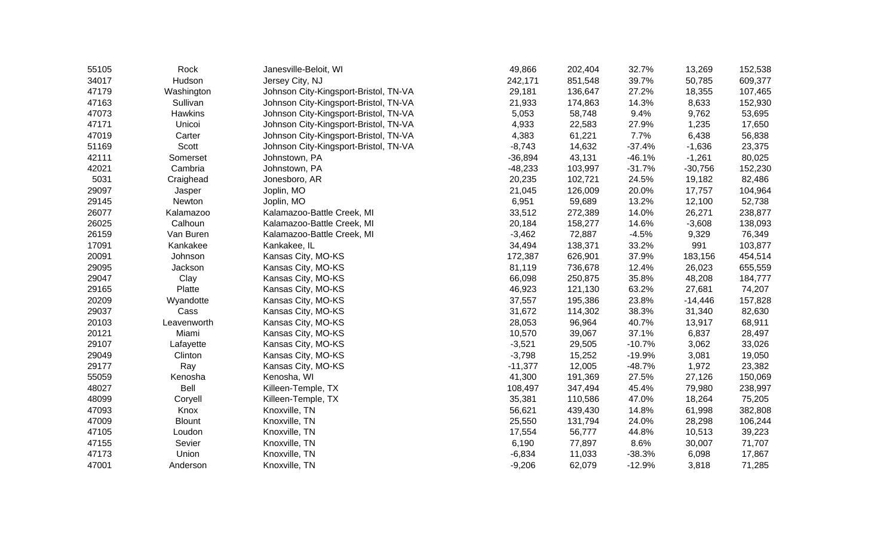| | | | | | | | |
|---|---|---|---|---|---|---|---|
| 55105 | Rock | Janesville-Beloit, WI | 49,866 | 202,404 | 32.7% | 13,269 | 152,538 |
| 34017 | Hudson | Jersey City, NJ | 242,171 | 851,548 | 39.7% | 50,785 | 609,377 |
| 47179 | Washington | Johnson City-Kingsport-Bristol, TN-VA | 29,181 | 136,647 | 27.2% | 18,355 | 107,465 |
| 47163 | Sullivan | Johnson City-Kingsport-Bristol, TN-VA | 21,933 | 174,863 | 14.3% | 8,633 | 152,930 |
| 47073 | Hawkins | Johnson City-Kingsport-Bristol, TN-VA | 5,053 | 58,748 | 9.4% | 9,762 | 53,695 |
| 47171 | Unicoi | Johnson City-Kingsport-Bristol, TN-VA | 4,933 | 22,583 | 27.9% | 1,235 | 17,650 |
| 47019 | Carter | Johnson City-Kingsport-Bristol, TN-VA | 4,383 | 61,221 | 7.7% | 6,438 | 56,838 |
| 51169 | Scott | Johnson City-Kingsport-Bristol, TN-VA | -8,743 | 14,632 | -37.4% | -1,636 | 23,375 |
| 42111 | Somerset | Johnstown, PA | -36,894 | 43,131 | -46.1% | -1,261 | 80,025 |
| 42021 | Cambria | Johnstown, PA | -48,233 | 103,997 | -31.7% | -30,756 | 152,230 |
| 5031 | Craighead | Jonesboro, AR | 20,235 | 102,721 | 24.5% | 19,182 | 82,486 |
| 29097 | Jasper | Joplin, MO | 21,045 | 126,009 | 20.0% | 17,757 | 104,964 |
| 29145 | Newton | Joplin, MO | 6,951 | 59,689 | 13.2% | 12,100 | 52,738 |
| 26077 | Kalamazoo | Kalamazoo-Battle Creek, MI | 33,512 | 272,389 | 14.0% | 26,271 | 238,877 |
| 26025 | Calhoun | Kalamazoo-Battle Creek, MI | 20,184 | 158,277 | 14.6% | -3,608 | 138,093 |
| 26159 | Van Buren | Kalamazoo-Battle Creek, MI | -3,462 | 72,887 | -4.5% | 9,329 | 76,349 |
| 17091 | Kankakee | Kankakee, IL | 34,494 | 138,371 | 33.2% | 991 | 103,877 |
| 20091 | Johnson | Kansas City, MO-KS | 172,387 | 626,901 | 37.9% | 183,156 | 454,514 |
| 29095 | Jackson | Kansas City, MO-KS | 81,119 | 736,678 | 12.4% | 26,023 | 655,559 |
| 29047 | Clay | Kansas City, MO-KS | 66,098 | 250,875 | 35.8% | 48,208 | 184,777 |
| 29165 | Platte | Kansas City, MO-KS | 46,923 | 121,130 | 63.2% | 27,681 | 74,207 |
| 20209 | Wyandotte | Kansas City, MO-KS | 37,557 | 195,386 | 23.8% | -14,446 | 157,828 |
| 29037 | Cass | Kansas City, MO-KS | 31,672 | 114,302 | 38.3% | 31,340 | 82,630 |
| 20103 | Leavenworth | Kansas City, MO-KS | 28,053 | 96,964 | 40.7% | 13,917 | 68,911 |
| 20121 | Miami | Kansas City, MO-KS | 10,570 | 39,067 | 37.1% | 6,837 | 28,497 |
| 29107 | Lafayette | Kansas City, MO-KS | -3,521 | 29,505 | -10.7% | 3,062 | 33,026 |
| 29049 | Clinton | Kansas City, MO-KS | -3,798 | 15,252 | -19.9% | 3,081 | 19,050 |
| 29177 | Ray | Kansas City, MO-KS | -11,377 | 12,005 | -48.7% | 1,972 | 23,382 |
| 55059 | Kenosha | Kenosha, WI | 41,300 | 191,369 | 27.5% | 27,126 | 150,069 |
| 48027 | Bell | Killeen-Temple, TX | 108,497 | 347,494 | 45.4% | 79,980 | 238,997 |
| 48099 | Coryell | Killeen-Temple, TX | 35,381 | 110,586 | 47.0% | 18,264 | 75,205 |
| 47093 | Knox | Knoxville, TN | 56,621 | 439,430 | 14.8% | 61,998 | 382,808 |
| 47009 | Blount | Knoxville, TN | 25,550 | 131,794 | 24.0% | 28,298 | 106,244 |
| 47105 | Loudon | Knoxville, TN | 17,554 | 56,777 | 44.8% | 10,513 | 39,223 |
| 47155 | Sevier | Knoxville, TN | 6,190 | 77,897 | 8.6% | 30,007 | 71,707 |
| 47173 | Union | Knoxville, TN | -6,834 | 11,033 | -38.3% | 6,098 | 17,867 |
| 47001 | Anderson | Knoxville, TN | -9,206 | 62,079 | -12.9% | 3,818 | 71,285 |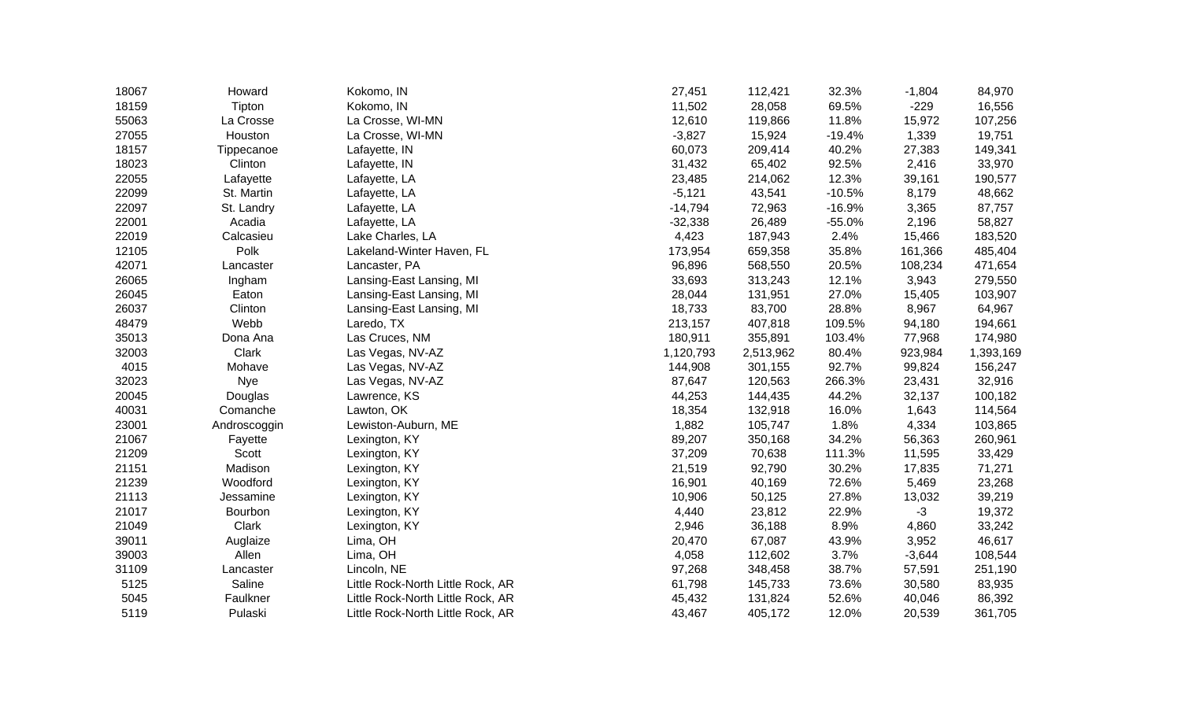| | | | | | | | |
|---|---|---|---|---|---|---|---|
| 18067 | Howard | Kokomo, IN | 27,451 | 112,421 | 32.3% | -1,804 | 84,970 |
| 18159 | Tipton | Kokomo, IN | 11,502 | 28,058 | 69.5% | -229 | 16,556 |
| 55063 | La Crosse | La Crosse, WI-MN | 12,610 | 119,866 | 11.8% | 15,972 | 107,256 |
| 27055 | Houston | La Crosse, WI-MN | -3,827 | 15,924 | -19.4% | 1,339 | 19,751 |
| 18157 | Tippecanoe | Lafayette, IN | 60,073 | 209,414 | 40.2% | 27,383 | 149,341 |
| 18023 | Clinton | Lafayette, IN | 31,432 | 65,402 | 92.5% | 2,416 | 33,970 |
| 22055 | Lafayette | Lafayette, LA | 23,485 | 214,062 | 12.3% | 39,161 | 190,577 |
| 22099 | St. Martin | Lafayette, LA | -5,121 | 43,541 | -10.5% | 8,179 | 48,662 |
| 22097 | St. Landry | Lafayette, LA | -14,794 | 72,963 | -16.9% | 3,365 | 87,757 |
| 22001 | Acadia | Lafayette, LA | -32,338 | 26,489 | -55.0% | 2,196 | 58,827 |
| 22019 | Calcasieu | Lake Charles, LA | 4,423 | 187,943 | 2.4% | 15,466 | 183,520 |
| 12105 | Polk | Lakeland-Winter Haven, FL | 173,954 | 659,358 | 35.8% | 161,366 | 485,404 |
| 42071 | Lancaster | Lancaster, PA | 96,896 | 568,550 | 20.5% | 108,234 | 471,654 |
| 26065 | Ingham | Lansing-East Lansing, MI | 33,693 | 313,243 | 12.1% | 3,943 | 279,550 |
| 26045 | Eaton | Lansing-East Lansing, MI | 28,044 | 131,951 | 27.0% | 15,405 | 103,907 |
| 26037 | Clinton | Lansing-East Lansing, MI | 18,733 | 83,700 | 28.8% | 8,967 | 64,967 |
| 48479 | Webb | Laredo, TX | 213,157 | 407,818 | 109.5% | 94,180 | 194,661 |
| 35013 | Dona Ana | Las Cruces, NM | 180,911 | 355,891 | 103.4% | 77,968 | 174,980 |
| 32003 | Clark | Las Vegas, NV-AZ | 1,120,793 | 2,513,962 | 80.4% | 923,984 | 1,393,169 |
| 4015 | Mohave | Las Vegas, NV-AZ | 144,908 | 301,155 | 92.7% | 99,824 | 156,247 |
| 32023 | Nye | Las Vegas, NV-AZ | 87,647 | 120,563 | 266.3% | 23,431 | 32,916 |
| 20045 | Douglas | Lawrence, KS | 44,253 | 144,435 | 44.2% | 32,137 | 100,182 |
| 40031 | Comanche | Lawton, OK | 18,354 | 132,918 | 16.0% | 1,643 | 114,564 |
| 23001 | Androscoggin | Lewiston-Auburn, ME | 1,882 | 105,747 | 1.8% | 4,334 | 103,865 |
| 21067 | Fayette | Lexington, KY | 89,207 | 350,168 | 34.2% | 56,363 | 260,961 |
| 21209 | Scott | Lexington, KY | 37,209 | 70,638 | 111.3% | 11,595 | 33,429 |
| 21151 | Madison | Lexington, KY | 21,519 | 92,790 | 30.2% | 17,835 | 71,271 |
| 21239 | Woodford | Lexington, KY | 16,901 | 40,169 | 72.6% | 5,469 | 23,268 |
| 21113 | Jessamine | Lexington, KY | 10,906 | 50,125 | 27.8% | 13,032 | 39,219 |
| 21017 | Bourbon | Lexington, KY | 4,440 | 23,812 | 22.9% | -3 | 19,372 |
| 21049 | Clark | Lexington, KY | 2,946 | 36,188 | 8.9% | 4,860 | 33,242 |
| 39011 | Auglaize | Lima, OH | 20,470 | 67,087 | 43.9% | 3,952 | 46,617 |
| 39003 | Allen | Lima, OH | 4,058 | 112,602 | 3.7% | -3,644 | 108,544 |
| 31109 | Lancaster | Lincoln, NE | 97,268 | 348,458 | 38.7% | 57,591 | 251,190 |
| 5125 | Saline | Little Rock-North Little Rock, AR | 61,798 | 145,733 | 73.6% | 30,580 | 83,935 |
| 5045 | Faulkner | Little Rock-North Little Rock, AR | 45,432 | 131,824 | 52.6% | 40,046 | 86,392 |
| 5119 | Pulaski | Little Rock-North Little Rock, AR | 43,467 | 405,172 | 12.0% | 20,539 | 361,705 |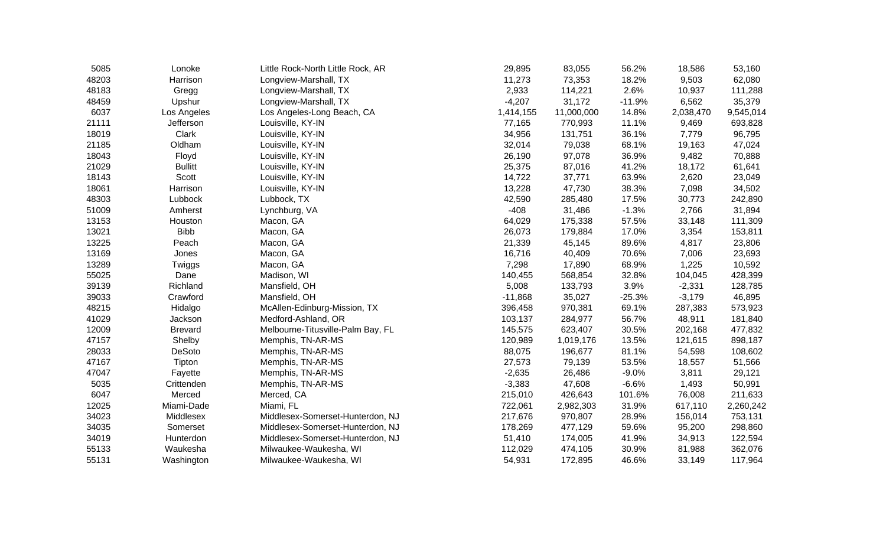| | | | | | | | |
|---|---|---|---|---|---|---|---|
| 5085 | Lonoke | Little Rock-North Little Rock, AR | 29,895 | 83,055 | 56.2% | 18,586 | 53,160 |
| 48203 | Harrison | Longview-Marshall, TX | 11,273 | 73,353 | 18.2% | 9,503 | 62,080 |
| 48183 | Gregg | Longview-Marshall, TX | 2,933 | 114,221 | 2.6% | 10,937 | 111,288 |
| 48459 | Upshur | Longview-Marshall, TX | -4,207 | 31,172 | -11.9% | 6,562 | 35,379 |
| 6037 | Los Angeles | Los Angeles-Long Beach, CA | 1,414,155 | 11,000,000 | 14.8% | 2,038,470 | 9,545,014 |
| 21111 | Jefferson | Louisville, KY-IN | 77,165 | 770,993 | 11.1% | 9,469 | 693,828 |
| 18019 | Clark | Louisville, KY-IN | 34,956 | 131,751 | 36.1% | 7,779 | 96,795 |
| 21185 | Oldham | Louisville, KY-IN | 32,014 | 79,038 | 68.1% | 19,163 | 47,024 |
| 18043 | Floyd | Louisville, KY-IN | 26,190 | 97,078 | 36.9% | 9,482 | 70,888 |
| 21029 | Bullitt | Louisville, KY-IN | 25,375 | 87,016 | 41.2% | 18,172 | 61,641 |
| 18143 | Scott | Louisville, KY-IN | 14,722 | 37,771 | 63.9% | 2,620 | 23,049 |
| 18061 | Harrison | Louisville, KY-IN | 13,228 | 47,730 | 38.3% | 7,098 | 34,502 |
| 48303 | Lubbock | Lubbock, TX | 42,590 | 285,480 | 17.5% | 30,773 | 242,890 |
| 51009 | Amherst | Lynchburg, VA | -408 | 31,486 | -1.3% | 2,766 | 31,894 |
| 13153 | Houston | Macon, GA | 64,029 | 175,338 | 57.5% | 33,148 | 111,309 |
| 13021 | Bibb | Macon, GA | 26,073 | 179,884 | 17.0% | 3,354 | 153,811 |
| 13225 | Peach | Macon, GA | 21,339 | 45,145 | 89.6% | 4,817 | 23,806 |
| 13169 | Jones | Macon, GA | 16,716 | 40,409 | 70.6% | 7,006 | 23,693 |
| 13289 | Twiggs | Macon, GA | 7,298 | 17,890 | 68.9% | 1,225 | 10,592 |
| 55025 | Dane | Madison, WI | 140,455 | 568,854 | 32.8% | 104,045 | 428,399 |
| 39139 | Richland | Mansfield, OH | 5,008 | 133,793 | 3.9% | -2,331 | 128,785 |
| 39033 | Crawford | Mansfield, OH | -11,868 | 35,027 | -25.3% | -3,179 | 46,895 |
| 48215 | Hidalgo | McAllen-Edinburg-Mission, TX | 396,458 | 970,381 | 69.1% | 287,383 | 573,923 |
| 41029 | Jackson | Medford-Ashland, OR | 103,137 | 284,977 | 56.7% | 48,911 | 181,840 |
| 12009 | Brevard | Melbourne-Titusville-Palm Bay, FL | 145,575 | 623,407 | 30.5% | 202,168 | 477,832 |
| 47157 | Shelby | Memphis, TN-AR-MS | 120,989 | 1,019,176 | 13.5% | 121,615 | 898,187 |
| 28033 | DeSoto | Memphis, TN-AR-MS | 88,075 | 196,677 | 81.1% | 54,598 | 108,602 |
| 47167 | Tipton | Memphis, TN-AR-MS | 27,573 | 79,139 | 53.5% | 18,557 | 51,566 |
| 47047 | Fayette | Memphis, TN-AR-MS | -2,635 | 26,486 | -9.0% | 3,811 | 29,121 |
| 5035 | Crittenden | Memphis, TN-AR-MS | -3,383 | 47,608 | -6.6% | 1,493 | 50,991 |
| 6047 | Merced | Merced, CA | 215,010 | 426,643 | 101.6% | 76,008 | 211,633 |
| 12025 | Miami-Dade | Miami, FL | 722,061 | 2,982,303 | 31.9% | 617,110 | 2,260,242 |
| 34023 | Middlesex | Middlesex-Somerset-Hunterdon, NJ | 217,676 | 970,807 | 28.9% | 156,014 | 753,131 |
| 34035 | Somerset | Middlesex-Somerset-Hunterdon, NJ | 178,269 | 477,129 | 59.6% | 95,200 | 298,860 |
| 34019 | Hunterdon | Middlesex-Somerset-Hunterdon, NJ | 51,410 | 174,005 | 41.9% | 34,913 | 122,594 |
| 55133 | Waukesha | Milwaukee-Waukesha, WI | 112,029 | 474,105 | 30.9% | 81,988 | 362,076 |
| 55131 | Washington | Milwaukee-Waukesha, WI | 54,931 | 172,895 | 46.6% | 33,149 | 117,964 |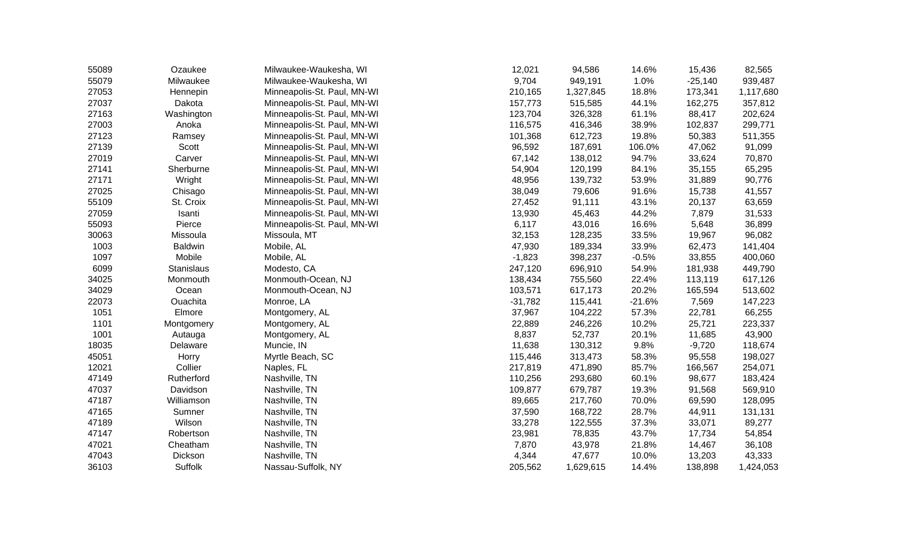| | | | | | | | |
|---|---|---|---|---|---|---|---|
| 55089 | Ozaukee | Milwaukee-Waukesha, WI | 12,021 | 94,586 | 14.6% | 15,436 | 82,565 |
| 55079 | Milwaukee | Milwaukee-Waukesha, WI | 9,704 | 949,191 | 1.0% | -25,140 | 939,487 |
| 27053 | Hennepin | Minneapolis-St. Paul, MN-WI | 210,165 | 1,327,845 | 18.8% | 173,341 | 1,117,680 |
| 27037 | Dakota | Minneapolis-St. Paul, MN-WI | 157,773 | 515,585 | 44.1% | 162,275 | 357,812 |
| 27163 | Washington | Minneapolis-St. Paul, MN-WI | 123,704 | 326,328 | 61.1% | 88,417 | 202,624 |
| 27003 | Anoka | Minneapolis-St. Paul, MN-WI | 116,575 | 416,346 | 38.9% | 102,837 | 299,771 |
| 27123 | Ramsey | Minneapolis-St. Paul, MN-WI | 101,368 | 612,723 | 19.8% | 50,383 | 511,355 |
| 27139 | Scott | Minneapolis-St. Paul, MN-WI | 96,592 | 187,691 | 106.0% | 47,062 | 91,099 |
| 27019 | Carver | Minneapolis-St. Paul, MN-WI | 67,142 | 138,012 | 94.7% | 33,624 | 70,870 |
| 27141 | Sherburne | Minneapolis-St. Paul, MN-WI | 54,904 | 120,199 | 84.1% | 35,155 | 65,295 |
| 27171 | Wright | Minneapolis-St. Paul, MN-WI | 48,956 | 139,732 | 53.9% | 31,889 | 90,776 |
| 27025 | Chisago | Minneapolis-St. Paul, MN-WI | 38,049 | 79,606 | 91.6% | 15,738 | 41,557 |
| 55109 | St. Croix | Minneapolis-St. Paul, MN-WI | 27,452 | 91,111 | 43.1% | 20,137 | 63,659 |
| 27059 | Isanti | Minneapolis-St. Paul, MN-WI | 13,930 | 45,463 | 44.2% | 7,879 | 31,533 |
| 55093 | Pierce | Minneapolis-St. Paul, MN-WI | 6,117 | 43,016 | 16.6% | 5,648 | 36,899 |
| 30063 | Missoula | Missoula, MT | 32,153 | 128,235 | 33.5% | 19,967 | 96,082 |
| 1003 | Baldwin | Mobile, AL | 47,930 | 189,334 | 33.9% | 62,473 | 141,404 |
| 1097 | Mobile | Mobile, AL | -1,823 | 398,237 | -0.5% | 33,855 | 400,060 |
| 6099 | Stanislaus | Modesto, CA | 247,120 | 696,910 | 54.9% | 181,938 | 449,790 |
| 34025 | Monmouth | Monmouth-Ocean, NJ | 138,434 | 755,560 | 22.4% | 113,119 | 617,126 |
| 34029 | Ocean | Monmouth-Ocean, NJ | 103,571 | 617,173 | 20.2% | 165,594 | 513,602 |
| 22073 | Ouachita | Monroe, LA | -31,782 | 115,441 | -21.6% | 7,569 | 147,223 |
| 1051 | Elmore | Montgomery, AL | 37,967 | 104,222 | 57.3% | 22,781 | 66,255 |
| 1101 | Montgomery | Montgomery, AL | 22,889 | 246,226 | 10.2% | 25,721 | 223,337 |
| 1001 | Autauga | Montgomery, AL | 8,837 | 52,737 | 20.1% | 11,685 | 43,900 |
| 18035 | Delaware | Muncie, IN | 11,638 | 130,312 | 9.8% | -9,720 | 118,674 |
| 45051 | Horry | Myrtle Beach, SC | 115,446 | 313,473 | 58.3% | 95,558 | 198,027 |
| 12021 | Collier | Naples, FL | 217,819 | 471,890 | 85.7% | 166,567 | 254,071 |
| 47149 | Rutherford | Nashville, TN | 110,256 | 293,680 | 60.1% | 98,677 | 183,424 |
| 47037 | Davidson | Nashville, TN | 109,877 | 679,787 | 19.3% | 91,568 | 569,910 |
| 47187 | Williamson | Nashville, TN | 89,665 | 217,760 | 70.0% | 69,590 | 128,095 |
| 47165 | Sumner | Nashville, TN | 37,590 | 168,722 | 28.7% | 44,911 | 131,131 |
| 47189 | Wilson | Nashville, TN | 33,278 | 122,555 | 37.3% | 33,071 | 89,277 |
| 47147 | Robertson | Nashville, TN | 23,981 | 78,835 | 43.7% | 17,734 | 54,854 |
| 47021 | Cheatham | Nashville, TN | 7,870 | 43,978 | 21.8% | 14,467 | 36,108 |
| 47043 | Dickson | Nashville, TN | 4,344 | 47,677 | 10.0% | 13,203 | 43,333 |
| 36103 | Suffolk | Nassau-Suffolk, NY | 205,562 | 1,629,615 | 14.4% | 138,898 | 1,424,053 |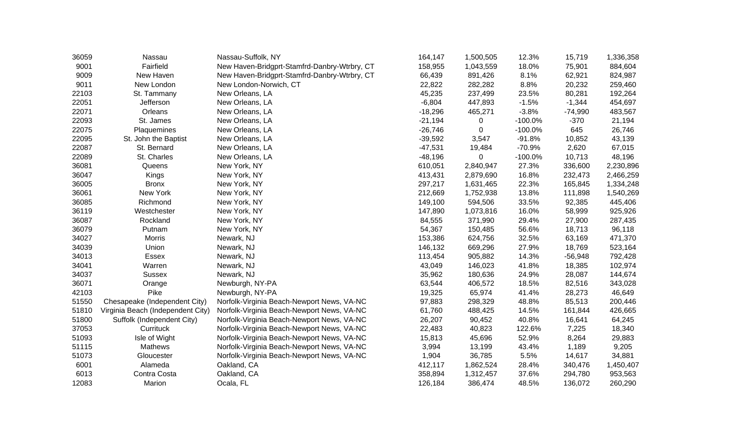| | | | | | | | |
|---|---|---|---|---|---|---|---|
| 36059 | Nassau | Nassau-Suffolk, NY | 164,147 | 1,500,505 | 12.3% | 15,719 | 1,336,358 |
| 9001 | Fairfield | New Haven-Bridgprt-Stamfrd-Danbry-Wtrbry, CT | 158,955 | 1,043,559 | 18.0% | 75,901 | 884,604 |
| 9009 | New Haven | New Haven-Bridgprt-Stamfrd-Danbry-Wtrbry, CT | 66,439 | 891,426 | 8.1% | 62,921 | 824,987 |
| 9011 | New London | New London-Norwich, CT | 22,822 | 282,282 | 8.8% | 20,232 | 259,460 |
| 22103 | St. Tammany | New Orleans, LA | 45,235 | 237,499 | 23.5% | 80,281 | 192,264 |
| 22051 | Jefferson | New Orleans, LA | -6,804 | 447,893 | -1.5% | -1,344 | 454,697 |
| 22071 | Orleans | New Orleans, LA | -18,296 | 465,271 | -3.8% | -74,990 | 483,567 |
| 22093 | St. James | New Orleans, LA | -21,194 | 0 | -100.0% | -370 | 21,194 |
| 22075 | Plaquemines | New Orleans, LA | -26,746 | 0 | -100.0% | 645 | 26,746 |
| 22095 | St. John the Baptist | New Orleans, LA | -39,592 | 3,547 | -91.8% | 10,852 | 43,139 |
| 22087 | St. Bernard | New Orleans, LA | -47,531 | 19,484 | -70.9% | 2,620 | 67,015 |
| 22089 | St. Charles | New Orleans, LA | -48,196 | 0 | -100.0% | 10,713 | 48,196 |
| 36081 | Queens | New York, NY | 610,051 | 2,840,947 | 27.3% | 336,600 | 2,230,896 |
| 36047 | Kings | New York, NY | 413,431 | 2,879,690 | 16.8% | 232,473 | 2,466,259 |
| 36005 | Bronx | New York, NY | 297,217 | 1,631,465 | 22.3% | 165,845 | 1,334,248 |
| 36061 | New York | New York, NY | 212,669 | 1,752,938 | 13.8% | 111,898 | 1,540,269 |
| 36085 | Richmond | New York, NY | 149,100 | 594,506 | 33.5% | 92,385 | 445,406 |
| 36119 | Westchester | New York, NY | 147,890 | 1,073,816 | 16.0% | 58,999 | 925,926 |
| 36087 | Rockland | New York, NY | 84,555 | 371,990 | 29.4% | 27,900 | 287,435 |
| 36079 | Putnam | New York, NY | 54,367 | 150,485 | 56.6% | 18,713 | 96,118 |
| 34027 | Morris | Newark, NJ | 153,386 | 624,756 | 32.5% | 63,169 | 471,370 |
| 34039 | Union | Newark, NJ | 146,132 | 669,296 | 27.9% | 18,769 | 523,164 |
| 34013 | Essex | Newark, NJ | 113,454 | 905,882 | 14.3% | -56,948 | 792,428 |
| 34041 | Warren | Newark, NJ | 43,049 | 146,023 | 41.8% | 18,385 | 102,974 |
| 34037 | Sussex | Newark, NJ | 35,962 | 180,636 | 24.9% | 28,087 | 144,674 |
| 36071 | Orange | Newburgh, NY-PA | 63,544 | 406,572 | 18.5% | 82,516 | 343,028 |
| 42103 | Pike | Newburgh, NY-PA | 19,325 | 65,974 | 41.4% | 28,273 | 46,649 |
| 51550 | Chesapeake (Independent City) | Norfolk-Virginia Beach-Newport News, VA-NC | 97,883 | 298,329 | 48.8% | 85,513 | 200,446 |
| 51810 | Virginia Beach (Independent City) | Norfolk-Virginia Beach-Newport News, VA-NC | 61,760 | 488,425 | 14.5% | 161,844 | 426,665 |
| 51800 | Suffolk (Independent City) | Norfolk-Virginia Beach-Newport News, VA-NC | 26,207 | 90,452 | 40.8% | 16,641 | 64,245 |
| 37053 | Currituck | Norfolk-Virginia Beach-Newport News, VA-NC | 22,483 | 40,823 | 122.6% | 7,225 | 18,340 |
| 51093 | Isle of Wight | Norfolk-Virginia Beach-Newport News, VA-NC | 15,813 | 45,696 | 52.9% | 8,264 | 29,883 |
| 51115 | Mathews | Norfolk-Virginia Beach-Newport News, VA-NC | 3,994 | 13,199 | 43.4% | 1,189 | 9,205 |
| 51073 | Gloucester | Norfolk-Virginia Beach-Newport News, VA-NC | 1,904 | 36,785 | 5.5% | 14,617 | 34,881 |
| 6001 | Alameda | Oakland, CA | 412,117 | 1,862,524 | 28.4% | 340,476 | 1,450,407 |
| 6013 | Contra Costa | Oakland, CA | 358,894 | 1,312,457 | 37.6% | 294,780 | 953,563 |
| 12083 | Marion | Ocala, FL | 126,184 | 386,474 | 48.5% | 136,072 | 260,290 |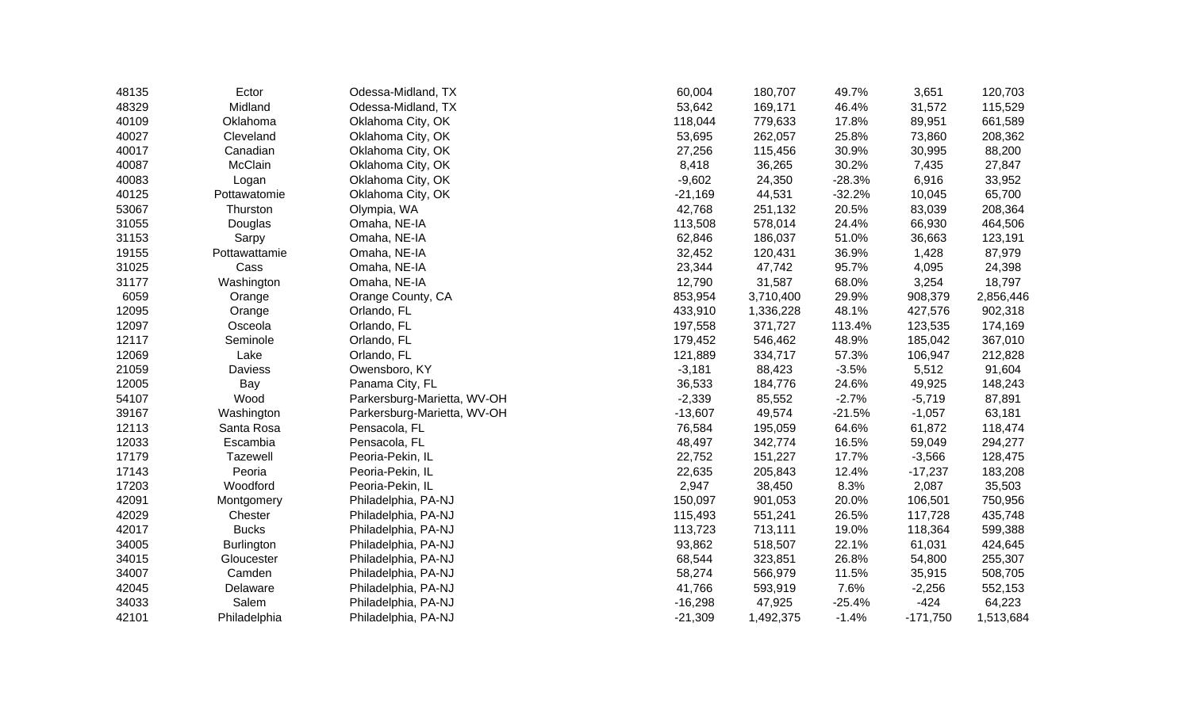| | | | | | | | |
|---|---|---|---|---|---|---|---|
| 48135 | Ector | Odessa-Midland, TX | 60,004 | 180,707 | 49.7% | 3,651 | 120,703 |
| 48329 | Midland | Odessa-Midland, TX | 53,642 | 169,171 | 46.4% | 31,572 | 115,529 |
| 40109 | Oklahoma | Oklahoma City, OK | 118,044 | 779,633 | 17.8% | 89,951 | 661,589 |
| 40027 | Cleveland | Oklahoma City, OK | 53,695 | 262,057 | 25.8% | 73,860 | 208,362 |
| 40017 | Canadian | Oklahoma City, OK | 27,256 | 115,456 | 30.9% | 30,995 | 88,200 |
| 40087 | McClain | Oklahoma City, OK | 8,418 | 36,265 | 30.2% | 7,435 | 27,847 |
| 40083 | Logan | Oklahoma City, OK | -9,602 | 24,350 | -28.3% | 6,916 | 33,952 |
| 40125 | Pottawatomie | Oklahoma City, OK | -21,169 | 44,531 | -32.2% | 10,045 | 65,700 |
| 53067 | Thurston | Olympia, WA | 42,768 | 251,132 | 20.5% | 83,039 | 208,364 |
| 31055 | Douglas | Omaha, NE-IA | 113,508 | 578,014 | 24.4% | 66,930 | 464,506 |
| 31153 | Sarpy | Omaha, NE-IA | 62,846 | 186,037 | 51.0% | 36,663 | 123,191 |
| 19155 | Pottawattamie | Omaha, NE-IA | 32,452 | 120,431 | 36.9% | 1,428 | 87,979 |
| 31025 | Cass | Omaha, NE-IA | 23,344 | 47,742 | 95.7% | 4,095 | 24,398 |
| 31177 | Washington | Omaha, NE-IA | 12,790 | 31,587 | 68.0% | 3,254 | 18,797 |
| 6059 | Orange | Orange County, CA | 853,954 | 3,710,400 | 29.9% | 908,379 | 2,856,446 |
| 12095 | Orange | Orlando, FL | 433,910 | 1,336,228 | 48.1% | 427,576 | 902,318 |
| 12097 | Osceola | Orlando, FL | 197,558 | 371,727 | 113.4% | 123,535 | 174,169 |
| 12117 | Seminole | Orlando, FL | 179,452 | 546,462 | 48.9% | 185,042 | 367,010 |
| 12069 | Lake | Orlando, FL | 121,889 | 334,717 | 57.3% | 106,947 | 212,828 |
| 21059 | Daviess | Owensboro, KY | -3,181 | 88,423 | -3.5% | 5,512 | 91,604 |
| 12005 | Bay | Panama City, FL | 36,533 | 184,776 | 24.6% | 49,925 | 148,243 |
| 54107 | Wood | Parkersburg-Marietta, WV-OH | -2,339 | 85,552 | -2.7% | -5,719 | 87,891 |
| 39167 | Washington | Parkersburg-Marietta, WV-OH | -13,607 | 49,574 | -21.5% | -1,057 | 63,181 |
| 12113 | Santa Rosa | Pensacola, FL | 76,584 | 195,059 | 64.6% | 61,872 | 118,474 |
| 12033 | Escambia | Pensacola, FL | 48,497 | 342,774 | 16.5% | 59,049 | 294,277 |
| 17179 | Tazewell | Peoria-Pekin, IL | 22,752 | 151,227 | 17.7% | -3,566 | 128,475 |
| 17143 | Peoria | Peoria-Pekin, IL | 22,635 | 205,843 | 12.4% | -17,237 | 183,208 |
| 17203 | Woodford | Peoria-Pekin, IL | 2,947 | 38,450 | 8.3% | 2,087 | 35,503 |
| 42091 | Montgomery | Philadelphia, PA-NJ | 150,097 | 901,053 | 20.0% | 106,501 | 750,956 |
| 42029 | Chester | Philadelphia, PA-NJ | 115,493 | 551,241 | 26.5% | 117,728 | 435,748 |
| 42017 | Bucks | Philadelphia, PA-NJ | 113,723 | 713,111 | 19.0% | 118,364 | 599,388 |
| 34005 | Burlington | Philadelphia, PA-NJ | 93,862 | 518,507 | 22.1% | 61,031 | 424,645 |
| 34015 | Gloucester | Philadelphia, PA-NJ | 68,544 | 323,851 | 26.8% | 54,800 | 255,307 |
| 34007 | Camden | Philadelphia, PA-NJ | 58,274 | 566,979 | 11.5% | 35,915 | 508,705 |
| 42045 | Delaware | Philadelphia, PA-NJ | 41,766 | 593,919 | 7.6% | -2,256 | 552,153 |
| 34033 | Salem | Philadelphia, PA-NJ | -16,298 | 47,925 | -25.4% | -424 | 64,223 |
| 42101 | Philadelphia | Philadelphia, PA-NJ | -21,309 | 1,492,375 | -1.4% | -171,750 | 1,513,684 |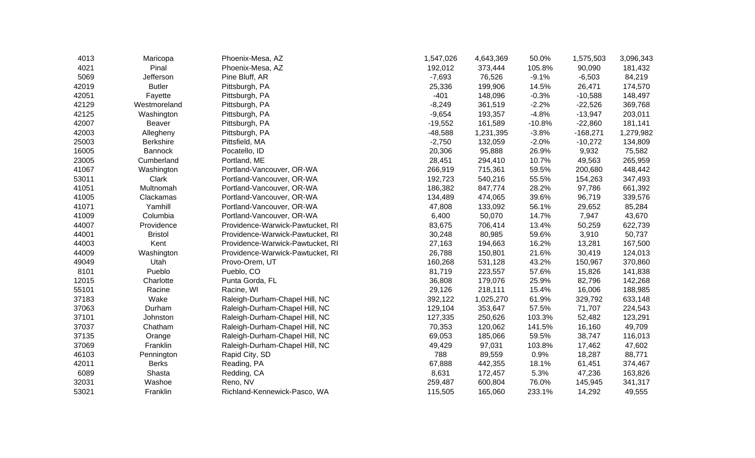| | | | | | | | |
|---|---|---|---|---|---|---|---|
| 4013 | Maricopa | Phoenix-Mesa, AZ | 1,547,026 | 4,643,369 | 50.0% | 1,575,503 | 3,096,343 |
| 4021 | Pinal | Phoenix-Mesa, AZ | 192,012 | 373,444 | 105.8% | 90,090 | 181,432 |
| 5069 | Jefferson | Pine Bluff, AR | -7,693 | 76,526 | -9.1% | -6,503 | 84,219 |
| 42019 | Butler | Pittsburgh, PA | 25,336 | 199,906 | 14.5% | 26,471 | 174,570 |
| 42051 | Fayette | Pittsburgh, PA | -401 | 148,096 | -0.3% | -10,588 | 148,497 |
| 42129 | Westmoreland | Pittsburgh, PA | -8,249 | 361,519 | -2.2% | -22,526 | 369,768 |
| 42125 | Washington | Pittsburgh, PA | -9,654 | 193,357 | -4.8% | -13,947 | 203,011 |
| 42007 | Beaver | Pittsburgh, PA | -19,552 | 161,589 | -10.8% | -22,860 | 181,141 |
| 42003 | Allegheny | Pittsburgh, PA | -48,588 | 1,231,395 | -3.8% | -168,271 | 1,279,982 |
| 25003 | Berkshire | Pittsfield, MA | -2,750 | 132,059 | -2.0% | -10,272 | 134,809 |
| 16005 | Bannock | Pocatello, ID | 20,306 | 95,888 | 26.9% | 9,932 | 75,582 |
| 23005 | Cumberland | Portland, ME | 28,451 | 294,410 | 10.7% | 49,563 | 265,959 |
| 41067 | Washington | Portland-Vancouver, OR-WA | 266,919 | 715,361 | 59.5% | 200,680 | 448,442 |
| 53011 | Clark | Portland-Vancouver, OR-WA | 192,723 | 540,216 | 55.5% | 154,263 | 347,493 |
| 41051 | Multnomah | Portland-Vancouver, OR-WA | 186,382 | 847,774 | 28.2% | 97,786 | 661,392 |
| 41005 | Clackamas | Portland-Vancouver, OR-WA | 134,489 | 474,065 | 39.6% | 96,719 | 339,576 |
| 41071 | Yamhill | Portland-Vancouver, OR-WA | 47,808 | 133,092 | 56.1% | 29,652 | 85,284 |
| 41009 | Columbia | Portland-Vancouver, OR-WA | 6,400 | 50,070 | 14.7% | 7,947 | 43,670 |
| 44007 | Providence | Providence-Warwick-Pawtucket, RI | 83,675 | 706,414 | 13.4% | 50,259 | 622,739 |
| 44001 | Bristol | Providence-Warwick-Pawtucket, RI | 30,248 | 80,985 | 59.6% | 3,910 | 50,737 |
| 44003 | Kent | Providence-Warwick-Pawtucket, RI | 27,163 | 194,663 | 16.2% | 13,281 | 167,500 |
| 44009 | Washington | Providence-Warwick-Pawtucket, RI | 26,788 | 150,801 | 21.6% | 30,419 | 124,013 |
| 49049 | Utah | Provo-Orem, UT | 160,268 | 531,128 | 43.2% | 150,967 | 370,860 |
| 8101 | Pueblo | Pueblo, CO | 81,719 | 223,557 | 57.6% | 15,826 | 141,838 |
| 12015 | Charlotte | Punta Gorda, FL | 36,808 | 179,076 | 25.9% | 82,796 | 142,268 |
| 55101 | Racine | Racine, WI | 29,126 | 218,111 | 15.4% | 16,006 | 188,985 |
| 37183 | Wake | Raleigh-Durham-Chapel Hill, NC | 392,122 | 1,025,270 | 61.9% | 329,792 | 633,148 |
| 37063 | Durham | Raleigh-Durham-Chapel Hill, NC | 129,104 | 353,647 | 57.5% | 71,707 | 224,543 |
| 37101 | Johnston | Raleigh-Durham-Chapel Hill, NC | 127,335 | 250,626 | 103.3% | 52,482 | 123,291 |
| 37037 | Chatham | Raleigh-Durham-Chapel Hill, NC | 70,353 | 120,062 | 141.5% | 16,160 | 49,709 |
| 37135 | Orange | Raleigh-Durham-Chapel Hill, NC | 69,053 | 185,066 | 59.5% | 38,747 | 116,013 |
| 37069 | Franklin | Raleigh-Durham-Chapel Hill, NC | 49,429 | 97,031 | 103.8% | 17,462 | 47,602 |
| 46103 | Pennington | Rapid City, SD | 788 | 89,559 | 0.9% | 18,287 | 88,771 |
| 42011 | Berks | Reading, PA | 67,888 | 442,355 | 18.1% | 61,451 | 374,467 |
| 6089 | Shasta | Redding, CA | 8,631 | 172,457 | 5.3% | 47,236 | 163,826 |
| 32031 | Washoe | Reno, NV | 259,487 | 600,804 | 76.0% | 145,945 | 341,317 |
| 53021 | Franklin | Richland-Kennewick-Pasco, WA | 115,505 | 165,060 | 233.1% | 14,292 | 49,555 |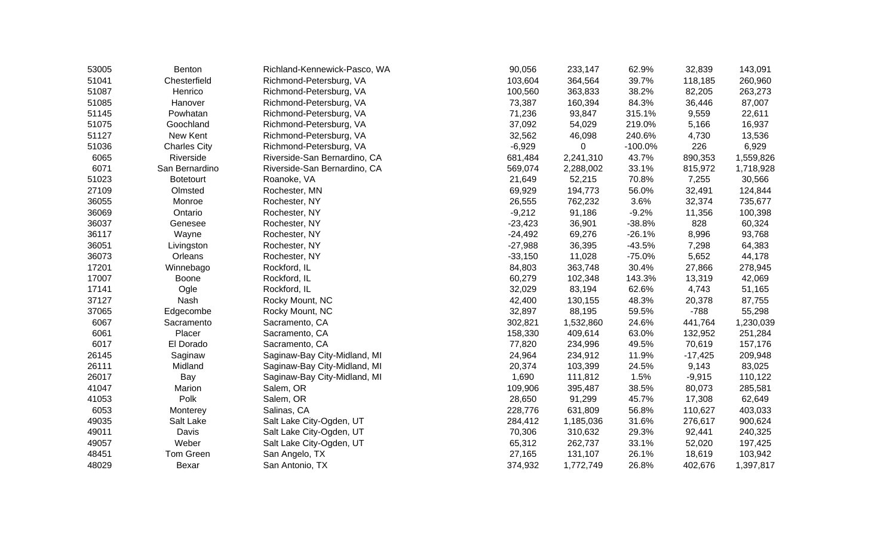| | | | | | | | |
|---|---|---|---|---|---|---|---|
| 53005 | Benton | Richland-Kennewick-Pasco, WA | 90,056 | 233,147 | 62.9% | 32,839 | 143,091 |
| 51041 | Chesterfield | Richmond-Petersburg, VA | 103,604 | 364,564 | 39.7% | 118,185 | 260,960 |
| 51087 | Henrico | Richmond-Petersburg, VA | 100,560 | 363,833 | 38.2% | 82,205 | 263,273 |
| 51085 | Hanover | Richmond-Petersburg, VA | 73,387 | 160,394 | 84.3% | 36,446 | 87,007 |
| 51145 | Powhatan | Richmond-Petersburg, VA | 71,236 | 93,847 | 315.1% | 9,559 | 22,611 |
| 51075 | Goochland | Richmond-Petersburg, VA | 37,092 | 54,029 | 219.0% | 5,166 | 16,937 |
| 51127 | New Kent | Richmond-Petersburg, VA | 32,562 | 46,098 | 240.6% | 4,730 | 13,536 |
| 51036 | Charles City | Richmond-Petersburg, VA | -6,929 | 0 | -100.0% | 226 | 6,929 |
| 6065 | Riverside | Riverside-San Bernardino, CA | 681,484 | 2,241,310 | 43.7% | 890,353 | 1,559,826 |
| 6071 | San Bernardino | Riverside-San Bernardino, CA | 569,074 | 2,288,002 | 33.1% | 815,972 | 1,718,928 |
| 51023 | Botetourt | Roanoke, VA | 21,649 | 52,215 | 70.8% | 7,255 | 30,566 |
| 27109 | Olmsted | Rochester, MN | 69,929 | 194,773 | 56.0% | 32,491 | 124,844 |
| 36055 | Monroe | Rochester, NY | 26,555 | 762,232 | 3.6% | 32,374 | 735,677 |
| 36069 | Ontario | Rochester, NY | -9,212 | 91,186 | -9.2% | 11,356 | 100,398 |
| 36037 | Genesee | Rochester, NY | -23,423 | 36,901 | -38.8% | 828 | 60,324 |
| 36117 | Wayne | Rochester, NY | -24,492 | 69,276 | -26.1% | 8,996 | 93,768 |
| 36051 | Livingston | Rochester, NY | -27,988 | 36,395 | -43.5% | 7,298 | 64,383 |
| 36073 | Orleans | Rochester, NY | -33,150 | 11,028 | -75.0% | 5,652 | 44,178 |
| 17201 | Winnebago | Rockford, IL | 84,803 | 363,748 | 30.4% | 27,866 | 278,945 |
| 17007 | Boone | Rockford, IL | 60,279 | 102,348 | 143.3% | 13,319 | 42,069 |
| 17141 | Ogle | Rockford, IL | 32,029 | 83,194 | 62.6% | 4,743 | 51,165 |
| 37127 | Nash | Rocky Mount, NC | 42,400 | 130,155 | 48.3% | 20,378 | 87,755 |
| 37065 | Edgecombe | Rocky Mount, NC | 32,897 | 88,195 | 59.5% | -788 | 55,298 |
| 6067 | Sacramento | Sacramento, CA | 302,821 | 1,532,860 | 24.6% | 441,764 | 1,230,039 |
| 6061 | Placer | Sacramento, CA | 158,330 | 409,614 | 63.0% | 132,952 | 251,284 |
| 6017 | El Dorado | Sacramento, CA | 77,820 | 234,996 | 49.5% | 70,619 | 157,176 |
| 26145 | Saginaw | Saginaw-Bay City-Midland, MI | 24,964 | 234,912 | 11.9% | -17,425 | 209,948 |
| 26111 | Midland | Saginaw-Bay City-Midland, MI | 20,374 | 103,399 | 24.5% | 9,143 | 83,025 |
| 26017 | Bay | Saginaw-Bay City-Midland, MI | 1,690 | 111,812 | 1.5% | -9,915 | 110,122 |
| 41047 | Marion | Salem, OR | 109,906 | 395,487 | 38.5% | 80,073 | 285,581 |
| 41053 | Polk | Salem, OR | 28,650 | 91,299 | 45.7% | 17,308 | 62,649 |
| 6053 | Monterey | Salinas, CA | 228,776 | 631,809 | 56.8% | 110,627 | 403,033 |
| 49035 | Salt Lake | Salt Lake City-Ogden, UT | 284,412 | 1,185,036 | 31.6% | 276,617 | 900,624 |
| 49011 | Davis | Salt Lake City-Ogden, UT | 70,306 | 310,632 | 29.3% | 92,441 | 240,325 |
| 49057 | Weber | Salt Lake City-Ogden, UT | 65,312 | 262,737 | 33.1% | 52,020 | 197,425 |
| 48451 | Tom Green | San Angelo, TX | 27,165 | 131,107 | 26.1% | 18,619 | 103,942 |
| 48029 | Bexar | San Antonio, TX | 374,932 | 1,772,749 | 26.8% | 402,676 | 1,397,817 |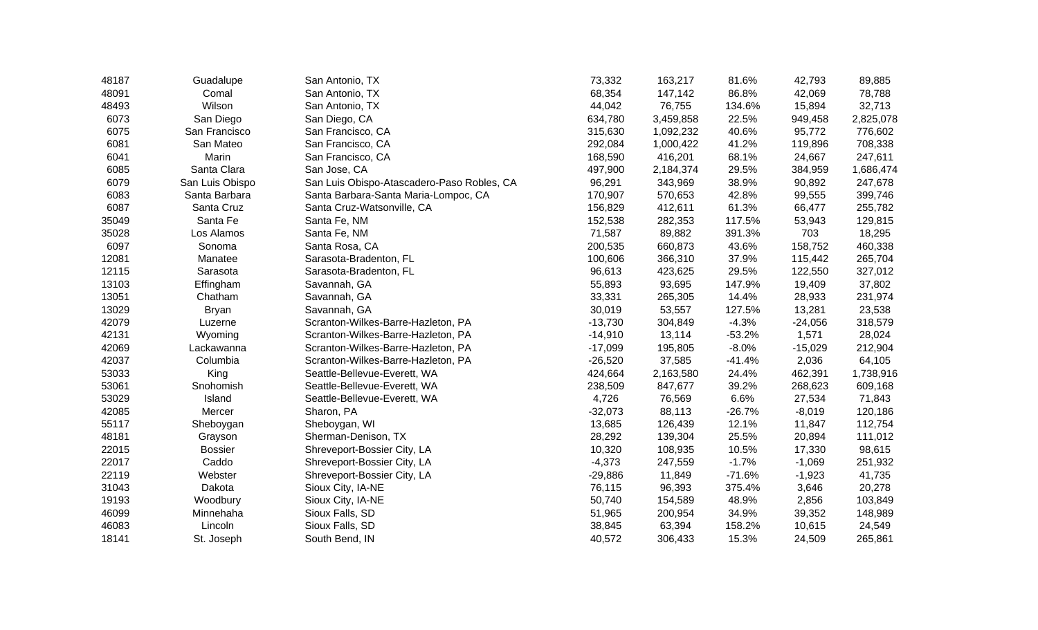| | | | | | | | |
|---|---|---|---|---|---|---|---|
| 48187 | Guadalupe | San Antonio, TX | 73,332 | 163,217 | 81.6% | 42,793 | 89,885 |
| 48091 | Comal | San Antonio, TX | 68,354 | 147,142 | 86.8% | 42,069 | 78,788 |
| 48493 | Wilson | San Antonio, TX | 44,042 | 76,755 | 134.6% | 15,894 | 32,713 |
| 6073 | San Diego | San Diego, CA | 634,780 | 3,459,858 | 22.5% | 949,458 | 2,825,078 |
| 6075 | San Francisco | San Francisco, CA | 315,630 | 1,092,232 | 40.6% | 95,772 | 776,602 |
| 6081 | San Mateo | San Francisco, CA | 292,084 | 1,000,422 | 41.2% | 119,896 | 708,338 |
| 6041 | Marin | San Francisco, CA | 168,590 | 416,201 | 68.1% | 24,667 | 247,611 |
| 6085 | Santa Clara | San Jose, CA | 497,900 | 2,184,374 | 29.5% | 384,959 | 1,686,474 |
| 6079 | San Luis Obispo | San Luis Obispo-Atascadero-Paso Robles, CA | 96,291 | 343,969 | 38.9% | 90,892 | 247,678 |
| 6083 | Santa Barbara | Santa Barbara-Santa Maria-Lompoc, CA | 170,907 | 570,653 | 42.8% | 99,555 | 399,746 |
| 6087 | Santa Cruz | Santa Cruz-Watsonville, CA | 156,829 | 412,611 | 61.3% | 66,477 | 255,782 |
| 35049 | Santa Fe | Santa Fe, NM | 152,538 | 282,353 | 117.5% | 53,943 | 129,815 |
| 35028 | Los Alamos | Santa Fe, NM | 71,587 | 89,882 | 391.3% | 703 | 18,295 |
| 6097 | Sonoma | Santa Rosa, CA | 200,535 | 660,873 | 43.6% | 158,752 | 460,338 |
| 12081 | Manatee | Sarasota-Bradenton, FL | 100,606 | 366,310 | 37.9% | 115,442 | 265,704 |
| 12115 | Sarasota | Sarasota-Bradenton, FL | 96,613 | 423,625 | 29.5% | 122,550 | 327,012 |
| 13103 | Effingham | Savannah, GA | 55,893 | 93,695 | 147.9% | 19,409 | 37,802 |
| 13051 | Chatham | Savannah, GA | 33,331 | 265,305 | 14.4% | 28,933 | 231,974 |
| 13029 | Bryan | Savannah, GA | 30,019 | 53,557 | 127.5% | 13,281 | 23,538 |
| 42079 | Luzerne | Scranton-Wilkes-Barre-Hazleton, PA | -13,730 | 304,849 | -4.3% | -24,056 | 318,579 |
| 42131 | Wyoming | Scranton-Wilkes-Barre-Hazleton, PA | -14,910 | 13,114 | -53.2% | 1,571 | 28,024 |
| 42069 | Lackawanna | Scranton-Wilkes-Barre-Hazleton, PA | -17,099 | 195,805 | -8.0% | -15,029 | 212,904 |
| 42037 | Columbia | Scranton-Wilkes-Barre-Hazleton, PA | -26,520 | 37,585 | -41.4% | 2,036 | 64,105 |
| 53033 | King | Seattle-Bellevue-Everett, WA | 424,664 | 2,163,580 | 24.4% | 462,391 | 1,738,916 |
| 53061 | Snohomish | Seattle-Bellevue-Everett, WA | 238,509 | 847,677 | 39.2% | 268,623 | 609,168 |
| 53029 | Island | Seattle-Bellevue-Everett, WA | 4,726 | 76,569 | 6.6% | 27,534 | 71,843 |
| 42085 | Mercer | Sharon, PA | -32,073 | 88,113 | -26.7% | -8,019 | 120,186 |
| 55117 | Sheboygan | Sheboygan, WI | 13,685 | 126,439 | 12.1% | 11,847 | 112,754 |
| 48181 | Grayson | Sherman-Denison, TX | 28,292 | 139,304 | 25.5% | 20,894 | 111,012 |
| 22015 | Bossier | Shreveport-Bossier City, LA | 10,320 | 108,935 | 10.5% | 17,330 | 98,615 |
| 22017 | Caddo | Shreveport-Bossier City, LA | -4,373 | 247,559 | -1.7% | -1,069 | 251,932 |
| 22119 | Webster | Shreveport-Bossier City, LA | -29,886 | 11,849 | -71.6% | -1,923 | 41,735 |
| 31043 | Dakota | Sioux City, IA-NE | 76,115 | 96,393 | 375.4% | 3,646 | 20,278 |
| 19193 | Woodbury | Sioux City, IA-NE | 50,740 | 154,589 | 48.9% | 2,856 | 103,849 |
| 46099 | Minnehaha | Sioux Falls, SD | 51,965 | 200,954 | 34.9% | 39,352 | 148,989 |
| 46083 | Lincoln | Sioux Falls, SD | 38,845 | 63,394 | 158.2% | 10,615 | 24,549 |
| 18141 | St. Joseph | South Bend, IN | 40,572 | 306,433 | 15.3% | 24,509 | 265,861 |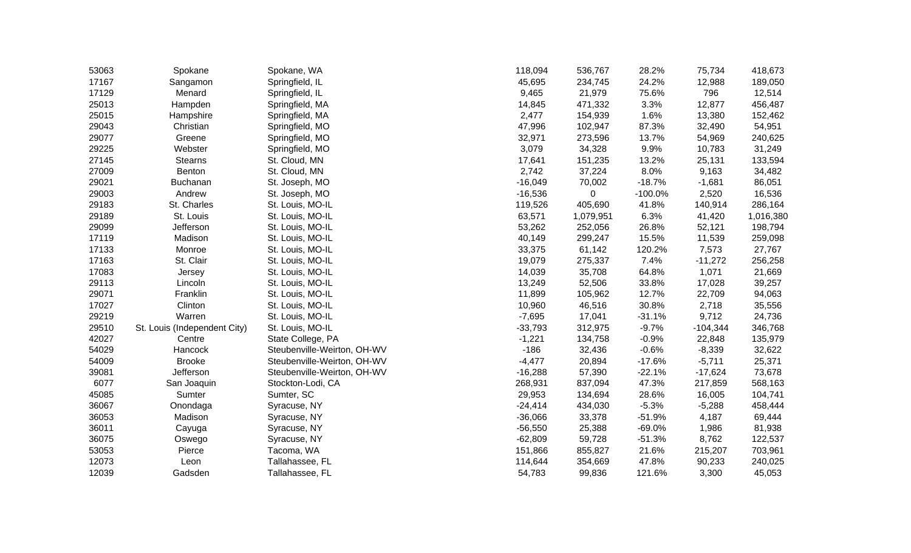| | | | | | | | |
|---|---|---|---|---|---|---|---|
| 53063 | Spokane | Spokane, WA | 118,094 | 536,767 | 28.2% | 75,734 | 418,673 |
| 17167 | Sangamon | Springfield, IL | 45,695 | 234,745 | 24.2% | 12,988 | 189,050 |
| 17129 | Menard | Springfield, IL | 9,465 | 21,979 | 75.6% | 796 | 12,514 |
| 25013 | Hampden | Springfield, MA | 14,845 | 471,332 | 3.3% | 12,877 | 456,487 |
| 25015 | Hampshire | Springfield, MA | 2,477 | 154,939 | 1.6% | 13,380 | 152,462 |
| 29043 | Christian | Springfield, MO | 47,996 | 102,947 | 87.3% | 32,490 | 54,951 |
| 29077 | Greene | Springfield, MO | 32,971 | 273,596 | 13.7% | 54,969 | 240,625 |
| 29225 | Webster | Springfield, MO | 3,079 | 34,328 | 9.9% | 10,783 | 31,249 |
| 27145 | Stearns | St. Cloud, MN | 17,641 | 151,235 | 13.2% | 25,131 | 133,594 |
| 27009 | Benton | St. Cloud, MN | 2,742 | 37,224 | 8.0% | 9,163 | 34,482 |
| 29021 | Buchanan | St. Joseph, MO | -16,049 | 70,002 | -18.7% | -1,681 | 86,051 |
| 29003 | Andrew | St. Joseph, MO | -16,536 | 0 | -100.0% | 2,520 | 16,536 |
| 29183 | St. Charles | St. Louis, MO-IL | 119,526 | 405,690 | 41.8% | 140,914 | 286,164 |
| 29189 | St. Louis | St. Louis, MO-IL | 63,571 | 1,079,951 | 6.3% | 41,420 | 1,016,380 |
| 29099 | Jefferson | St. Louis, MO-IL | 53,262 | 252,056 | 26.8% | 52,121 | 198,794 |
| 17119 | Madison | St. Louis, MO-IL | 40,149 | 299,247 | 15.5% | 11,539 | 259,098 |
| 17133 | Monroe | St. Louis, MO-IL | 33,375 | 61,142 | 120.2% | 7,573 | 27,767 |
| 17163 | St. Clair | St. Louis, MO-IL | 19,079 | 275,337 | 7.4% | -11,272 | 256,258 |
| 17083 | Jersey | St. Louis, MO-IL | 14,039 | 35,708 | 64.8% | 1,071 | 21,669 |
| 29113 | Lincoln | St. Louis, MO-IL | 13,249 | 52,506 | 33.8% | 17,028 | 39,257 |
| 29071 | Franklin | St. Louis, MO-IL | 11,899 | 105,962 | 12.7% | 22,709 | 94,063 |
| 17027 | Clinton | St. Louis, MO-IL | 10,960 | 46,516 | 30.8% | 2,718 | 35,556 |
| 29219 | Warren | St. Louis, MO-IL | -7,695 | 17,041 | -31.1% | 9,712 | 24,736 |
| 29510 | St. Louis (Independent City) | St. Louis, MO-IL | -33,793 | 312,975 | -9.7% | -104,344 | 346,768 |
| 42027 | Centre | State College, PA | -1,221 | 134,758 | -0.9% | 22,848 | 135,979 |
| 54029 | Hancock | Steubenville-Weirton, OH-WV | -186 | 32,436 | -0.6% | -8,339 | 32,622 |
| 54009 | Brooke | Steubenville-Weirton, OH-WV | -4,477 | 20,894 | -17.6% | -5,711 | 25,371 |
| 39081 | Jefferson | Steubenville-Weirton, OH-WV | -16,288 | 57,390 | -22.1% | -17,624 | 73,678 |
| 6077 | San Joaquin | Stockton-Lodi, CA | 268,931 | 837,094 | 47.3% | 217,859 | 568,163 |
| 45085 | Sumter | Sumter, SC | 29,953 | 134,694 | 28.6% | 16,005 | 104,741 |
| 36067 | Onondaga | Syracuse, NY | -24,414 | 434,030 | -5.3% | -5,288 | 458,444 |
| 36053 | Madison | Syracuse, NY | -36,066 | 33,378 | -51.9% | 4,187 | 69,444 |
| 36011 | Cayuga | Syracuse, NY | -56,550 | 25,388 | -69.0% | 1,986 | 81,938 |
| 36075 | Oswego | Syracuse, NY | -62,809 | 59,728 | -51.3% | 8,762 | 122,537 |
| 53053 | Pierce | Tacoma, WA | 151,866 | 855,827 | 21.6% | 215,207 | 703,961 |
| 12073 | Leon | Tallahassee, FL | 114,644 | 354,669 | 47.8% | 90,233 | 240,025 |
| 12039 | Gadsden | Tallahassee, FL | 54,783 | 99,836 | 121.6% | 3,300 | 45,053 |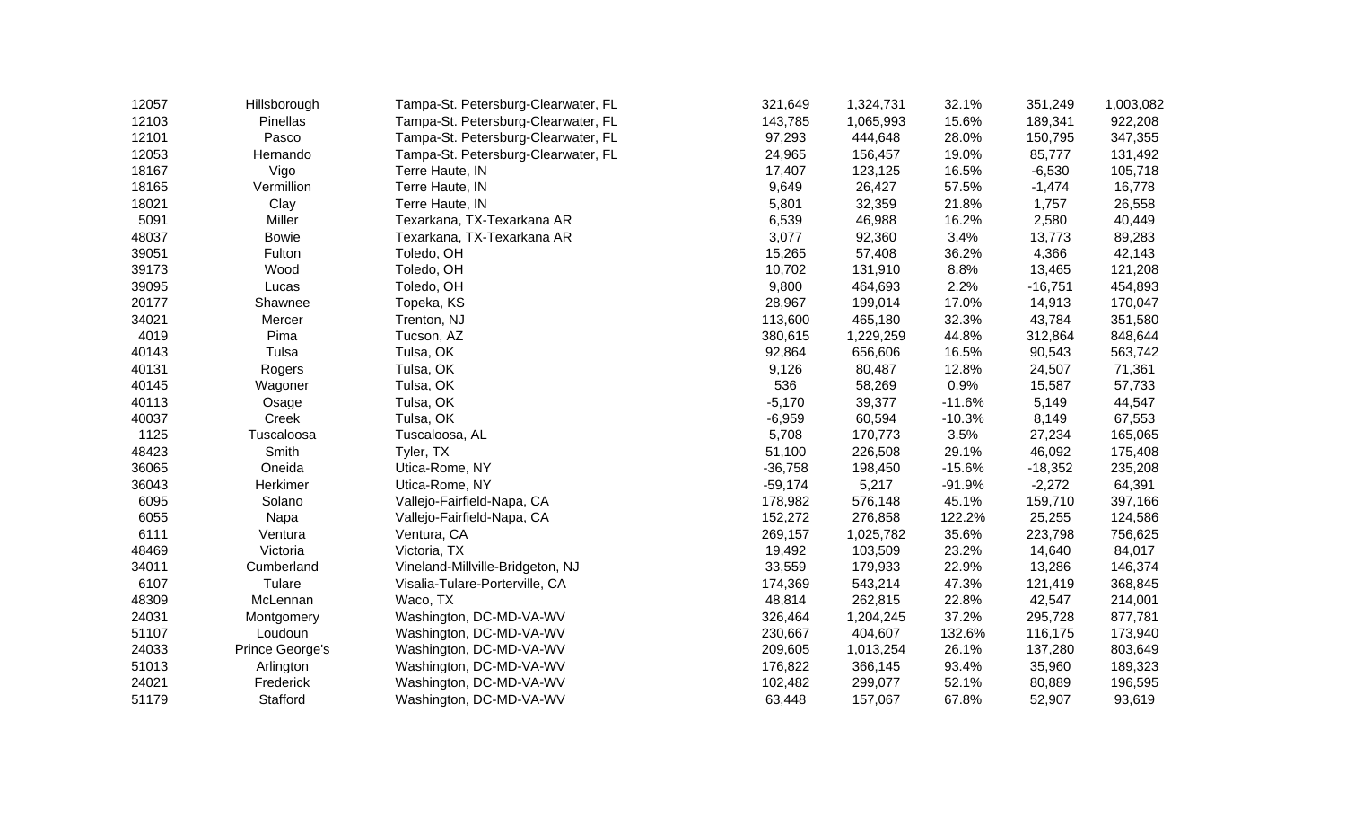| | | | | | | | |
|---|---|---|---|---|---|---|---|
| 12057 | Hillsborough | Tampa-St. Petersburg-Clearwater, FL | 321,649 | 1,324,731 | 32.1% | 351,249 | 1,003,082 |
| 12103 | Pinellas | Tampa-St. Petersburg-Clearwater, FL | 143,785 | 1,065,993 | 15.6% | 189,341 | 922,208 |
| 12101 | Pasco | Tampa-St. Petersburg-Clearwater, FL | 97,293 | 444,648 | 28.0% | 150,795 | 347,355 |
| 12053 | Hernando | Tampa-St. Petersburg-Clearwater, FL | 24,965 | 156,457 | 19.0% | 85,777 | 131,492 |
| 18167 | Vigo | Terre Haute, IN | 17,407 | 123,125 | 16.5% | -6,530 | 105,718 |
| 18165 | Vermillion | Terre Haute, IN | 9,649 | 26,427 | 57.5% | -1,474 | 16,778 |
| 18021 | Clay | Terre Haute, IN | 5,801 | 32,359 | 21.8% | 1,757 | 26,558 |
| 5091 | Miller | Texarkana, TX-Texarkana AR | 6,539 | 46,988 | 16.2% | 2,580 | 40,449 |
| 48037 | Bowie | Texarkana, TX-Texarkana AR | 3,077 | 92,360 | 3.4% | 13,773 | 89,283 |
| 39051 | Fulton | Toledo, OH | 15,265 | 57,408 | 36.2% | 4,366 | 42,143 |
| 39173 | Wood | Toledo, OH | 10,702 | 131,910 | 8.8% | 13,465 | 121,208 |
| 39095 | Lucas | Toledo, OH | 9,800 | 464,693 | 2.2% | -16,751 | 454,893 |
| 20177 | Shawnee | Topeka, KS | 28,967 | 199,014 | 17.0% | 14,913 | 170,047 |
| 34021 | Mercer | Trenton, NJ | 113,600 | 465,180 | 32.3% | 43,784 | 351,580 |
| 4019 | Pima | Tucson, AZ | 380,615 | 1,229,259 | 44.8% | 312,864 | 848,644 |
| 40143 | Tulsa | Tulsa, OK | 92,864 | 656,606 | 16.5% | 90,543 | 563,742 |
| 40131 | Rogers | Tulsa, OK | 9,126 | 80,487 | 12.8% | 24,507 | 71,361 |
| 40145 | Wagoner | Tulsa, OK | 536 | 58,269 | 0.9% | 15,587 | 57,733 |
| 40113 | Osage | Tulsa, OK | -5,170 | 39,377 | -11.6% | 5,149 | 44,547 |
| 40037 | Creek | Tulsa, OK | -6,959 | 60,594 | -10.3% | 8,149 | 67,553 |
| 1125 | Tuscaloosa | Tuscaloosa, AL | 5,708 | 170,773 | 3.5% | 27,234 | 165,065 |
| 48423 | Smith | Tyler, TX | 51,100 | 226,508 | 29.1% | 46,092 | 175,408 |
| 36065 | Oneida | Utica-Rome, NY | -36,758 | 198,450 | -15.6% | -18,352 | 235,208 |
| 36043 | Herkimer | Utica-Rome, NY | -59,174 | 5,217 | -91.9% | -2,272 | 64,391 |
| 6095 | Solano | Vallejo-Fairfield-Napa, CA | 178,982 | 576,148 | 45.1% | 159,710 | 397,166 |
| 6055 | Napa | Vallejo-Fairfield-Napa, CA | 152,272 | 276,858 | 122.2% | 25,255 | 124,586 |
| 6111 | Ventura | Ventura, CA | 269,157 | 1,025,782 | 35.6% | 223,798 | 756,625 |
| 48469 | Victoria | Victoria, TX | 19,492 | 103,509 | 23.2% | 14,640 | 84,017 |
| 34011 | Cumberland | Vineland-Millville-Bridgeton, NJ | 33,559 | 179,933 | 22.9% | 13,286 | 146,374 |
| 6107 | Tulare | Visalia-Tulare-Porterville, CA | 174,369 | 543,214 | 47.3% | 121,419 | 368,845 |
| 48309 | McLennan | Waco, TX | 48,814 | 262,815 | 22.8% | 42,547 | 214,001 |
| 24031 | Montgomery | Washington, DC-MD-VA-WV | 326,464 | 1,204,245 | 37.2% | 295,728 | 877,781 |
| 51107 | Loudoun | Washington, DC-MD-VA-WV | 230,667 | 404,607 | 132.6% | 116,175 | 173,940 |
| 24033 | Prince George's | Washington, DC-MD-VA-WV | 209,605 | 1,013,254 | 26.1% | 137,280 | 803,649 |
| 51013 | Arlington | Washington, DC-MD-VA-WV | 176,822 | 366,145 | 93.4% | 35,960 | 189,323 |
| 24021 | Frederick | Washington, DC-MD-VA-WV | 102,482 | 299,077 | 52.1% | 80,889 | 196,595 |
| 51179 | Stafford | Washington, DC-MD-VA-WV | 63,448 | 157,067 | 67.8% | 52,907 | 93,619 |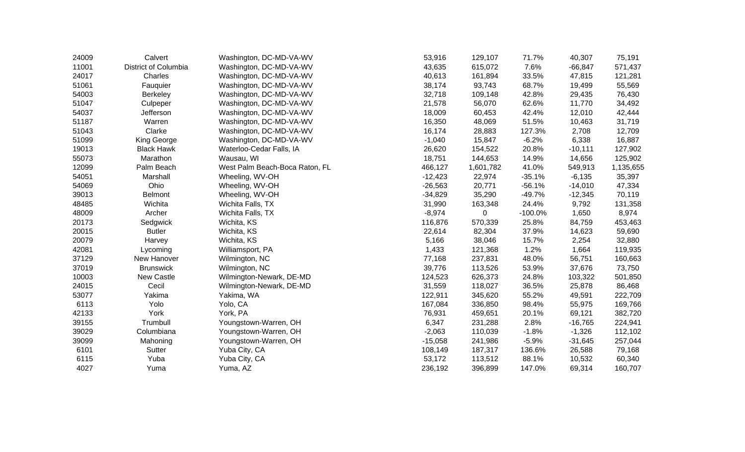| | | | | | | | |
|---|---|---|---|---|---|---|---|
| 24009 | Calvert | Washington, DC-MD-VA-WV | 53,916 | 129,107 | 71.7% | 40,307 | 75,191 |
| 11001 | District of Columbia | Washington, DC-MD-VA-WV | 43,635 | 615,072 | 7.6% | -66,847 | 571,437 |
| 24017 | Charles | Washington, DC-MD-VA-WV | 40,613 | 161,894 | 33.5% | 47,815 | 121,281 |
| 51061 | Fauquier | Washington, DC-MD-VA-WV | 38,174 | 93,743 | 68.7% | 19,499 | 55,569 |
| 54003 | Berkeley | Washington, DC-MD-VA-WV | 32,718 | 109,148 | 42.8% | 29,435 | 76,430 |
| 51047 | Culpeper | Washington, DC-MD-VA-WV | 21,578 | 56,070 | 62.6% | 11,770 | 34,492 |
| 54037 | Jefferson | Washington, DC-MD-VA-WV | 18,009 | 60,453 | 42.4% | 12,010 | 42,444 |
| 51187 | Warren | Washington, DC-MD-VA-WV | 16,350 | 48,069 | 51.5% | 10,463 | 31,719 |
| 51043 | Clarke | Washington, DC-MD-VA-WV | 16,174 | 28,883 | 127.3% | 2,708 | 12,709 |
| 51099 | King George | Washington, DC-MD-VA-WV | -1,040 | 15,847 | -6.2% | 6,338 | 16,887 |
| 19013 | Black Hawk | Waterloo-Cedar Falls, IA | 26,620 | 154,522 | 20.8% | -10,111 | 127,902 |
| 55073 | Marathon | Wausau, WI | 18,751 | 144,653 | 14.9% | 14,656 | 125,902 |
| 12099 | Palm Beach | West Palm Beach-Boca Raton, FL | 466,127 | 1,601,782 | 41.0% | 549,913 | 1,135,655 |
| 54051 | Marshall | Wheeling, WV-OH | -12,423 | 22,974 | -35.1% | -6,135 | 35,397 |
| 54069 | Ohio | Wheeling, WV-OH | -26,563 | 20,771 | -56.1% | -14,010 | 47,334 |
| 39013 | Belmont | Wheeling, WV-OH | -34,829 | 35,290 | -49.7% | -12,345 | 70,119 |
| 48485 | Wichita | Wichita Falls, TX | 31,990 | 163,348 | 24.4% | 9,792 | 131,358 |
| 48009 | Archer | Wichita Falls, TX | -8,974 | 0 | -100.0% | 1,650 | 8,974 |
| 20173 | Sedgwick | Wichita, KS | 116,876 | 570,339 | 25.8% | 84,759 | 453,463 |
| 20015 | Butler | Wichita, KS | 22,614 | 82,304 | 37.9% | 14,623 | 59,690 |
| 20079 | Harvey | Wichita, KS | 5,166 | 38,046 | 15.7% | 2,254 | 32,880 |
| 42081 | Lycoming | Williamsport, PA | 1,433 | 121,368 | 1.2% | 1,664 | 119,935 |
| 37129 | New Hanover | Wilmington, NC | 77,168 | 237,831 | 48.0% | 56,751 | 160,663 |
| 37019 | Brunswick | Wilmington, NC | 39,776 | 113,526 | 53.9% | 37,676 | 73,750 |
| 10003 | New Castle | Wilmington-Newark, DE-MD | 124,523 | 626,373 | 24.8% | 103,322 | 501,850 |
| 24015 | Cecil | Wilmington-Newark, DE-MD | 31,559 | 118,027 | 36.5% | 25,878 | 86,468 |
| 53077 | Yakima | Yakima, WA | 122,911 | 345,620 | 55.2% | 49,591 | 222,709 |
| 6113 | Yolo | Yolo, CA | 167,084 | 336,850 | 98.4% | 55,975 | 169,766 |
| 42133 | York | York, PA | 76,931 | 459,651 | 20.1% | 69,121 | 382,720 |
| 39155 | Trumbull | Youngstown-Warren, OH | 6,347 | 231,288 | 2.8% | -16,765 | 224,941 |
| 39029 | Columbiana | Youngstown-Warren, OH | -2,063 | 110,039 | -1.8% | -1,326 | 112,102 |
| 39099 | Mahoning | Youngstown-Warren, OH | -15,058 | 241,986 | -5.9% | -31,645 | 257,044 |
| 6101 | Sutter | Yuba City, CA | 108,149 | 187,317 | 136.6% | 26,588 | 79,168 |
| 6115 | Yuba | Yuba City, CA | 53,172 | 113,512 | 88.1% | 10,532 | 60,340 |
| 4027 | Yuma | Yuma, AZ | 236,192 | 396,899 | 147.0% | 69,314 | 160,707 |